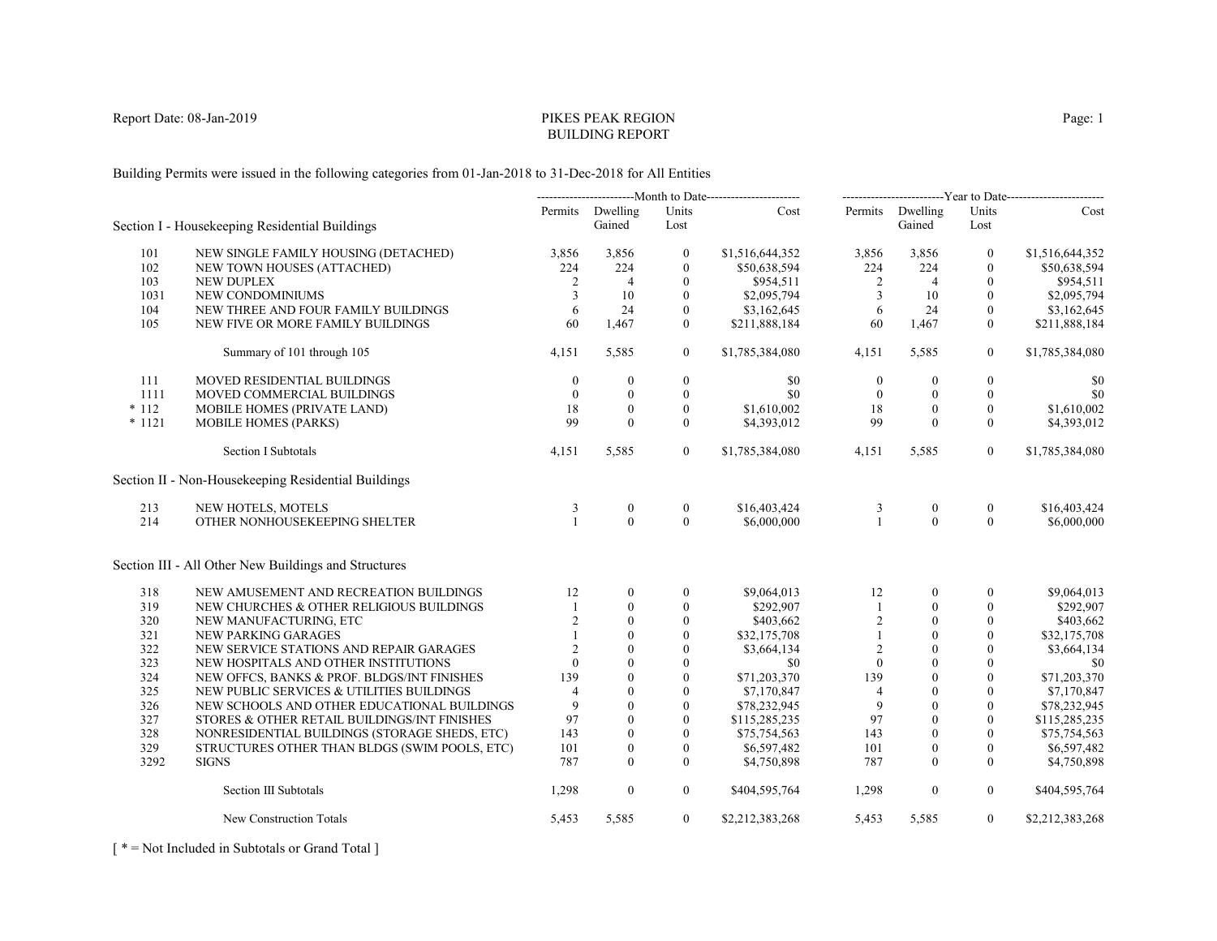Report Date: 08-Jan-2019

# PIKES PEAK REGION
## BUILDING REPORT

Building Permits were issued in the following categories from 01-Jan-2018 to 31-Dec-2018 for All Entities

| | | Month to Date | | | | Year to Date | | | |
|---|---|---|---|---|---|---|---|---|---|
| **Section I - Housekeeping Residential Buildings** | | Permits | Dwelling Gained | Units Lost | Cost | Permits | Dwelling Gained | Units Lost | Cost |
| 101 | NEW SINGLE FAMILY HOUSING (DETACHED) | 3,856 | 3,856 | 0 | $1,516,644,352 | 3,856 | 3,856 | 0 | $1,516,644,352 |
| 102 | NEW TOWN HOUSES (ATTACHED) | 224 | 224 | 0 | $50,638,594 | 224 | 224 | 0 | $50,638,594 |
| 103 | NEW DUPLEX | 2 | 4 | 0 | $954,511 | 2 | 4 | 0 | $954,511 |
| 1031 | NEW CONDOMINIUMS | 3 | 10 | 0 | $2,095,794 | 3 | 10 | 0 | $2,095,794 |
| 104 | NEW THREE AND FOUR FAMILY BUILDINGS | 6 | 24 | 0 | $3,162,645 | 6 | 24 | 0 | $3,162,645 |
| 105 | NEW FIVE OR MORE FAMILY BUILDINGS | 60 | 1,467 | 0 | $211,888,184 | 60 | 1,467 | 0 | $211,888,184 |
| | Summary of 101 through 105 | 4,151 | 5,585 | 0 | $1,785,384,080 | 4,151 | 5,585 | 0 | $1,785,384,080 |
| 111 | MOVED RESIDENTIAL BUILDINGS | 0 | 0 | 0 | $0 | 0 | 0 | 0 | $0 |
| 1111 | MOVED COMMERCIAL BUILDINGS | 0 | 0 | 0 | $0 | 0 | 0 | 0 | $0 |
| * 112 | MOBILE HOMES (PRIVATE LAND) | 18 | 0 | 0 | $1,610,002 | 18 | 0 | 0 | $1,610,002 |
| * 1121 | MOBILE HOMES (PARKS) | 99 | 0 | 0 | $4,393,012 | 99 | 0 | 0 | $4,393,012 |
| | Section I Subtotals | 4,151 | 5,585 | 0 | $1,785,384,080 | 4,151 | 5,585 | 0 | $1,785,384,080 |
| **Section II - Non-Housekeeping Residential Buildings** | | | | | | | | | |
| 213 | NEW HOTELS, MOTELS | 3 | 0 | 0 | $16,403,424 | 3 | 0 | 0 | $16,403,424 |
| 214 | OTHER NONHOUSEKEEPING SHELTER | 1 | 0 | 0 | $6,000,000 | 1 | 0 | 0 | $6,000,000 |
| **Section III - All Other New Buildings and Structures** | | | | | | | | | |
| 318 | NEW AMUSEMENT AND RECREATION BUILDINGS | 12 | 0 | 0 | $9,064,013 | 12 | 0 | 0 | $9,064,013 |
| 319 | NEW CHURCHES & OTHER RELIGIOUS BUILDINGS | 1 | 0 | 0 | $292,907 | 1 | 0 | 0 | $292,907 |
| 320 | NEW MANUFACTURING, ETC | 2 | 0 | 0 | $403,662 | 2 | 0 | 0 | $403,662 |
| 321 | NEW PARKING GARAGES | 1 | 0 | 0 | $32,175,708 | 1 | 0 | 0 | $32,175,708 |
| 322 | NEW SERVICE STATIONS AND REPAIR GARAGES | 2 | 0 | 0 | $3,664,134 | 2 | 0 | 0 | $3,664,134 |
| 323 | NEW HOSPITALS AND OTHER INSTITUTIONS | 0 | 0 | 0 | $0 | 0 | 0 | 0 | $0 |
| 324 | NEW OFFCS, BANKS & PROF. BLDGS/INT FINISHES | 139 | 0 | 0 | $71,203,370 | 139 | 0 | 0 | $71,203,370 |
| 325 | NEW PUBLIC SERVICES & UTILITIES BUILDINGS | 4 | 0 | 0 | $7,170,847 | 4 | 0 | 0 | $7,170,847 |
| 326 | NEW SCHOOLS AND OTHER EDUCATIONAL BUILDINGS | 9 | 0 | 0 | $78,232,945 | 9 | 0 | 0 | $78,232,945 |
| 327 | STORES & OTHER RETAIL BUILDINGS/INT FINISHES | 97 | 0 | 0 | $115,285,235 | 97 | 0 | 0 | $115,285,235 |
| 328 | NONRESIDENTIAL BUILDINGS (STORAGE SHEDS, ETC) | 143 | 0 | 0 | $75,754,563 | 143 | 0 | 0 | $75,754,563 |
| 329 | STRUCTURES OTHER THAN BLDGS (SWIM POOLS, ETC) | 101 | 0 | 0 | $6,597,482 | 101 | 0 | 0 | $6,597,482 |
| 3292 | SIGNS | 787 | 0 | 0 | $4,750,898 | 787 | 0 | 0 | $4,750,898 |
| | Section III Subtotals | 1,298 | 0 | 0 | $404,595,764 | 1,298 | 0 | 0 | $404,595,764 |
| | New Construction Totals | 5,453 | 5,585 | 0 | $2,212,383,268 | 5,453 | 5,585 | 0 | $2,212,383,268 |

[ * = Not Included in Subtotals or Grand Total ]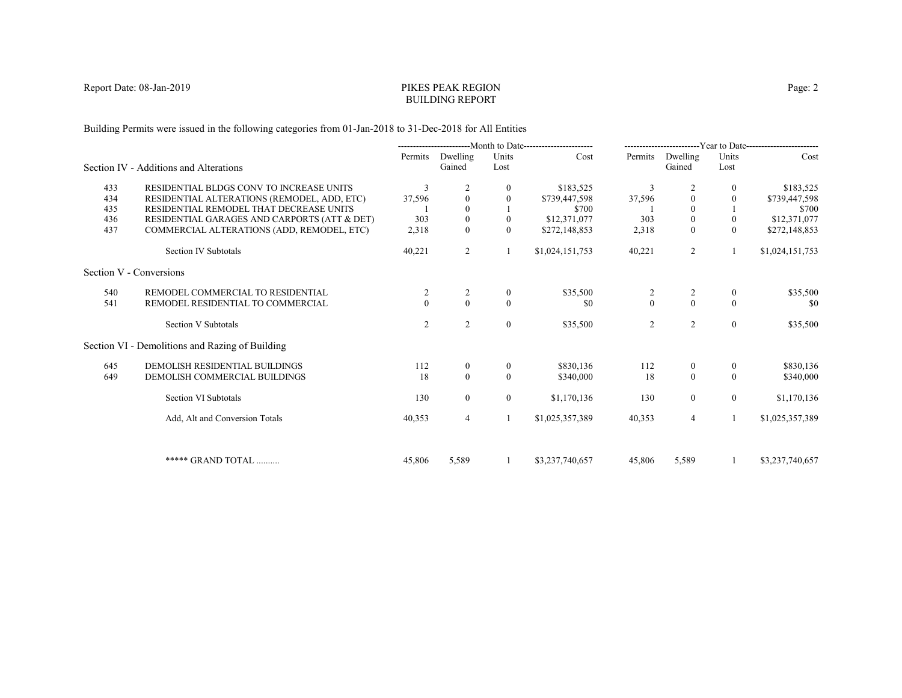# PIKES PEAK REGION
## BUILDING REPORT

Report Date: 08-Jan-2019

Building Permits were issued in the following categories from 01-Jan-2018 to 31-Dec-2018 for All Entities

| | | Month to Date | | | | Year to Date | | | |
|---|---|---|---|---|---|---|---|---|---|
| | **Section IV - Additions and Alterations** | Permits | Dwelling Gained | Units Lost | Cost | Permits | Dwelling Gained | Units Lost | Cost |
| 433 | RESIDENTIAL BLDGS CONV TO INCREASE UNITS | 3 | 2 | 0 | $183,525 | 3 | 2 | 0 | $183,525 |
| 434 | RESIDENTIAL ALTERATIONS (REMODEL, ADD, ETC) | 37,596 | 0 | 0 | $739,447,598 | 37,596 | 0 | 0 | $739,447,598 |
| 435 | RESIDENTIAL REMODEL THAT DECREASE UNITS | 1 | 0 | 1 | $700 | 1 | 0 | 1 | $700 |
| 436 | RESIDENTIAL GARAGES AND CARPORTS (ATT & DET) | 303 | 0 | 0 | $12,371,077 | 303 | 0 | 0 | $12,371,077 |
| 437 | COMMERCIAL ALTERATIONS (ADD, REMODEL, ETC) | 2,318 | 0 | 0 | $272,148,853 | 2,318 | 0 | 0 | $272,148,853 |
| | Section IV Subtotals | 40,221 | 2 | 1 | $1,024,151,753 | 40,221 | 2 | 1 | $1,024,151,753 |
| | **Section V - Conversions** | | | | | | | | |
| 540 | REMODEL COMMERCIAL TO RESIDENTIAL | 2 | 2 | 0 | $35,500 | 2 | 2 | 0 | $35,500 |
| 541 | REMODEL RESIDENTIAL TO COMMERCIAL | 0 | 0 | 0 | $0 | 0 | 0 | 0 | $0 |
| | Section V Subtotals | 2 | 2 | 0 | $35,500 | 2 | 2 | 0 | $35,500 |
| | **Section VI - Demolitions and Razing of Building** | | | | | | | | |
| 645 | DEMOLISH RESIDENTIAL BUILDINGS | 112 | 0 | 0 | $830,136 | 112 | 0 | 0 | $830,136 |
| 649 | DEMOLISH COMMERCIAL BUILDINGS | 18 | 0 | 0 | $340,000 | 18 | 0 | 0 | $340,000 |
| | Section VI Subtotals | 130 | 0 | 0 | $1,170,136 | 130 | 0 | 0 | $1,170,136 |
| | Add, Alt and Conversion Totals | 40,353 | 4 | 1 | $1,025,357,389 | 40,353 | 4 | 1 | $1,025,357,389 |
| | ***** GRAND TOTAL .......... | 45,806 | 5,589 | 1 | $3,237,740,657 | 45,806 | 5,589 | 1 | $3,237,740,657 |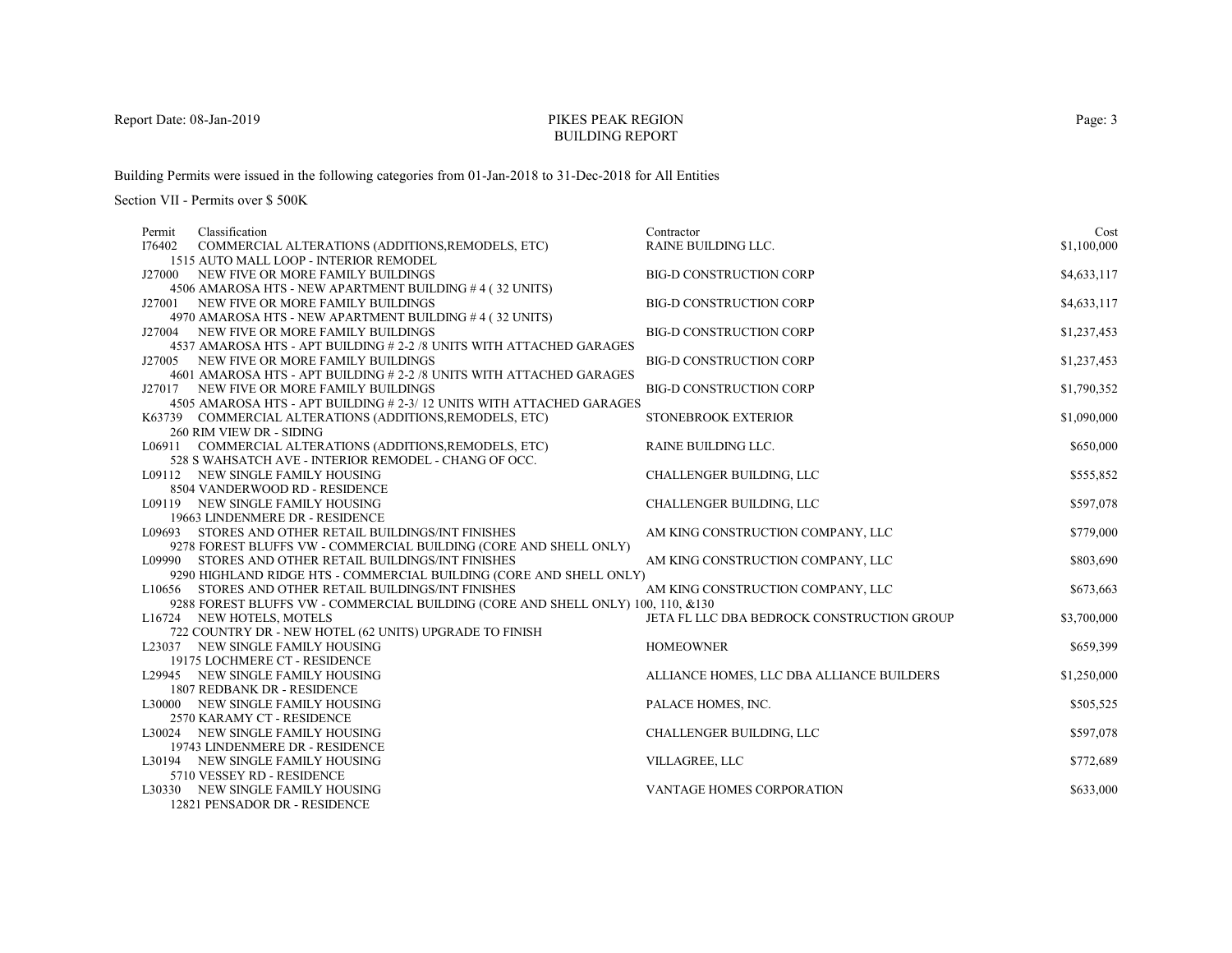# PIKES PEAK REGION
## BUILDING REPORT

Report Date: 08-Jan-2019

Building Permits were issued in the following categories from 01-Jan-2018 to 31-Dec-2018 for All Entities

Section VII - Permits over $ 500K

| Permit | Classification | Contractor | Cost |
|---|---|---|---|
| I76402 | COMMERCIAL ALTERATIONS (ADDITIONS,REMODELS, ETC)<br>1515 AUTO MALL LOOP - INTERIOR REMODEL | RAINE BUILDING LLC. | $1,100,000 |
| J27000 | NEW FIVE OR MORE FAMILY BUILDINGS<br>4506 AMAROSA HTS - NEW APARTMENT BUILDING # 4 ( 32 UNITS) | BIG-D CONSTRUCTION CORP | $4,633,117 |
| J27001 | NEW FIVE OR MORE FAMILY BUILDINGS<br>4970 AMAROSA HTS - NEW APARTMENT BUILDING # 4 ( 32 UNITS) | BIG-D CONSTRUCTION CORP | $4,633,117 |
| J27004 | NEW FIVE OR MORE FAMILY BUILDINGS<br>4537 AMAROSA HTS - APT BUILDING # 2-2 /8 UNITS WITH ATTACHED GARAGES | BIG-D CONSTRUCTION CORP | $1,237,453 |
| J27005 | NEW FIVE OR MORE FAMILY BUILDINGS<br>4601 AMAROSA HTS - APT BUILDING # 2-2 /8 UNITS WITH ATTACHED GARAGES | BIG-D CONSTRUCTION CORP | $1,237,453 |
| J27017 | NEW FIVE OR MORE FAMILY BUILDINGS<br>4505 AMAROSA HTS - APT BUILDING # 2-3/ 12 UNITS WITH ATTACHED GARAGES | BIG-D CONSTRUCTION CORP | $1,790,352 |
| K63739 | COMMERCIAL ALTERATIONS (ADDITIONS,REMODELS, ETC)<br>260 RIM VIEW DR - SIDING | STONEBROOK EXTERIOR | $1,090,000 |
| L06911 | COMMERCIAL ALTERATIONS (ADDITIONS,REMODELS, ETC)<br>528 S WAHSATCH AVE - INTERIOR REMODEL - CHANG OF OCC. | RAINE BUILDING LLC. | $650,000 |
| L09112 | NEW SINGLE FAMILY HOUSING<br>8504 VANDERWOOD RD - RESIDENCE | CHALLENGER BUILDING, LLC | $555,852 |
| L09119 | NEW SINGLE FAMILY HOUSING<br>19663 LINDENMERE DR - RESIDENCE | CHALLENGER BUILDING, LLC | $597,078 |
| L09693 | STORES AND OTHER RETAIL BUILDINGS/INT FINISHES<br>9278 FOREST BLUFFS VW - COMMERCIAL BUILDING (CORE AND SHELL ONLY) | AM KING CONSTRUCTION COMPANY, LLC | $779,000 |
| L09990 | STORES AND OTHER RETAIL BUILDINGS/INT FINISHES<br>9290 HIGHLAND RIDGE HTS - COMMERCIAL BUILDING (CORE AND SHELL ONLY) | AM KING CONSTRUCTION COMPANY, LLC | $803,690 |
| L10656 | STORES AND OTHER RETAIL BUILDINGS/INT FINISHES<br>9288 FOREST BLUFFS VW - COMMERCIAL BUILDING (CORE AND SHELL ONLY) 100, 110, &130 | AM KING CONSTRUCTION COMPANY, LLC | $673,663 |
| L16724 | NEW HOTELS, MOTELS<br>722 COUNTRY DR - NEW HOTEL (62 UNITS) UPGRADE TO FINISH | JETA FL LLC DBA BEDROCK CONSTRUCTION GROUP | $3,700,000 |
| L23037 | NEW SINGLE FAMILY HOUSING<br>19175 LOCHMERE CT - RESIDENCE | HOMEOWNER | $659,399 |
| L29945 | NEW SINGLE FAMILY HOUSING<br>1807 REDBANK DR - RESIDENCE | ALLIANCE HOMES, LLC DBA ALLIANCE BUILDERS | $1,250,000 |
| L30000 | NEW SINGLE FAMILY HOUSING<br>2570 KARAMY CT - RESIDENCE | PALACE HOMES, INC. | $505,525 |
| L30024 | NEW SINGLE FAMILY HOUSING<br>19743 LINDENMERE DR - RESIDENCE | CHALLENGER BUILDING, LLC | $597,078 |
| L30194 | NEW SINGLE FAMILY HOUSING<br>5710 VESSEY RD - RESIDENCE | VILLAGREE, LLC | $772,689 |
| L30330 | NEW SINGLE FAMILY HOUSING<br>12821 PENSADOR DR - RESIDENCE | VANTAGE HOMES CORPORATION | $633,000 |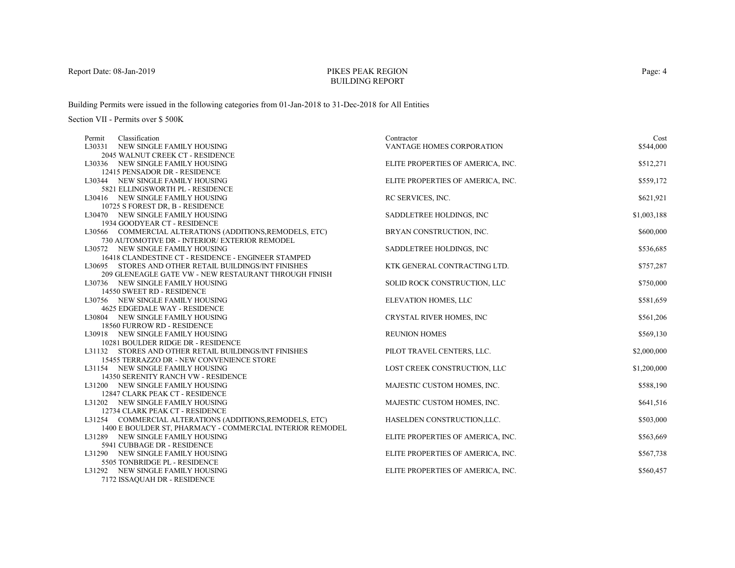# PIKES PEAK REGION
## BUILDING REPORT

Report Date: 08-Jan-2019

Building Permits were issued in the following categories from 01-Jan-2018 to 31-Dec-2018 for All Entities

Section VII - Permits over $ 500K

| Permit | Classification | Contractor | Cost |
|---|---|---|---|
| L30331 | NEW SINGLE FAMILY HOUSING<br>2045 WALNUT CREEK CT - RESIDENCE | VANTAGE HOMES CORPORATION | $544,000 |
| L30336 | NEW SINGLE FAMILY HOUSING<br>12415 PENSADOR DR - RESIDENCE | ELITE PROPERTIES OF AMERICA, INC. | $512,271 |
| L30344 | NEW SINGLE FAMILY HOUSING<br>5821 ELLINGSWORTH PL - RESIDENCE | ELITE PROPERTIES OF AMERICA, INC. | $559,172 |
| L30416 | NEW SINGLE FAMILY HOUSING<br>10725 S FOREST DR, B - RESIDENCE | RC SERVICES, INC. | $621,921 |
| L30470 | NEW SINGLE FAMILY HOUSING<br>1934 GOODYEAR CT - RESIDENCE | SADDLETREE HOLDINGS, INC | $1,003,188 |
| L30566 | COMMERCIAL ALTERATIONS (ADDITIONS,REMODELS, ETC)<br>730 AUTOMOTIVE DR - INTERIOR/ EXTERIOR REMODEL | BRYAN CONSTRUCTION, INC. | $600,000 |
| L30572 | NEW SINGLE FAMILY HOUSING<br>16418 CLANDESTINE CT - RESIDENCE - ENGINEER STAMPED | SADDLETREE HOLDINGS, INC | $536,685 |
| L30695 | STORES AND OTHER RETAIL BUILDINGS/INT FINISHES<br>209 GLENEAGLE GATE VW - NEW RESTAURANT THROUGH FINISH | KTK GENERAL CONTRACTING LTD. | $757,287 |
| L30736 | NEW SINGLE FAMILY HOUSING<br>14550 SWEET RD - RESIDENCE | SOLID ROCK CONSTRUCTION, LLC | $750,000 |
| L30756 | NEW SINGLE FAMILY HOUSING<br>4625 EDGEDALE WAY - RESIDENCE | ELEVATION HOMES, LLC | $581,659 |
| L30804 | NEW SINGLE FAMILY HOUSING<br>18560 FURROW RD - RESIDENCE | CRYSTAL RIVER HOMES, INC | $561,206 |
| L30918 | NEW SINGLE FAMILY HOUSING<br>10281 BOULDER RIDGE DR - RESIDENCE | REUNION HOMES | $569,130 |
| L31132 | STORES AND OTHER RETAIL BUILDINGS/INT FINISHES<br>15455 TERRAZZO DR - NEW CONVENIENCE STORE | PILOT TRAVEL CENTERS, LLC. | $2,000,000 |
| L31154 | NEW SINGLE FAMILY HOUSING<br>14350 SERENITY RANCH VW - RESIDENCE | LOST CREEK CONSTRUCTION, LLC | $1,200,000 |
| L31200 | NEW SINGLE FAMILY HOUSING<br>12847 CLARK PEAK CT - RESIDENCE | MAJESTIC CUSTOM HOMES, INC. | $588,190 |
| L31202 | NEW SINGLE FAMILY HOUSING<br>12734 CLARK PEAK CT - RESIDENCE | MAJESTIC CUSTOM HOMES, INC. | $641,516 |
| L31254 | COMMERCIAL ALTERATIONS (ADDITIONS,REMODELS, ETC)<br>1400 E BOULDER ST, PHARMACY - COMMERCIAL INTERIOR REMODEL | HASELDEN CONSTRUCTION,LLC. | $503,000 |
| L31289 | NEW SINGLE FAMILY HOUSING<br>5941 CUBBAGE DR - RESIDENCE | ELITE PROPERTIES OF AMERICA, INC. | $563,669 |
| L31290 | NEW SINGLE FAMILY HOUSING<br>5505 TONBRIDGE PL - RESIDENCE | ELITE PROPERTIES OF AMERICA, INC. | $567,738 |
| L31292 | NEW SINGLE FAMILY HOUSING<br>7172 ISSAQUAH DR - RESIDENCE | ELITE PROPERTIES OF AMERICA, INC. | $560,457 |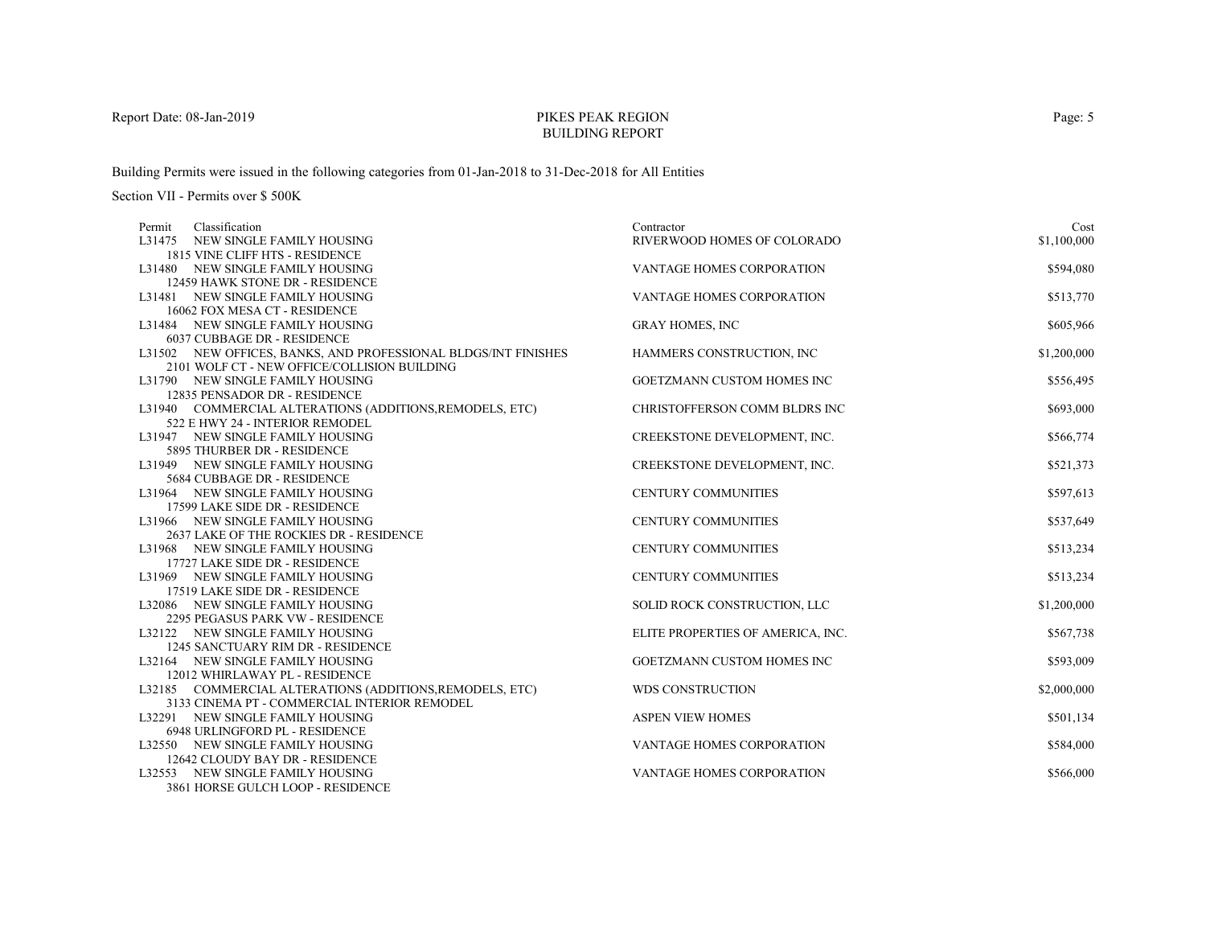# PIKES PEAK REGION
## BUILDING REPORT

Report Date: 08-Jan-2019

Building Permits were issued in the following categories from 01-Jan-2018 to 31-Dec-2018 for All Entities

Section VII - Permits over $ 500K

| Permit | Classification | Contractor | Cost |
|---|---|---|---|
| L31475 | NEW SINGLE FAMILY HOUSING<br>1815 VINE CLIFF HTS - RESIDENCE | RIVERWOOD HOMES OF COLORADO | $1,100,000 |
| L31480 | NEW SINGLE FAMILY HOUSING<br>12459 HAWK STONE DR - RESIDENCE | VANTAGE HOMES CORPORATION | $594,080 |
| L31481 | NEW SINGLE FAMILY HOUSING<br>16062 FOX MESA CT - RESIDENCE | VANTAGE HOMES CORPORATION | $513,770 |
| L31484 | NEW SINGLE FAMILY HOUSING<br>6037 CUBBAGE DR - RESIDENCE | GRAY HOMES, INC | $605,966 |
| L31502 | NEW OFFICES, BANKS, AND PROFESSIONAL BLDGS/INT FINISHES<br>2101 WOLF CT - NEW OFFICE/COLLISION BUILDING | HAMMERS CONSTRUCTION, INC | $1,200,000 |
| L31790 | NEW SINGLE FAMILY HOUSING<br>12835 PENSADOR DR - RESIDENCE | GOETZMANN CUSTOM HOMES INC | $556,495 |
| L31940 | COMMERCIAL ALTERATIONS (ADDITIONS,REMODELS, ETC)<br>522 E HWY 24 - INTERIOR REMODEL | CHRISTOFFERSON COMM BLDRS INC | $693,000 |
| L31947 | NEW SINGLE FAMILY HOUSING<br>5895 THURBER DR - RESIDENCE | CREEKSTONE DEVELOPMENT, INC. | $566,774 |
| L31949 | NEW SINGLE FAMILY HOUSING<br>5684 CUBBAGE DR - RESIDENCE | CREEKSTONE DEVELOPMENT, INC. | $521,373 |
| L31964 | NEW SINGLE FAMILY HOUSING<br>17599 LAKE SIDE DR - RESIDENCE | CENTURY COMMUNITIES | $597,613 |
| L31966 | NEW SINGLE FAMILY HOUSING<br>2637 LAKE OF THE ROCKIES DR - RESIDENCE | CENTURY COMMUNITIES | $537,649 |
| L31968 | NEW SINGLE FAMILY HOUSING<br>17727 LAKE SIDE DR - RESIDENCE | CENTURY COMMUNITIES | $513,234 |
| L31969 | NEW SINGLE FAMILY HOUSING<br>17519 LAKE SIDE DR - RESIDENCE | CENTURY COMMUNITIES | $513,234 |
| L32086 | NEW SINGLE FAMILY HOUSING<br>2295 PEGASUS PARK VW - RESIDENCE | SOLID ROCK CONSTRUCTION, LLC | $1,200,000 |
| L32122 | NEW SINGLE FAMILY HOUSING<br>1245 SANCTUARY RIM DR - RESIDENCE | ELITE PROPERTIES OF AMERICA, INC. | $567,738 |
| L32164 | NEW SINGLE FAMILY HOUSING<br>12012 WHIRLAWAY PL - RESIDENCE | GOETZMANN CUSTOM HOMES INC | $593,009 |
| L32185 | COMMERCIAL ALTERATIONS (ADDITIONS,REMODELS, ETC)<br>3133 CINEMA PT - COMMERCIAL INTERIOR REMODEL | WDS CONSTRUCTION | $2,000,000 |
| L32291 | NEW SINGLE FAMILY HOUSING<br>6948 URLINGFORD PL - RESIDENCE | ASPEN VIEW HOMES | $501,134 |
| L32550 | NEW SINGLE FAMILY HOUSING<br>12642 CLOUDY BAY DR - RESIDENCE | VANTAGE HOMES CORPORATION | $584,000 |
| L32553 | NEW SINGLE FAMILY HOUSING<br>3861 HORSE GULCH LOOP - RESIDENCE | VANTAGE HOMES CORPORATION | $566,000 |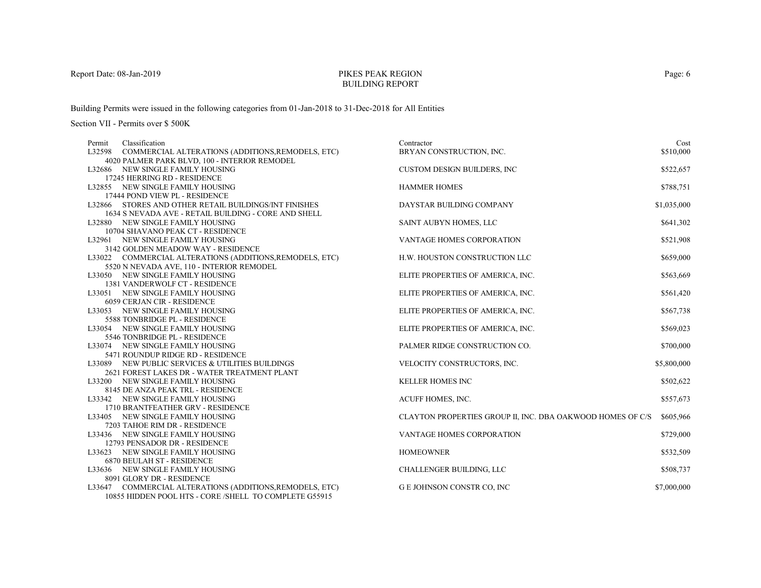Report Date: 08-Jan-2019

# PIKES PEAK REGION BUILDING REPORT

Building Permits were issued in the following categories from 01-Jan-2018 to 31-Dec-2018 for All Entities

Section VII - Permits over $ 500K

| Permit | Classification | Contractor | Cost |
|---|---|---|---|
| L32598 | COMMERCIAL ALTERATIONS (ADDITIONS,REMODELS, ETC)<br>4020 PALMER PARK BLVD, 100 - INTERIOR REMODEL | BRYAN CONSTRUCTION, INC. | $510,000 |
| L32686 | NEW SINGLE FAMILY HOUSING<br>17245 HERRING RD - RESIDENCE | CUSTOM DESIGN BUILDERS, INC | $522,657 |
| L32855 | NEW SINGLE FAMILY HOUSING<br>17444 POND VIEW PL - RESIDENCE | HAMMER HOMES | $788,751 |
| L32866 | STORES AND OTHER RETAIL BUILDINGS/INT FINISHES<br>1634 S NEVADA AVE - RETAIL BUILDING - CORE AND SHELL | DAYSTAR BUILDING COMPANY | $1,035,000 |
| L32880 | NEW SINGLE FAMILY HOUSING<br>10704 SHAVANO PEAK CT - RESIDENCE | SAINT AUBYN HOMES, LLC | $641,302 |
| L32961 | NEW SINGLE FAMILY HOUSING<br>3142 GOLDEN MEADOW WAY - RESIDENCE | VANTAGE HOMES CORPORATION | $521,908 |
| L33022 | COMMERCIAL ALTERATIONS (ADDITIONS,REMODELS, ETC)<br>5520 N NEVADA AVE, 110 - INTERIOR REMODEL | H.W. HOUSTON CONSTRUCTION LLC | $659,000 |
| L33050 | NEW SINGLE FAMILY HOUSING<br>1381 VANDERWOLF CT - RESIDENCE | ELITE PROPERTIES OF AMERICA, INC. | $563,669 |
| L33051 | NEW SINGLE FAMILY HOUSING<br>6059 CERJAN CIR - RESIDENCE | ELITE PROPERTIES OF AMERICA, INC. | $561,420 |
| L33053 | NEW SINGLE FAMILY HOUSING<br>5588 TONBRIDGE PL - RESIDENCE | ELITE PROPERTIES OF AMERICA, INC. | $567,738 |
| L33054 | NEW SINGLE FAMILY HOUSING<br>5546 TONBRIDGE PL - RESIDENCE | ELITE PROPERTIES OF AMERICA, INC. | $569,023 |
| L33074 | NEW SINGLE FAMILY HOUSING<br>5471 ROUNDUP RIDGE RD - RESIDENCE | PALMER RIDGE CONSTRUCTION CO. | $700,000 |
| L33089 | NEW PUBLIC SERVICES & UTILITIES BUILDINGS<br>2621 FOREST LAKES DR - WATER TREATMENT PLANT | VELOCITY CONSTRUCTORS, INC. | $5,800,000 |
| L33200 | NEW SINGLE FAMILY HOUSING<br>8145 DE ANZA PEAK TRL - RESIDENCE | KELLER HOMES INC | $502,622 |
| L33342 | NEW SINGLE FAMILY HOUSING<br>1710 BRANTFEATHER GRV - RESIDENCE | ACUFF HOMES, INC. | $557,673 |
| L33405 | NEW SINGLE FAMILY HOUSING<br>7203 TAHOE RIM DR - RESIDENCE | CLAYTON PROPERTIES GROUP II, INC. DBA OAKWOOD HOMES OF C/S | $605,966 |
| L33436 | NEW SINGLE FAMILY HOUSING<br>12793 PENSADOR DR - RESIDENCE | VANTAGE HOMES CORPORATION | $729,000 |
| L33623 | NEW SINGLE FAMILY HOUSING<br>6870 BEULAH ST - RESIDENCE | HOMEOWNER | $532,509 |
| L33636 | NEW SINGLE FAMILY HOUSING<br>8091 GLORY DR - RESIDENCE | CHALLENGER BUILDING, LLC | $508,737 |
| L33647 | COMMERCIAL ALTERATIONS (ADDITIONS,REMODELS, ETC)<br>10855 HIDDEN POOL HTS - CORE /SHELL TO COMPLETE G55915 | G E JOHNSON CONSTR CO, INC | $7,000,000 |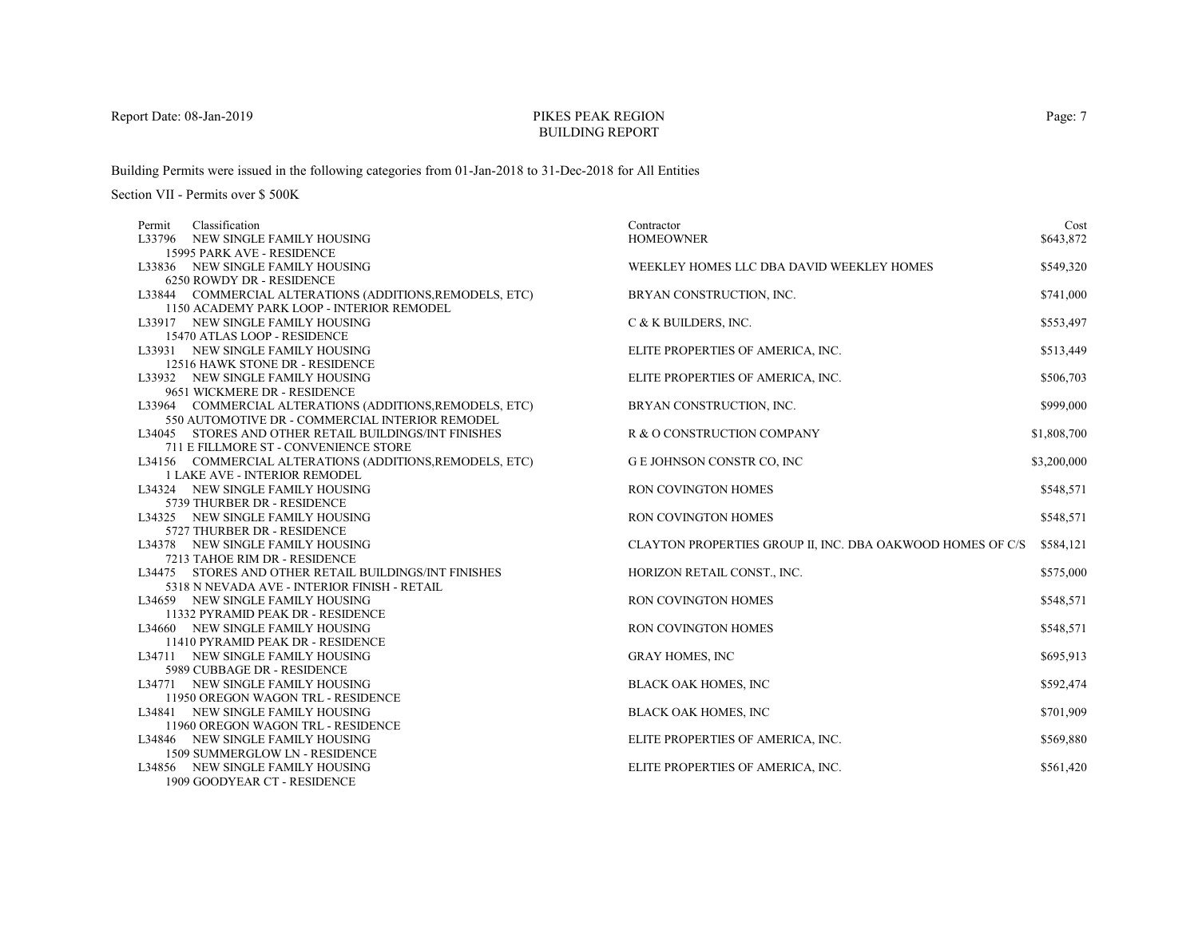# PIKES PEAK REGION
## BUILDING REPORT

Report Date: 08-Jan-2019

Building Permits were issued in the following categories from 01-Jan-2018 to 31-Dec-2018 for All Entities

Section VII - Permits over $ 500K

| Permit | Classification | Contractor | Cost |
|---|---|---|---|
| L33796 | NEW SINGLE FAMILY HOUSING<br>15995 PARK AVE - RESIDENCE | HOMEOWNER | $643,872 |
| L33836 | NEW SINGLE FAMILY HOUSING<br>6250 ROWDY DR - RESIDENCE | WEEKLEY HOMES LLC DBA DAVID WEEKLEY HOMES | $549,320 |
| L33844 | COMMERCIAL ALTERATIONS (ADDITIONS,REMODELS, ETC)<br>1150 ACADEMY PARK LOOP - INTERIOR REMODEL | BRYAN CONSTRUCTION, INC. | $741,000 |
| L33917 | NEW SINGLE FAMILY HOUSING<br>15470 ATLAS LOOP - RESIDENCE | C & K BUILDERS, INC. | $553,497 |
| L33931 | NEW SINGLE FAMILY HOUSING<br>12516 HAWK STONE DR - RESIDENCE | ELITE PROPERTIES OF AMERICA, INC. | $513,449 |
| L33932 | NEW SINGLE FAMILY HOUSING<br>9651 WICKMERE DR - RESIDENCE | ELITE PROPERTIES OF AMERICA, INC. | $506,703 |
| L33964 | COMMERCIAL ALTERATIONS (ADDITIONS,REMODELS, ETC)<br>550 AUTOMOTIVE DR - COMMERCIAL INTERIOR REMODEL | BRYAN CONSTRUCTION, INC. | $999,000 |
| L34045 | STORES AND OTHER RETAIL BUILDINGS/INT FINISHES<br>711 E FILLMORE ST - CONVENIENCE STORE | R & O CONSTRUCTION COMPANY | $1,808,700 |
| L34156 | COMMERCIAL ALTERATIONS (ADDITIONS,REMODELS, ETC)<br>1 LAKE AVE - INTERIOR REMODEL | G E JOHNSON CONSTR CO, INC | $3,200,000 |
| L34324 | NEW SINGLE FAMILY HOUSING<br>5739 THURBER DR - RESIDENCE | RON COVINGTON HOMES | $548,571 |
| L34325 | NEW SINGLE FAMILY HOUSING<br>5727 THURBER DR - RESIDENCE | RON COVINGTON HOMES | $548,571 |
| L34378 | NEW SINGLE FAMILY HOUSING<br>7213 TAHOE RIM DR - RESIDENCE | CLAYTON PROPERTIES GROUP II, INC. DBA OAKWOOD HOMES OF C/S | $584,121 |
| L34475 | STORES AND OTHER RETAIL BUILDINGS/INT FINISHES<br>5318 N NEVADA AVE - INTERIOR FINISH - RETAIL | HORIZON RETAIL CONST., INC. | $575,000 |
| L34659 | NEW SINGLE FAMILY HOUSING<br>11332 PYRAMID PEAK DR - RESIDENCE | RON COVINGTON HOMES | $548,571 |
| L34660 | NEW SINGLE FAMILY HOUSING<br>11410 PYRAMID PEAK DR - RESIDENCE | RON COVINGTON HOMES | $548,571 |
| L34711 | NEW SINGLE FAMILY HOUSING<br>5989 CUBBAGE DR - RESIDENCE | GRAY HOMES, INC | $695,913 |
| L34771 | NEW SINGLE FAMILY HOUSING<br>11950 OREGON WAGON TRL - RESIDENCE | BLACK OAK HOMES, INC | $592,474 |
| L34841 | NEW SINGLE FAMILY HOUSING<br>11960 OREGON WAGON TRL - RESIDENCE | BLACK OAK HOMES, INC | $701,909 |
| L34846 | NEW SINGLE FAMILY HOUSING<br>1509 SUMMERGLOW LN - RESIDENCE | ELITE PROPERTIES OF AMERICA, INC. | $569,880 |
| L34856 | NEW SINGLE FAMILY HOUSING<br>1909 GOODYEAR CT - RESIDENCE | ELITE PROPERTIES OF AMERICA, INC. | $561,420 |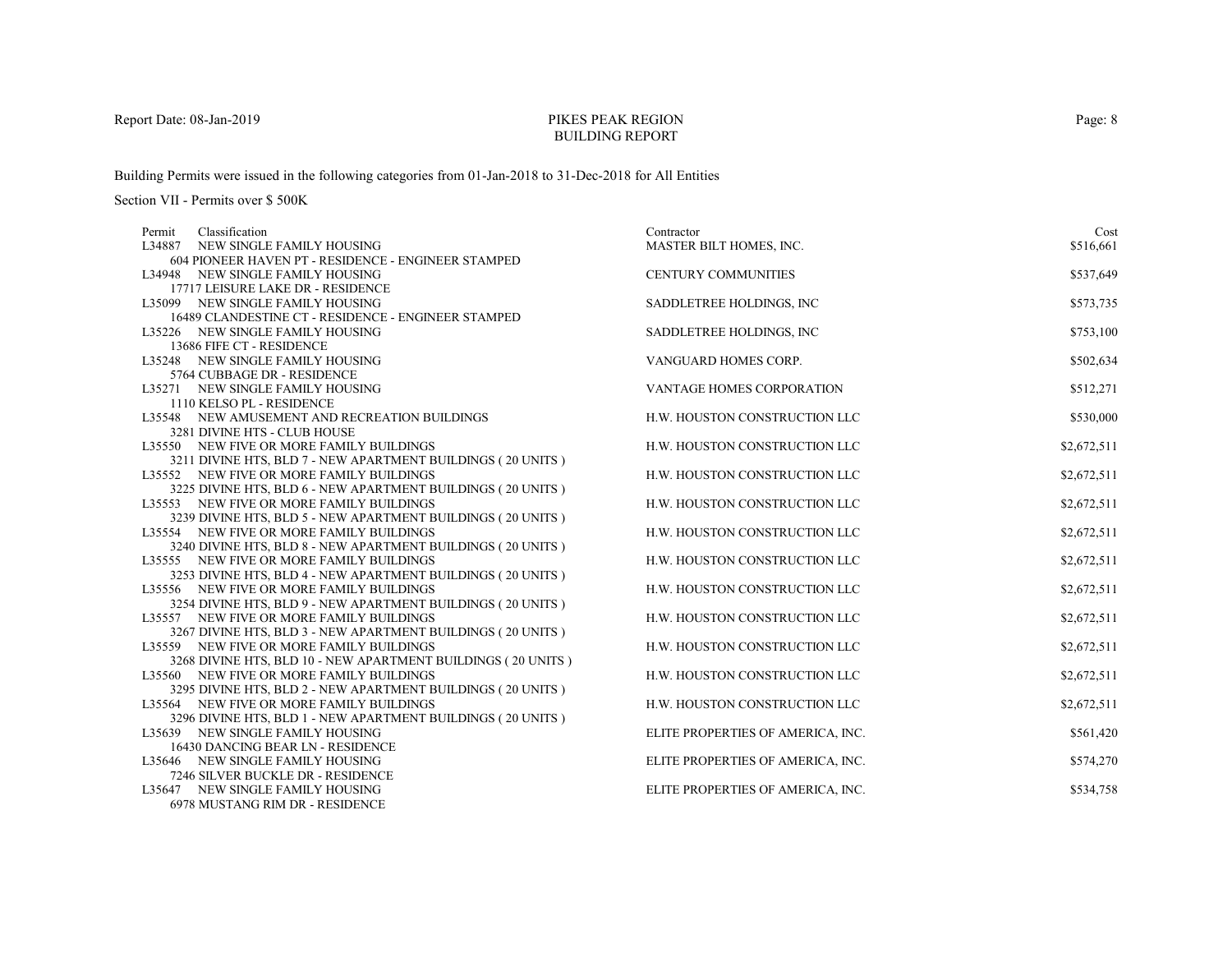Report Date: 08-Jan-2019

# PIKES PEAK REGION
## BUILDING REPORT

Building Permits were issued in the following categories from 01-Jan-2018 to 31-Dec-2018 for All Entities

Section VII - Permits over $ 500K

| Permit | Classification | Contractor | Cost |
|---|---|---|---|
| L34887 | NEW SINGLE FAMILY HOUSING<br>604 PIONEER HAVEN PT - RESIDENCE - ENGINEER STAMPED | MASTER BILT HOMES, INC. | $516,661 |
| L34948 | NEW SINGLE FAMILY HOUSING<br>17717 LEISURE LAKE DR - RESIDENCE | CENTURY COMMUNITIES | $537,649 |
| L35099 | NEW SINGLE FAMILY HOUSING<br>16489 CLANDESTINE CT - RESIDENCE - ENGINEER STAMPED | SADDLETREE HOLDINGS, INC | $573,735 |
| L35226 | NEW SINGLE FAMILY HOUSING<br>13686 FIFE CT - RESIDENCE | SADDLETREE HOLDINGS, INC | $753,100 |
| L35248 | NEW SINGLE FAMILY HOUSING<br>5764 CUBBAGE DR - RESIDENCE | VANGUARD HOMES CORP. | $502,634 |
| L35271 | NEW SINGLE FAMILY HOUSING<br>1110 KELSO PL - RESIDENCE | VANTAGE HOMES CORPORATION | $512,271 |
| L35548 | NEW AMUSEMENT AND RECREATION BUILDINGS<br>3281 DIVINE HTS - CLUB HOUSE | H.W. HOUSTON CONSTRUCTION LLC | $530,000 |
| L35550 | NEW FIVE OR MORE FAMILY BUILDINGS<br>3211 DIVINE HTS, BLD 7 - NEW APARTMENT BUILDINGS ( 20 UNITS ) | H.W. HOUSTON CONSTRUCTION LLC | $2,672,511 |
| L35552 | NEW FIVE OR MORE FAMILY BUILDINGS<br>3225 DIVINE HTS, BLD 6 - NEW APARTMENT BUILDINGS ( 20 UNITS ) | H.W. HOUSTON CONSTRUCTION LLC | $2,672,511 |
| L35553 | NEW FIVE OR MORE FAMILY BUILDINGS<br>3239 DIVINE HTS, BLD 5 - NEW APARTMENT BUILDINGS ( 20 UNITS ) | H.W. HOUSTON CONSTRUCTION LLC | $2,672,511 |
| L35554 | NEW FIVE OR MORE FAMILY BUILDINGS<br>3240 DIVINE HTS, BLD 8 - NEW APARTMENT BUILDINGS ( 20 UNITS ) | H.W. HOUSTON CONSTRUCTION LLC | $2,672,511 |
| L35555 | NEW FIVE OR MORE FAMILY BUILDINGS<br>3253 DIVINE HTS, BLD 4 - NEW APARTMENT BUILDINGS ( 20 UNITS ) | H.W. HOUSTON CONSTRUCTION LLC | $2,672,511 |
| L35556 | NEW FIVE OR MORE FAMILY BUILDINGS<br>3254 DIVINE HTS, BLD 9 - NEW APARTMENT BUILDINGS ( 20 UNITS ) | H.W. HOUSTON CONSTRUCTION LLC | $2,672,511 |
| L35557 | NEW FIVE OR MORE FAMILY BUILDINGS<br>3267 DIVINE HTS, BLD 3 - NEW APARTMENT BUILDINGS ( 20 UNITS ) | H.W. HOUSTON CONSTRUCTION LLC | $2,672,511 |
| L35559 | NEW FIVE OR MORE FAMILY BUILDINGS<br>3268 DIVINE HTS, BLD 10 - NEW APARTMENT BUILDINGS ( 20 UNITS ) | H.W. HOUSTON CONSTRUCTION LLC | $2,672,511 |
| L35560 | NEW FIVE OR MORE FAMILY BUILDINGS<br>3295 DIVINE HTS, BLD 2 - NEW APARTMENT BUILDINGS ( 20 UNITS ) | H.W. HOUSTON CONSTRUCTION LLC | $2,672,511 |
| L35564 | NEW FIVE OR MORE FAMILY BUILDINGS<br>3296 DIVINE HTS, BLD 1 - NEW APARTMENT BUILDINGS ( 20 UNITS ) | H.W. HOUSTON CONSTRUCTION LLC | $2,672,511 |
| L35639 | NEW SINGLE FAMILY HOUSING<br>16430 DANCING BEAR LN - RESIDENCE | ELITE PROPERTIES OF AMERICA, INC. | $561,420 |
| L35646 | NEW SINGLE FAMILY HOUSING<br>7246 SILVER BUCKLE DR - RESIDENCE | ELITE PROPERTIES OF AMERICA, INC. | $574,270 |
| L35647 | NEW SINGLE FAMILY HOUSING<br>6978 MUSTANG RIM DR - RESIDENCE | ELITE PROPERTIES OF AMERICA, INC. | $534,758 |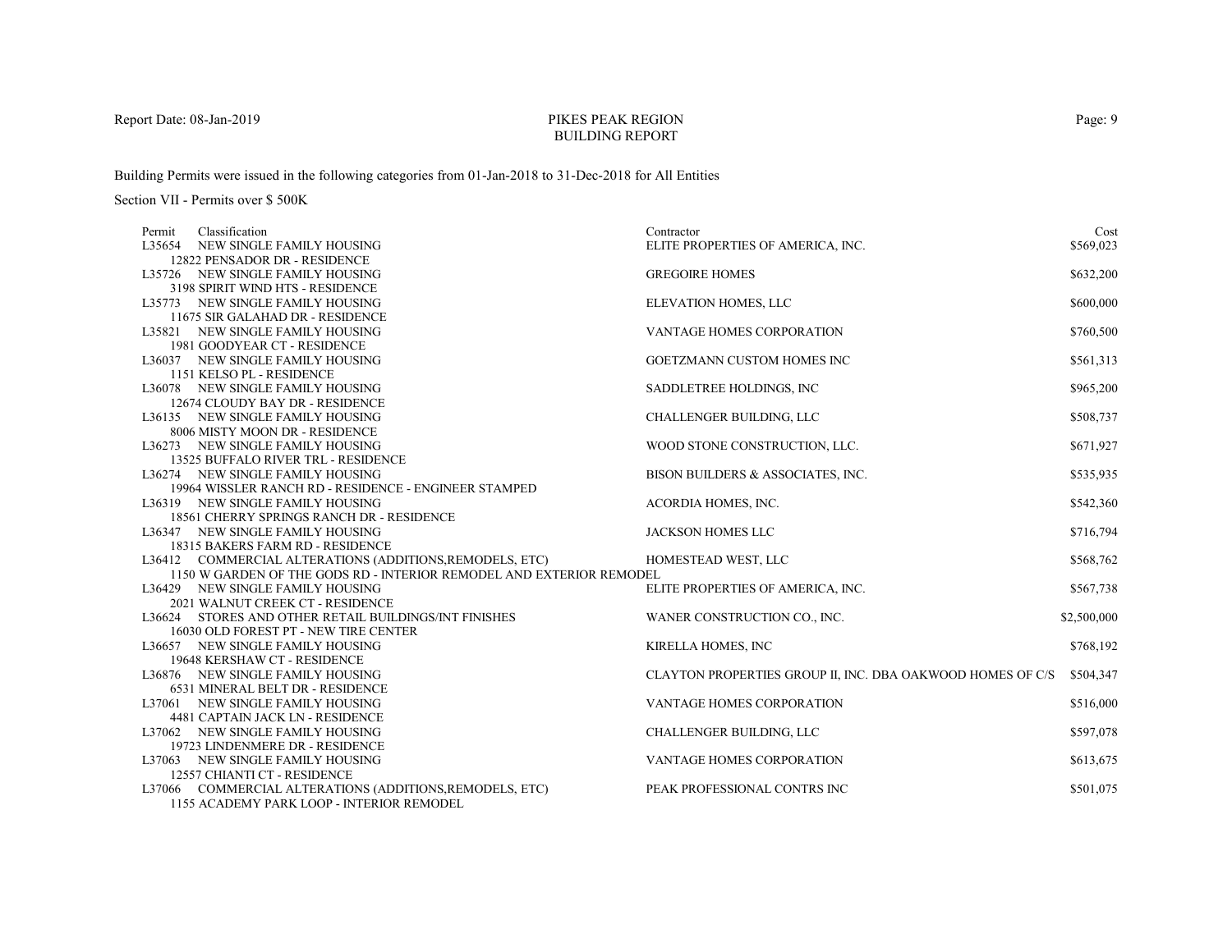PIKES PEAK REGION
BUILDING REPORT

Building Permits were issued in the following categories from 01-Jan-2018 to 31-Dec-2018 for All Entities

Section VII - Permits over $ 500K

| Permit | Classification | Contractor | Cost |
|---|---|---|---|
| L35654 | NEW SINGLE FAMILY HOUSING<br>12822 PENSADOR DR - RESIDENCE | ELITE PROPERTIES OF AMERICA, INC. | $569,023 |
| L35726 | NEW SINGLE FAMILY HOUSING<br>3198 SPIRIT WIND HTS - RESIDENCE | GREGOIRE HOMES | $632,200 |
| L35773 | NEW SINGLE FAMILY HOUSING<br>11675 SIR GALAHAD DR - RESIDENCE | ELEVATION HOMES, LLC | $600,000 |
| L35821 | NEW SINGLE FAMILY HOUSING<br>1981 GOODYEAR CT - RESIDENCE | VANTAGE HOMES CORPORATION | $760,500 |
| L36037 | NEW SINGLE FAMILY HOUSING<br>1151 KELSO PL - RESIDENCE | GOETZMANN CUSTOM HOMES INC | $561,313 |
| L36078 | NEW SINGLE FAMILY HOUSING<br>12674 CLOUDY BAY DR - RESIDENCE | SADDLETREE HOLDINGS, INC | $965,200 |
| L36135 | NEW SINGLE FAMILY HOUSING<br>8006 MISTY MOON DR - RESIDENCE | CHALLENGER BUILDING, LLC | $508,737 |
| L36273 | NEW SINGLE FAMILY HOUSING<br>13525 BUFFALO RIVER TRL - RESIDENCE | WOOD STONE CONSTRUCTION, LLC. | $671,927 |
| L36274 | NEW SINGLE FAMILY HOUSING<br>19964 WISSLER RANCH RD - RESIDENCE - ENGINEER STAMPED | BISON BUILDERS & ASSOCIATES, INC. | $535,935 |
| L36319 | NEW SINGLE FAMILY HOUSING<br>18561 CHERRY SPRINGS RANCH DR - RESIDENCE | ACORDIA HOMES, INC. | $542,360 |
| L36347 | NEW SINGLE FAMILY HOUSING<br>18315 BAKERS FARM RD - RESIDENCE | JACKSON HOMES LLC | $716,794 |
| L36412 | COMMERCIAL ALTERATIONS (ADDITIONS,REMODELS, ETC)<br>1150 W GARDEN OF THE GODS RD - INTERIOR REMODEL AND EXTERIOR REMODEL | HOMESTEAD WEST, LLC | $568,762 |
| L36429 | NEW SINGLE FAMILY HOUSING<br>2021 WALNUT CREEK CT - RESIDENCE | ELITE PROPERTIES OF AMERICA, INC. | $567,738 |
| L36624 | STORES AND OTHER RETAIL BUILDINGS/INT FINISHES<br>16030 OLD FOREST PT - NEW TIRE CENTER | WANER CONSTRUCTION CO., INC. | $2,500,000 |
| L36657 | NEW SINGLE FAMILY HOUSING<br>19648 KERSHAW CT - RESIDENCE | KIRELLA HOMES, INC | $768,192 |
| L36876 | NEW SINGLE FAMILY HOUSING<br>6531 MINERAL BELT DR - RESIDENCE | CLAYTON PROPERTIES GROUP II, INC. DBA OAKWOOD HOMES OF C/S | $504,347 |
| L37061 | NEW SINGLE FAMILY HOUSING<br>4481 CAPTAIN JACK LN - RESIDENCE | VANTAGE HOMES CORPORATION | $516,000 |
| L37062 | NEW SINGLE FAMILY HOUSING<br>19723 LINDENMERE DR - RESIDENCE | CHALLENGER BUILDING, LLC | $597,078 |
| L37063 | NEW SINGLE FAMILY HOUSING<br>12557 CHIANTI CT - RESIDENCE | VANTAGE HOMES CORPORATION | $613,675 |
| L37066 | COMMERCIAL ALTERATIONS (ADDITIONS,REMODELS, ETC)<br>1155 ACADEMY PARK LOOP - INTERIOR REMODEL | PEAK PROFESSIONAL CONTRS INC | $501,075 |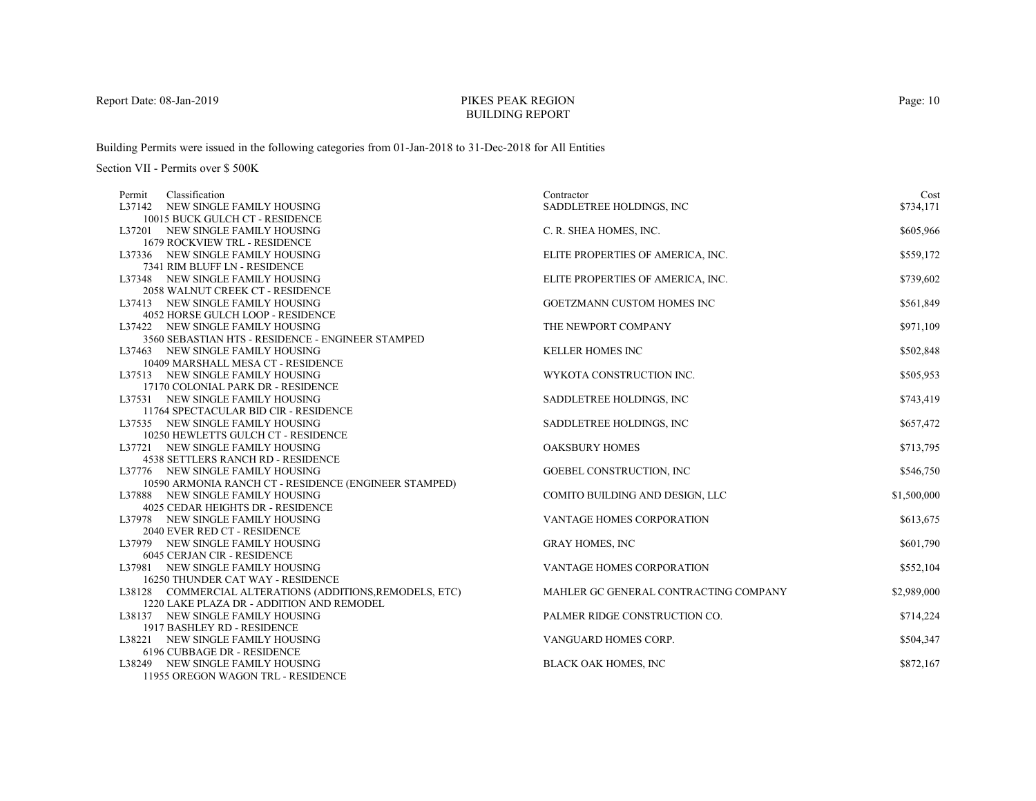Report Date: 08-Jan-2019

# PIKES PEAK REGION
## BUILDING REPORT

Building Permits were issued in the following categories from 01-Jan-2018 to 31-Dec-2018 for All Entities

Section VII - Permits over $ 500K

| Permit | Classification | Contractor | Cost |
|---|---|---|---|
| L37142 | NEW SINGLE FAMILY HOUSING<br>10015 BUCK GULCH CT - RESIDENCE | SADDLETREE HOLDINGS, INC | $734,171 |
| L37201 | NEW SINGLE FAMILY HOUSING<br>1679 ROCKVIEW TRL - RESIDENCE | C. R. SHEA HOMES, INC. | $605,966 |
| L37336 | NEW SINGLE FAMILY HOUSING<br>7341 RIM BLUFF LN - RESIDENCE | ELITE PROPERTIES OF AMERICA, INC. | $559,172 |
| L37348 | NEW SINGLE FAMILY HOUSING<br>2058 WALNUT CREEK CT - RESIDENCE | ELITE PROPERTIES OF AMERICA, INC. | $739,602 |
| L37413 | NEW SINGLE FAMILY HOUSING<br>4052 HORSE GULCH LOOP - RESIDENCE | GOETZMANN CUSTOM HOMES INC | $561,849 |
| L37422 | NEW SINGLE FAMILY HOUSING<br>3560 SEBASTIAN HTS - RESIDENCE - ENGINEER STAMPED | THE NEWPORT COMPANY | $971,109 |
| L37463 | NEW SINGLE FAMILY HOUSING<br>10409 MARSHALL MESA CT - RESIDENCE | KELLER HOMES INC | $502,848 |
| L37513 | NEW SINGLE FAMILY HOUSING<br>17170 COLONIAL PARK DR - RESIDENCE | WYKOTA CONSTRUCTION INC. | $505,953 |
| L37531 | NEW SINGLE FAMILY HOUSING<br>11764 SPECTACULAR BID CIR - RESIDENCE | SADDLETREE HOLDINGS, INC | $743,419 |
| L37535 | NEW SINGLE FAMILY HOUSING<br>10250 HEWLETTS GULCH CT - RESIDENCE | SADDLETREE HOLDINGS, INC | $657,472 |
| L37721 | NEW SINGLE FAMILY HOUSING<br>4538 SETTLERS RANCH RD - RESIDENCE | OAKSBURY HOMES | $713,795 |
| L37776 | NEW SINGLE FAMILY HOUSING<br>10590 ARMONIA RANCH CT - RESIDENCE (ENGINEER STAMPED) | GOEBEL CONSTRUCTION, INC | $546,750 |
| L37888 | NEW SINGLE FAMILY HOUSING<br>4025 CEDAR HEIGHTS DR - RESIDENCE | COMITO BUILDING AND DESIGN, LLC | $1,500,000 |
| L37978 | NEW SINGLE FAMILY HOUSING<br>2040 EVER RED CT - RESIDENCE | VANTAGE HOMES CORPORATION | $613,675 |
| L37979 | NEW SINGLE FAMILY HOUSING<br>6045 CERJAN CIR - RESIDENCE | GRAY HOMES, INC | $601,790 |
| L37981 | NEW SINGLE FAMILY HOUSING<br>16250 THUNDER CAT WAY - RESIDENCE | VANTAGE HOMES CORPORATION | $552,104 |
| L38128 | COMMERCIAL ALTERATIONS (ADDITIONS,REMODELS, ETC)<br>1220 LAKE PLAZA DR - ADDITION AND REMODEL | MAHLER GC GENERAL CONTRACTING COMPANY | $2,989,000 |
| L38137 | NEW SINGLE FAMILY HOUSING<br>1917 BASHLEY RD - RESIDENCE | PALMER RIDGE CONSTRUCTION CO. | $714,224 |
| L38221 | NEW SINGLE FAMILY HOUSING<br>6196 CUBBAGE DR - RESIDENCE | VANGUARD HOMES CORP. | $504,347 |
| L38249 | NEW SINGLE FAMILY HOUSING<br>11955 OREGON WAGON TRL - RESIDENCE | BLACK OAK HOMES, INC | $872,167 |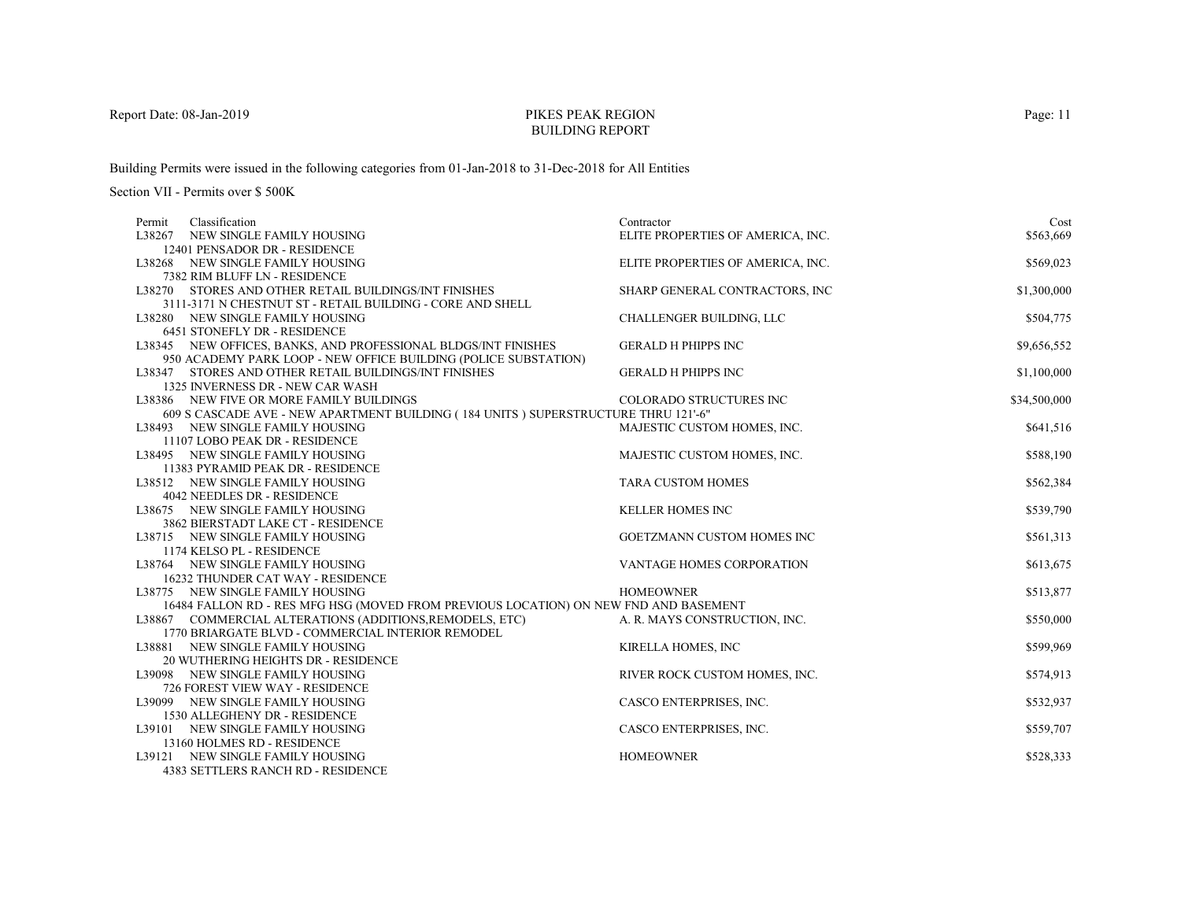Building Permits were issued in the following categories from 01-Jan-2018 to 31-Dec-2018 for All Entities

Section VII - Permits over $ 500K

| Permit | Classification | Contractor | Cost |
|---|---|---|---|
| L38267 | NEW SINGLE FAMILY HOUSING<br>12401 PENSADOR DR - RESIDENCE | ELITE PROPERTIES OF AMERICA, INC. | $563,669 |
| L38268 | NEW SINGLE FAMILY HOUSING<br>7382 RIM BLUFF LN - RESIDENCE | ELITE PROPERTIES OF AMERICA, INC. | $569,023 |
| L38270 | STORES AND OTHER RETAIL BUILDINGS/INT FINISHES<br>3111-3171 N CHESTNUT ST - RETAIL BUILDING - CORE AND SHELL | SHARP GENERAL CONTRACTORS, INC | $1,300,000 |
| L38280 | NEW SINGLE FAMILY HOUSING<br>6451 STONEFLY DR - RESIDENCE | CHALLENGER BUILDING, LLC | $504,775 |
| L38345 | NEW OFFICES, BANKS, AND PROFESSIONAL BLDGS/INT FINISHES<br>950 ACADEMY PARK LOOP - NEW OFFICE BUILDING (POLICE SUBSTATION) | GERALD H PHIPPS INC | $9,656,552 |
| L38347 | STORES AND OTHER RETAIL BUILDINGS/INT FINISHES<br>1325 INVERNESS DR - NEW CAR WASH | GERALD H PHIPPS INC | $1,100,000 |
| L38386 | NEW FIVE OR MORE FAMILY BUILDINGS<br>609 S CASCADE AVE - NEW APARTMENT BUILDING ( 184 UNITS ) SUPERSTRUCTURE THRU 121'-6" | COLORADO STRUCTURES INC | $34,500,000 |
| L38493 | NEW SINGLE FAMILY HOUSING<br>11107 LOBO PEAK DR - RESIDENCE | MAJESTIC CUSTOM HOMES, INC. | $641,516 |
| L38495 | NEW SINGLE FAMILY HOUSING<br>11383 PYRAMID PEAK DR - RESIDENCE | MAJESTIC CUSTOM HOMES, INC. | $588,190 |
| L38512 | NEW SINGLE FAMILY HOUSING<br>4042 NEEDLES DR - RESIDENCE | TARA CUSTOM HOMES | $562,384 |
| L38675 | NEW SINGLE FAMILY HOUSING<br>3862 BIERSTADT LAKE CT - RESIDENCE | KELLER HOMES INC | $539,790 |
| L38715 | NEW SINGLE FAMILY HOUSING<br>1174 KELSO PL - RESIDENCE | GOETZMANN CUSTOM HOMES INC | $561,313 |
| L38764 | NEW SINGLE FAMILY HOUSING<br>16232 THUNDER CAT WAY - RESIDENCE | VANTAGE HOMES CORPORATION | $613,675 |
| L38775 | NEW SINGLE FAMILY HOUSING<br>16484 FALLON RD - RES MFG HSG (MOVED FROM PREVIOUS LOCATION) ON NEW FND AND BASEMENT | HOMEOWNER | $513,877 |
| L38867 | COMMERCIAL ALTERATIONS (ADDITIONS,REMODELS, ETC)<br>1770 BRIARGATE BLVD - COMMERCIAL INTERIOR REMODEL | A. R. MAYS CONSTRUCTION, INC. | $550,000 |
| L38881 | NEW SINGLE FAMILY HOUSING<br>20 WUTHERING HEIGHTS DR - RESIDENCE | KIRELLA HOMES, INC | $599,969 |
| L39098 | NEW SINGLE FAMILY HOUSING<br>726 FOREST VIEW WAY - RESIDENCE | RIVER ROCK CUSTOM HOMES, INC. | $574,913 |
| L39099 | NEW SINGLE FAMILY HOUSING<br>1530 ALLEGHENY DR - RESIDENCE | CASCO ENTERPRISES, INC. | $532,937 |
| L39101 | NEW SINGLE FAMILY HOUSING<br>13160 HOLMES RD - RESIDENCE | CASCO ENTERPRISES, INC. | $559,707 |
| L39121 | NEW SINGLE FAMILY HOUSING<br>4383 SETTLERS RANCH RD - RESIDENCE | HOMEOWNER | $528,333 |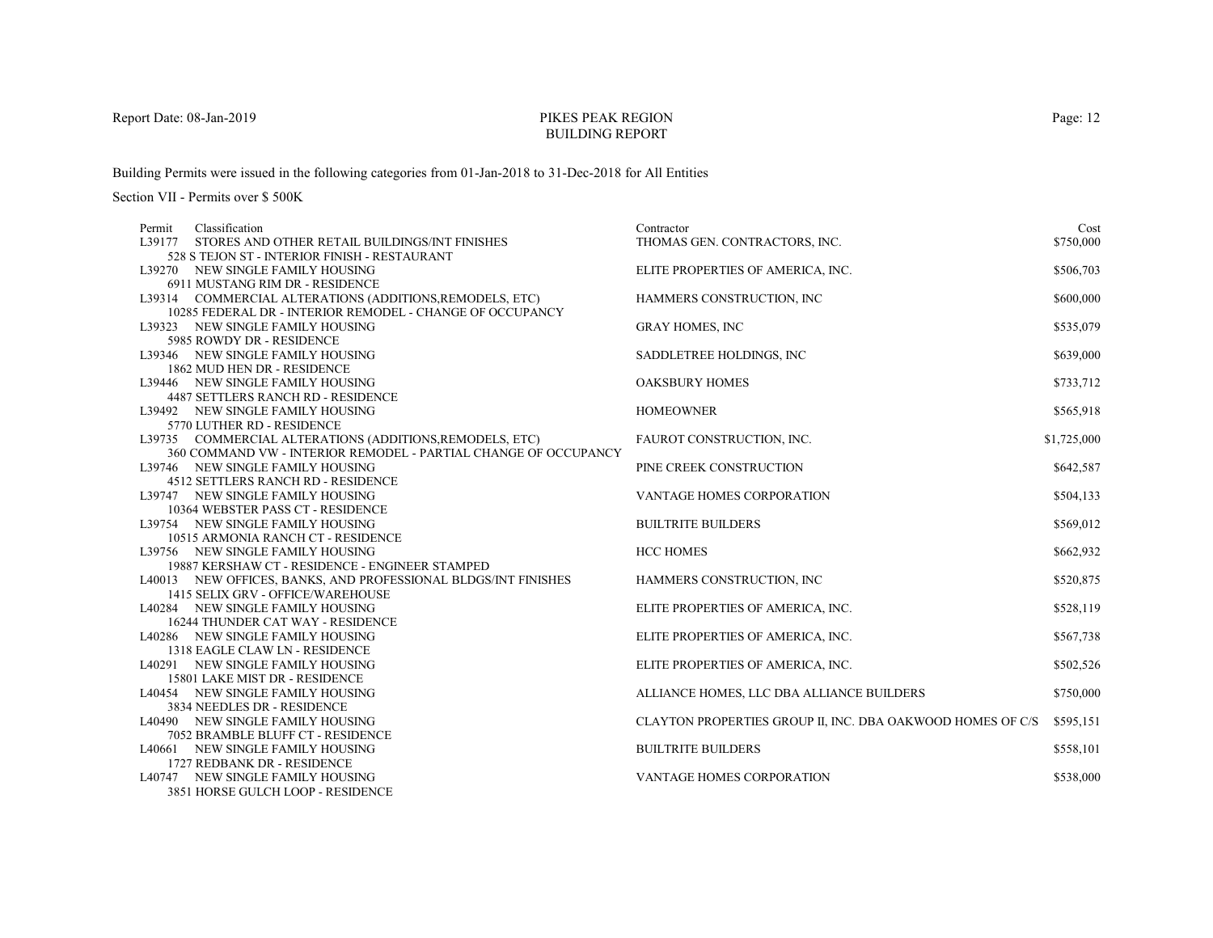# PIKES PEAK REGION
## BUILDING REPORT

Report Date: 08-Jan-2019

Building Permits were issued in the following categories from 01-Jan-2018 to 31-Dec-2018 for All Entities

Section VII - Permits over $ 500K

| Permit | Classification | Contractor | Cost |
|---|---|---|---|
| L39177 | STORES AND OTHER RETAIL BUILDINGS/INT FINISHES<br>528 S TEJON ST - INTERIOR FINISH - RESTAURANT | THOMAS GEN. CONTRACTORS, INC. | $750,000 |
| L39270 | NEW SINGLE FAMILY HOUSING<br>6911 MUSTANG RIM DR - RESIDENCE | ELITE PROPERTIES OF AMERICA, INC. | $506,703 |
| L39314 | COMMERCIAL ALTERATIONS (ADDITIONS,REMODELS, ETC)<br>10285 FEDERAL DR - INTERIOR REMODEL - CHANGE OF OCCUPANCY | HAMMERS CONSTRUCTION, INC | $600,000 |
| L39323 | NEW SINGLE FAMILY HOUSING<br>5985 ROWDY DR - RESIDENCE | GRAY HOMES, INC | $535,079 |
| L39346 | NEW SINGLE FAMILY HOUSING<br>1862 MUD HEN DR - RESIDENCE | SADDLETREE HOLDINGS, INC | $639,000 |
| L39446 | NEW SINGLE FAMILY HOUSING<br>4487 SETTLERS RANCH RD - RESIDENCE | OAKSBURY HOMES | $733,712 |
| L39492 | NEW SINGLE FAMILY HOUSING<br>5770 LUTHER RD - RESIDENCE | HOMEOWNER | $565,918 |
| L39735 | COMMERCIAL ALTERATIONS (ADDITIONS,REMODELS, ETC)<br>360 COMMAND VW - INTERIOR REMODEL - PARTIAL CHANGE OF OCCUPANCY | FAUROT CONSTRUCTION, INC. | $1,725,000 |
| L39746 | NEW SINGLE FAMILY HOUSING<br>4512 SETTLERS RANCH RD - RESIDENCE | PINE CREEK CONSTRUCTION | $642,587 |
| L39747 | NEW SINGLE FAMILY HOUSING<br>10364 WEBSTER PASS CT - RESIDENCE | VANTAGE HOMES CORPORATION | $504,133 |
| L39754 | NEW SINGLE FAMILY HOUSING<br>10515 ARMONIA RANCH CT - RESIDENCE | BUILTRITE BUILDERS | $569,012 |
| L39756 | NEW SINGLE FAMILY HOUSING<br>19887 KERSHAW CT - RESIDENCE - ENGINEER STAMPED | HCC HOMES | $662,932 |
| L40013 | NEW OFFICES, BANKS, AND PROFESSIONAL BLDGS/INT FINISHES<br>1415 SELIX GRV - OFFICE/WAREHOUSE | HAMMERS CONSTRUCTION, INC | $520,875 |
| L40284 | NEW SINGLE FAMILY HOUSING<br>16244 THUNDER CAT WAY - RESIDENCE | ELITE PROPERTIES OF AMERICA, INC. | $528,119 |
| L40286 | NEW SINGLE FAMILY HOUSING<br>1318 EAGLE CLAW LN - RESIDENCE | ELITE PROPERTIES OF AMERICA, INC. | $567,738 |
| L40291 | NEW SINGLE FAMILY HOUSING<br>15801 LAKE MIST DR - RESIDENCE | ELITE PROPERTIES OF AMERICA, INC. | $502,526 |
| L40454 | NEW SINGLE FAMILY HOUSING<br>3834 NEEDLES DR - RESIDENCE | ALLIANCE HOMES, LLC DBA ALLIANCE BUILDERS | $750,000 |
| L40490 | NEW SINGLE FAMILY HOUSING<br>7052 BRAMBLE BLUFF CT - RESIDENCE | CLAYTON PROPERTIES GROUP II, INC. DBA OAKWOOD HOMES OF C/S | $595,151 |
| L40661 | NEW SINGLE FAMILY HOUSING<br>1727 REDBANK DR - RESIDENCE | BUILTRITE BUILDERS | $558,101 |
| L40747 | NEW SINGLE FAMILY HOUSING<br>3851 HORSE GULCH LOOP - RESIDENCE | VANTAGE HOMES CORPORATION | $538,000 |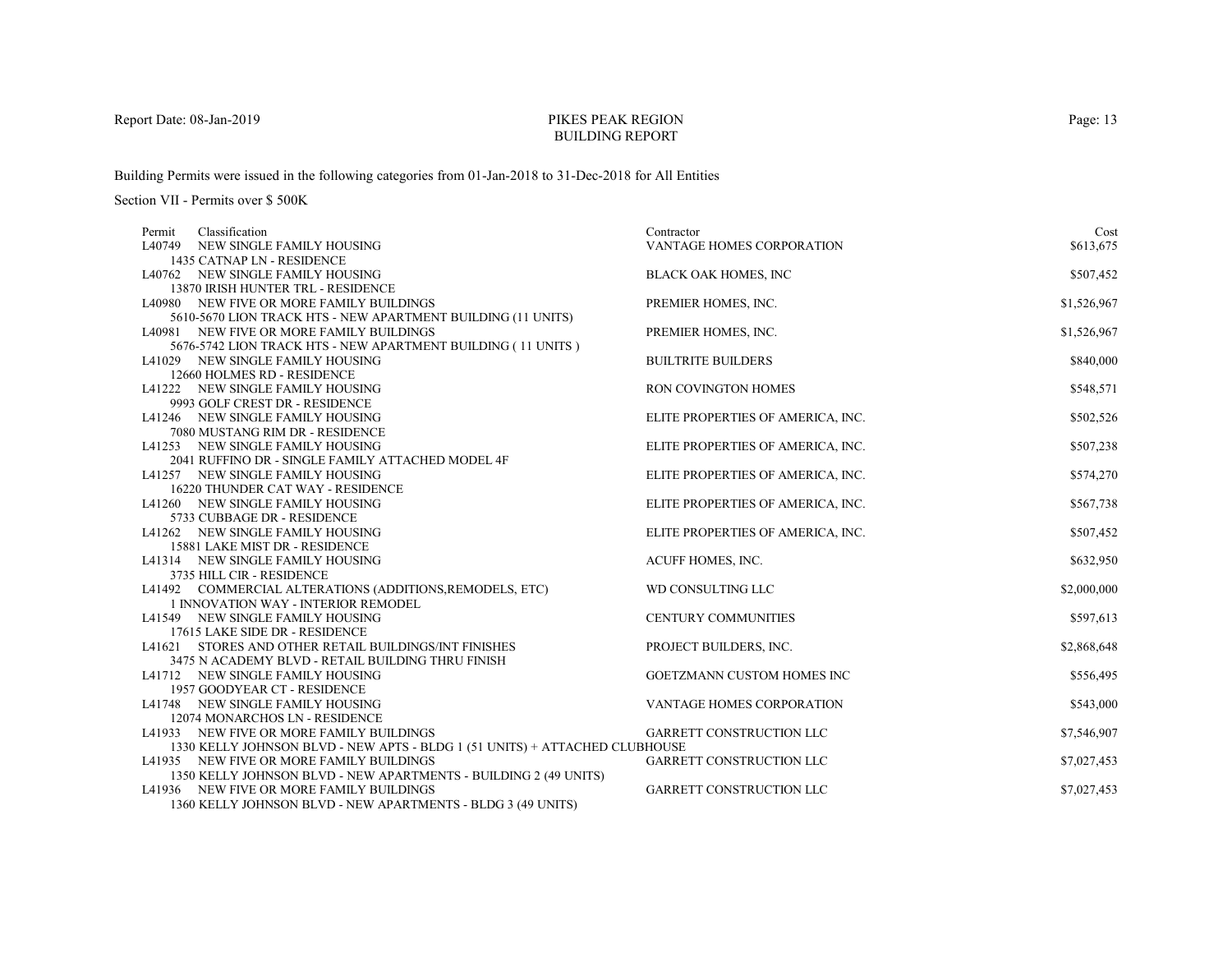# PIKES PEAK REGION
## BUILDING REPORT

Report Date: 08-Jan-2019

Building Permits were issued in the following categories from 01-Jan-2018 to 31-Dec-2018 for All Entities

Section VII - Permits over $ 500K

| Permit | Classification | Contractor | Cost |
|---|---|---|---|
| L40749 | NEW SINGLE FAMILY HOUSING<br>1435 CATNAP LN - RESIDENCE | VANTAGE HOMES CORPORATION | $613,675 |
| L40762 | NEW SINGLE FAMILY HOUSING<br>13870 IRISH HUNTER TRL - RESIDENCE | BLACK OAK HOMES, INC | $507,452 |
| L40980 | NEW FIVE OR MORE FAMILY BUILDINGS<br>5610-5670 LION TRACK HTS - NEW APARTMENT BUILDING (11 UNITS) | PREMIER HOMES, INC. | $1,526,967 |
| L40981 | NEW FIVE OR MORE FAMILY BUILDINGS<br>5676-5742 LION TRACK HTS - NEW APARTMENT BUILDING ( 11 UNITS ) | PREMIER HOMES, INC. | $1,526,967 |
| L41029 | NEW SINGLE FAMILY HOUSING<br>12660 HOLMES RD - RESIDENCE | BUILTRITE BUILDERS | $840,000 |
| L41222 | NEW SINGLE FAMILY HOUSING<br>9993 GOLF CREST DR - RESIDENCE | RON COVINGTON HOMES | $548,571 |
| L41246 | NEW SINGLE FAMILY HOUSING<br>7080 MUSTANG RIM DR - RESIDENCE | ELITE PROPERTIES OF AMERICA, INC. | $502,526 |
| L41253 | NEW SINGLE FAMILY HOUSING<br>2041 RUFFINO DR - SINGLE FAMILY ATTACHED MODEL 4F | ELITE PROPERTIES OF AMERICA, INC. | $507,238 |
| L41257 | NEW SINGLE FAMILY HOUSING<br>16220 THUNDER CAT WAY - RESIDENCE | ELITE PROPERTIES OF AMERICA, INC. | $574,270 |
| L41260 | NEW SINGLE FAMILY HOUSING<br>5733 CUBBAGE DR - RESIDENCE | ELITE PROPERTIES OF AMERICA, INC. | $567,738 |
| L41262 | NEW SINGLE FAMILY HOUSING<br>15881 LAKE MIST DR - RESIDENCE | ELITE PROPERTIES OF AMERICA, INC. | $507,452 |
| L41314 | NEW SINGLE FAMILY HOUSING<br>3735 HILL CIR - RESIDENCE | ACUFF HOMES, INC. | $632,950 |
| L41492 | COMMERCIAL ALTERATIONS (ADDITIONS,REMODELS, ETC)<br>1 INNOVATION WAY - INTERIOR REMODEL | WD CONSULTING LLC | $2,000,000 |
| L41549 | NEW SINGLE FAMILY HOUSING<br>17615 LAKE SIDE DR - RESIDENCE | CENTURY COMMUNITIES | $597,613 |
| L41621 | STORES AND OTHER RETAIL BUILDINGS/INT FINISHES<br>3475 N ACADEMY BLVD - RETAIL BUILDING THRU FINISH | PROJECT BUILDERS, INC. | $2,868,648 |
| L41712 | NEW SINGLE FAMILY HOUSING<br>1957 GOODYEAR CT - RESIDENCE | GOETZMANN CUSTOM HOMES INC | $556,495 |
| L41748 | NEW SINGLE FAMILY HOUSING<br>12074 MONARCHOS LN - RESIDENCE | VANTAGE HOMES CORPORATION | $543,000 |
| L41933 | NEW FIVE OR MORE FAMILY BUILDINGS<br>1330 KELLY JOHNSON BLVD - NEW APTS - BLDG 1 (51 UNITS) + ATTACHED CLUBHOUSE | GARRETT CONSTRUCTION LLC | $7,546,907 |
| L41935 | NEW FIVE OR MORE FAMILY BUILDINGS<br>1350 KELLY JOHNSON BLVD - NEW APARTMENTS - BUILDING 2 (49 UNITS) | GARRETT CONSTRUCTION LLC | $7,027,453 |
| L41936 | NEW FIVE OR MORE FAMILY BUILDINGS<br>1360 KELLY JOHNSON BLVD - NEW APARTMENTS - BLDG 3 (49 UNITS) | GARRETT CONSTRUCTION LLC | $7,027,453 |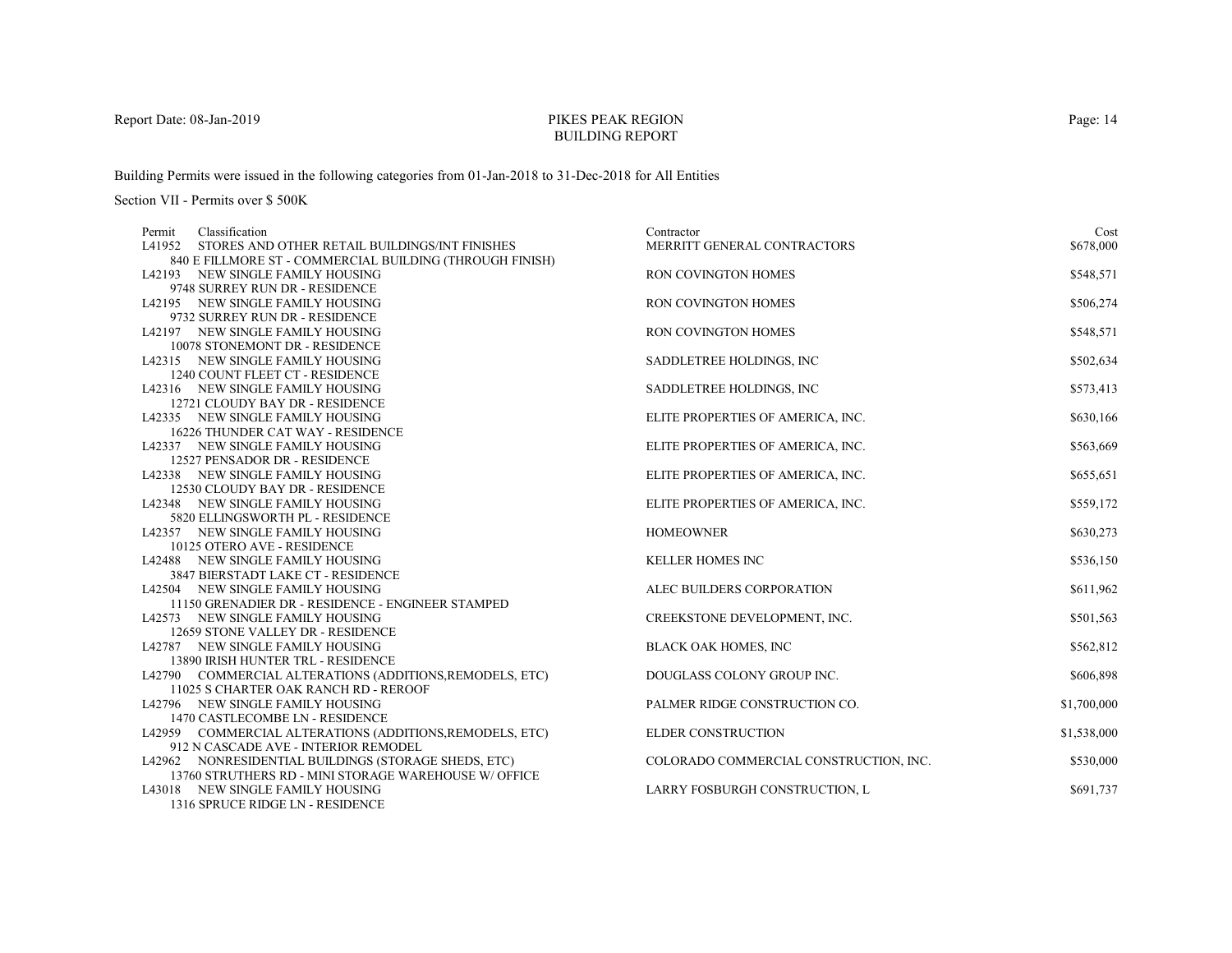# PIKES PEAK REGION
## BUILDING REPORT

Report Date: 08-Jan-2019

Building Permits were issued in the following categories from 01-Jan-2018 to 31-Dec-2018 for All Entities

Section VII - Permits over $ 500K

| Permit | Classification | Contractor | Cost |
|---|---|---|---|
| L41952 | STORES AND OTHER RETAIL BUILDINGS/INT FINISHES<br>840 E FILLMORE ST - COMMERCIAL BUILDING (THROUGH FINISH) | MERRITT GENERAL CONTRACTORS | $678,000 |
| L42193 | NEW SINGLE FAMILY HOUSING<br>9748 SURREY RUN DR - RESIDENCE | RON COVINGTON HOMES | $548,571 |
| L42195 | NEW SINGLE FAMILY HOUSING<br>9732 SURREY RUN DR - RESIDENCE | RON COVINGTON HOMES | $506,274 |
| L42197 | NEW SINGLE FAMILY HOUSING<br>10078 STONEMONT DR - RESIDENCE | RON COVINGTON HOMES | $548,571 |
| L42315 | NEW SINGLE FAMILY HOUSING<br>1240 COUNT FLEET CT - RESIDENCE | SADDLETREE HOLDINGS, INC | $502,634 |
| L42316 | NEW SINGLE FAMILY HOUSING<br>12721 CLOUDY BAY DR - RESIDENCE | SADDLETREE HOLDINGS, INC | $573,413 |
| L42335 | NEW SINGLE FAMILY HOUSING<br>16226 THUNDER CAT WAY - RESIDENCE | ELITE PROPERTIES OF AMERICA, INC. | $630,166 |
| L42337 | NEW SINGLE FAMILY HOUSING<br>12527 PENSADOR DR - RESIDENCE | ELITE PROPERTIES OF AMERICA, INC. | $563,669 |
| L42338 | NEW SINGLE FAMILY HOUSING<br>12530 CLOUDY BAY DR - RESIDENCE | ELITE PROPERTIES OF AMERICA, INC. | $655,651 |
| L42348 | NEW SINGLE FAMILY HOUSING<br>5820 ELLINGSWORTH PL - RESIDENCE | ELITE PROPERTIES OF AMERICA, INC. | $559,172 |
| L42357 | NEW SINGLE FAMILY HOUSING<br>10125 OTERO AVE - RESIDENCE | HOMEOWNER | $630,273 |
| L42488 | NEW SINGLE FAMILY HOUSING<br>3847 BIERSTADT LAKE CT - RESIDENCE | KELLER HOMES INC | $536,150 |
| L42504 | NEW SINGLE FAMILY HOUSING<br>11150 GRENADIER DR - RESIDENCE - ENGINEER STAMPED | ALEC BUILDERS CORPORATION | $611,962 |
| L42573 | NEW SINGLE FAMILY HOUSING<br>12659 STONE VALLEY DR - RESIDENCE | CREEKSTONE DEVELOPMENT, INC. | $501,563 |
| L42787 | NEW SINGLE FAMILY HOUSING<br>13890 IRISH HUNTER TRL - RESIDENCE | BLACK OAK HOMES, INC | $562,812 |
| L42790 | COMMERCIAL ALTERATIONS (ADDITIONS,REMODELS, ETC)<br>11025 S CHARTER OAK RANCH RD - REROOF | DOUGLASS COLONY GROUP INC. | $606,898 |
| L42796 | NEW SINGLE FAMILY HOUSING<br>1470 CASTLECOMBE LN - RESIDENCE | PALMER RIDGE CONSTRUCTION CO. | $1,700,000 |
| L42959 | COMMERCIAL ALTERATIONS (ADDITIONS,REMODELS, ETC)<br>912 N CASCADE AVE - INTERIOR REMODEL | ELDER CONSTRUCTION | $1,538,000 |
| L42962 | NONRESIDENTIAL BUILDINGS (STORAGE SHEDS, ETC)<br>13760 STRUTHERS RD - MINI STORAGE WAREHOUSE W/ OFFICE | COLORADO COMMERCIAL CONSTRUCTION, INC. | $530,000 |
| L43018 | NEW SINGLE FAMILY HOUSING<br>1316 SPRUCE RIDGE LN - RESIDENCE | LARRY FOSBURGH CONSTRUCTION, L | $691,737 |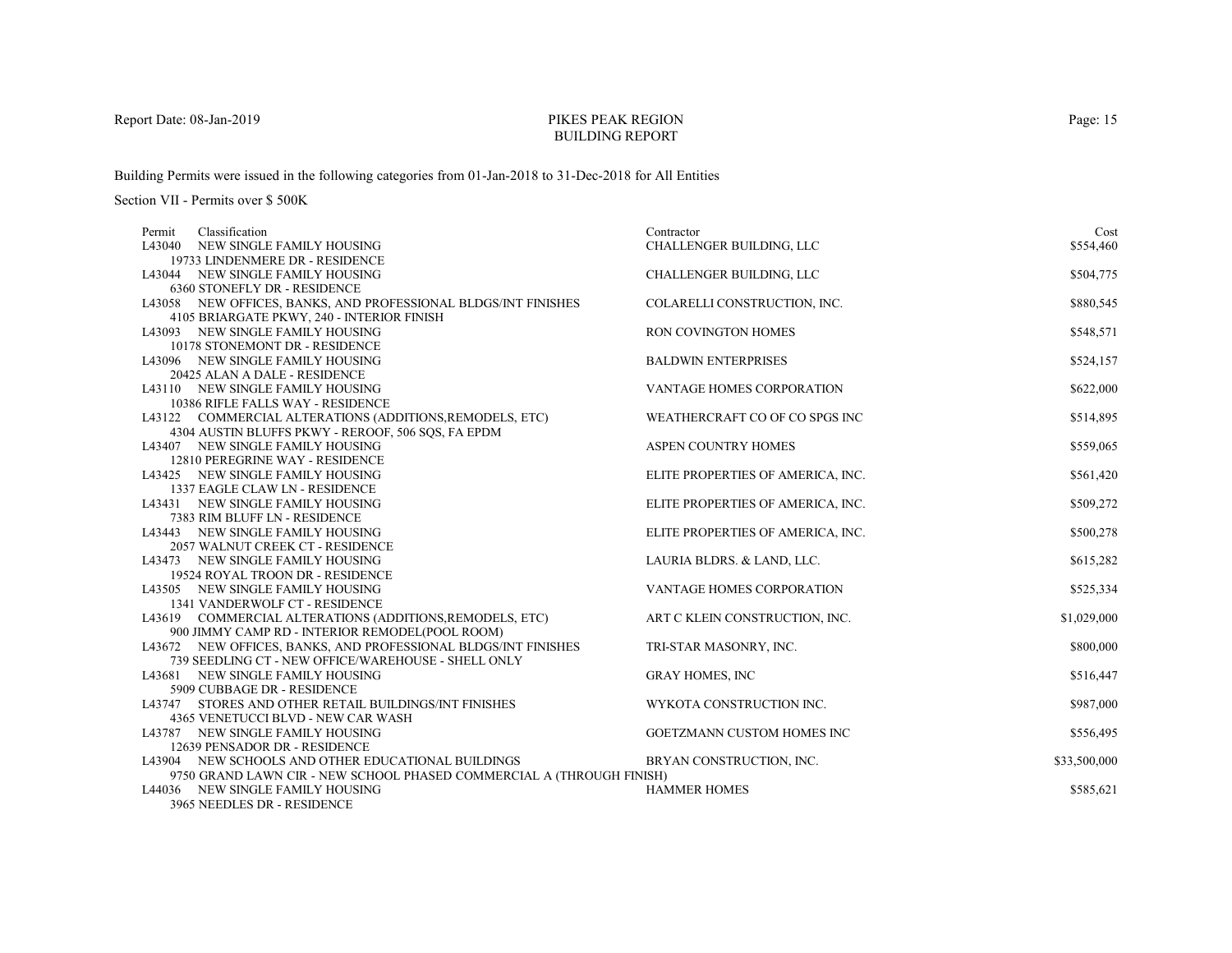PIKES PEAK REGION
BUILDING REPORT

Report Date: 08-Jan-2019

Building Permits were issued in the following categories from 01-Jan-2018 to 31-Dec-2018 for All Entities

Section VII - Permits over $ 500K

| Permit | Classification | Contractor | Cost |
|---|---|---|---|
| L43040 | NEW SINGLE FAMILY HOUSING<br>19733 LINDENMERE DR - RESIDENCE | CHALLENGER BUILDING, LLC | $554,460 |
| L43044 | NEW SINGLE FAMILY HOUSING<br>6360 STONEFLY DR - RESIDENCE | CHALLENGER BUILDING, LLC | $504,775 |
| L43058 | NEW OFFICES, BANKS, AND PROFESSIONAL BLDGS/INT FINISHES<br>4105 BRIARGATE PKWY, 240 - INTERIOR FINISH | COLARELLI CONSTRUCTION, INC. | $880,545 |
| L43093 | NEW SINGLE FAMILY HOUSING<br>10178 STONEMONT DR - RESIDENCE | RON COVINGTON HOMES | $548,571 |
| L43096 | NEW SINGLE FAMILY HOUSING<br>20425 ALAN A DALE - RESIDENCE | BALDWIN ENTERPRISES | $524,157 |
| L43110 | NEW SINGLE FAMILY HOUSING<br>10386 RIFLE FALLS WAY - RESIDENCE | VANTAGE HOMES CORPORATION | $622,000 |
| L43122 | COMMERCIAL ALTERATIONS (ADDITIONS,REMODELS, ETC)<br>4304 AUSTIN BLUFFS PKWY - REROOF, 506 SQS, FA EPDM | WEATHERCRAFT CO OF CO SPGS INC | $514,895 |
| L43407 | NEW SINGLE FAMILY HOUSING<br>12810 PEREGRINE WAY - RESIDENCE | ASPEN COUNTRY HOMES | $559,065 |
| L43425 | NEW SINGLE FAMILY HOUSING<br>1337 EAGLE CLAW LN - RESIDENCE | ELITE PROPERTIES OF AMERICA, INC. | $561,420 |
| L43431 | NEW SINGLE FAMILY HOUSING<br>7383 RIM BLUFF LN - RESIDENCE | ELITE PROPERTIES OF AMERICA, INC. | $509,272 |
| L43443 | NEW SINGLE FAMILY HOUSING<br>2057 WALNUT CREEK CT - RESIDENCE | ELITE PROPERTIES OF AMERICA, INC. | $500,278 |
| L43473 | NEW SINGLE FAMILY HOUSING<br>19524 ROYAL TROON DR - RESIDENCE | LAURIA BLDRS. & LAND, LLC. | $615,282 |
| L43505 | NEW SINGLE FAMILY HOUSING<br>1341 VANDERWOLF CT - RESIDENCE | VANTAGE HOMES CORPORATION | $525,334 |
| L43619 | COMMERCIAL ALTERATIONS (ADDITIONS,REMODELS, ETC)<br>900 JIMMY CAMP RD - INTERIOR REMODEL(POOL ROOM) | ART C KLEIN CONSTRUCTION, INC. | $1,029,000 |
| L43672 | NEW OFFICES, BANKS, AND PROFESSIONAL BLDGS/INT FINISHES<br>739 SEEDLING CT - NEW OFFICE/WAREHOUSE - SHELL ONLY | TRI-STAR MASONRY, INC. | $800,000 |
| L43681 | NEW SINGLE FAMILY HOUSING<br>5909 CUBBAGE DR - RESIDENCE | GRAY HOMES, INC | $516,447 |
| L43747 | STORES AND OTHER RETAIL BUILDINGS/INT FINISHES<br>4365 VENETUCCI BLVD - NEW CAR WASH | WYKOTA CONSTRUCTION INC. | $987,000 |
| L43787 | NEW SINGLE FAMILY HOUSING<br>12639 PENSADOR DR - RESIDENCE | GOETZMANN CUSTOM HOMES INC | $556,495 |
| L43904 | NEW SCHOOLS AND OTHER EDUCATIONAL BUILDINGS<br>9750 GRAND LAWN CIR - NEW SCHOOL PHASED COMMERCIAL A (THROUGH FINISH) | BRYAN CONSTRUCTION, INC. | $33,500,000 |
| L44036 | NEW SINGLE FAMILY HOUSING<br>3965 NEEDLES DR - RESIDENCE | HAMMER HOMES | $585,621 |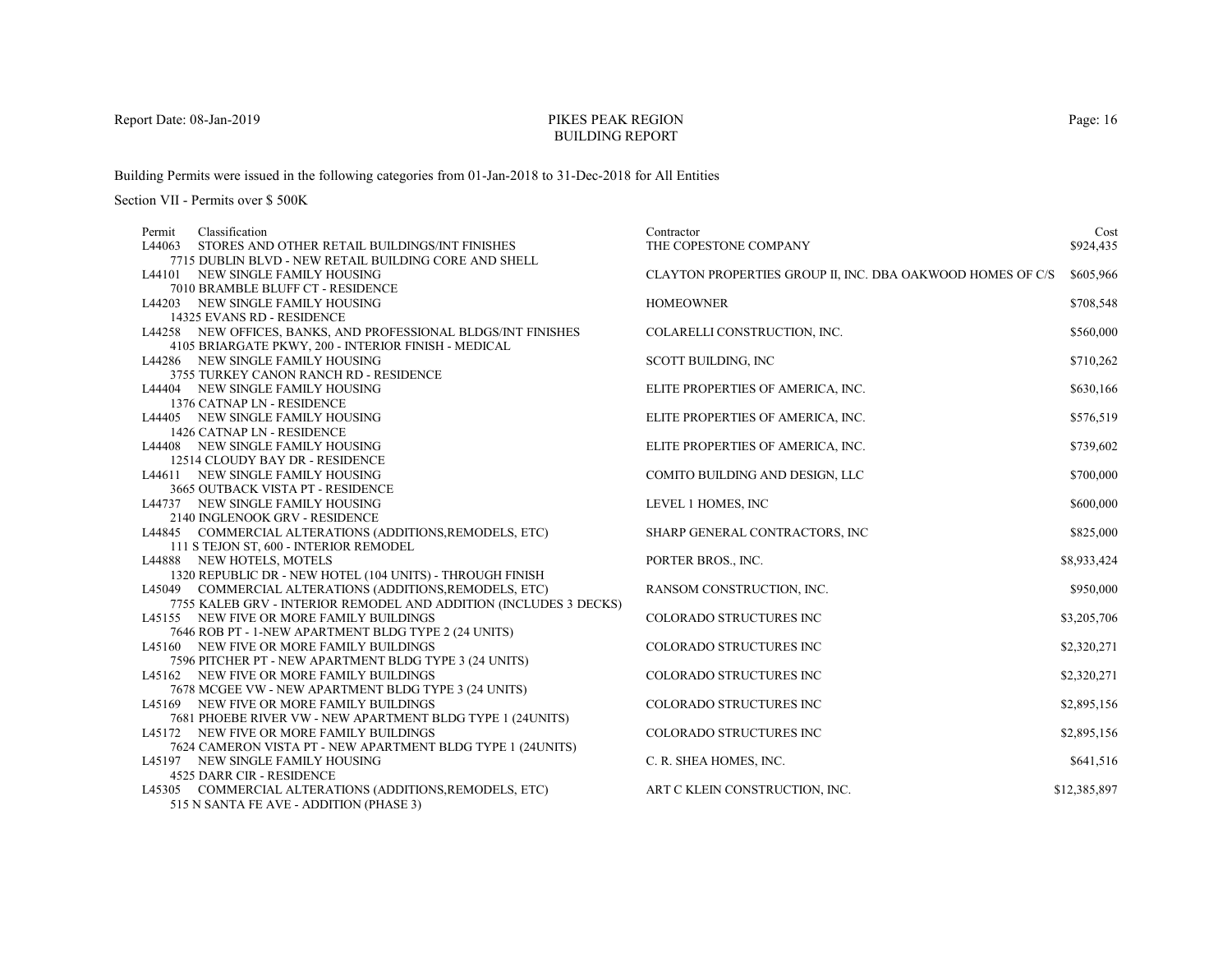# PIKES PEAK REGION BUILDING REPORT

Building Permits were issued in the following categories from 01-Jan-2018 to 31-Dec-2018 for All Entities

Section VII - Permits over $ 500K

| Permit | Classification | Contractor | Cost |
|---|---|---|---|
| L44063 | STORES AND OTHER RETAIL BUILDINGS/INT FINISHES<br>7715 DUBLIN BLVD - NEW RETAIL BUILDING CORE AND SHELL | THE COPESTONE COMPANY | $924,435 |
| L44101 | NEW SINGLE FAMILY HOUSING<br>7010 BRAMBLE BLUFF CT - RESIDENCE | CLAYTON PROPERTIES GROUP II, INC. DBA OAKWOOD HOMES OF C/S | $605,966 |
| L44203 | NEW SINGLE FAMILY HOUSING<br>14325 EVANS RD - RESIDENCE | HOMEOWNER | $708,548 |
| L44258 | NEW OFFICES, BANKS, AND PROFESSIONAL BLDGS/INT FINISHES<br>4105 BRIARGATE PKWY, 200 - INTERIOR FINISH - MEDICAL | COLARELLI CONSTRUCTION, INC. | $560,000 |
| L44286 | NEW SINGLE FAMILY HOUSING<br>3755 TURKEY CANON RANCH RD - RESIDENCE | SCOTT BUILDING, INC | $710,262 |
| L44404 | NEW SINGLE FAMILY HOUSING<br>1376 CATNAP LN - RESIDENCE | ELITE PROPERTIES OF AMERICA, INC. | $630,166 |
| L44405 | NEW SINGLE FAMILY HOUSING<br>1426 CATNAP LN - RESIDENCE | ELITE PROPERTIES OF AMERICA, INC. | $576,519 |
| L44408 | NEW SINGLE FAMILY HOUSING<br>12514 CLOUDY BAY DR - RESIDENCE | ELITE PROPERTIES OF AMERICA, INC. | $739,602 |
| L44611 | NEW SINGLE FAMILY HOUSING<br>3665 OUTBACK VISTA PT - RESIDENCE | COMITO BUILDING AND DESIGN, LLC | $700,000 |
| L44737 | NEW SINGLE FAMILY HOUSING<br>2140 INGLENOOK GRV - RESIDENCE | LEVEL 1 HOMES, INC | $600,000 |
| L44845 | COMMERCIAL ALTERATIONS (ADDITIONS,REMODELS, ETC)<br>111 S TEJON ST, 600 - INTERIOR REMODEL | SHARP GENERAL CONTRACTORS, INC | $825,000 |
| L44888 | NEW HOTELS, MOTELS<br>1320 REPUBLIC DR - NEW HOTEL (104 UNITS) - THROUGH FINISH | PORTER BROS., INC. | $8,933,424 |
| L45049 | COMMERCIAL ALTERATIONS (ADDITIONS,REMODELS, ETC)<br>7755 KALEB GRV - INTERIOR REMODEL AND ADDITION (INCLUDES 3 DECKS) | RANSOM CONSTRUCTION, INC. | $950,000 |
| L45155 | NEW FIVE OR MORE FAMILY BUILDINGS<br>7646 ROB PT - 1-NEW APARTMENT BLDG TYPE 2 (24 UNITS) | COLORADO STRUCTURES INC | $3,205,706 |
| L45160 | NEW FIVE OR MORE FAMILY BUILDINGS<br>7596 PITCHER PT - NEW APARTMENT BLDG TYPE 3 (24 UNITS) | COLORADO STRUCTURES INC | $2,320,271 |
| L45162 | NEW FIVE OR MORE FAMILY BUILDINGS<br>7678 MCGEE VW - NEW APARTMENT BLDG TYPE 3 (24 UNITS) | COLORADO STRUCTURES INC | $2,320,271 |
| L45169 | NEW FIVE OR MORE FAMILY BUILDINGS<br>7681 PHOEBE RIVER VW - NEW APARTMENT BLDG TYPE 1 (24UNITS) | COLORADO STRUCTURES INC | $2,895,156 |
| L45172 | NEW FIVE OR MORE FAMILY BUILDINGS<br>7624 CAMERON VISTA PT - NEW APARTMENT BLDG TYPE 1 (24UNITS) | COLORADO STRUCTURES INC | $2,895,156 |
| L45197 | NEW SINGLE FAMILY HOUSING<br>4525 DARR CIR - RESIDENCE | C. R. SHEA HOMES, INC. | $641,516 |
| L45305 | COMMERCIAL ALTERATIONS (ADDITIONS,REMODELS, ETC)<br>515 N SANTA FE AVE - ADDITION (PHASE 3) | ART C KLEIN CONSTRUCTION, INC. | $12,385,897 |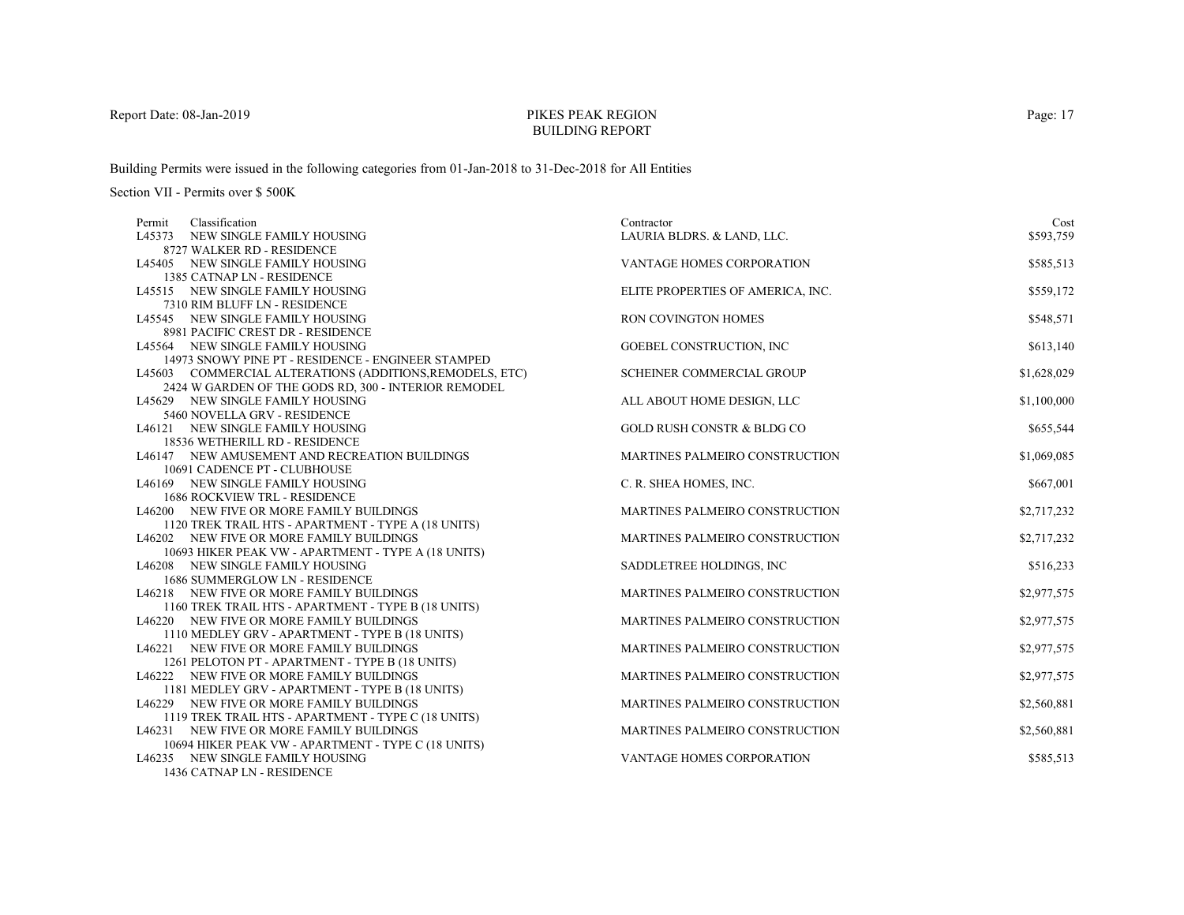PIKES PEAK REGION
BUILDING REPORT

Building Permits were issued in the following categories from 01-Jan-2018 to 31-Dec-2018 for All Entities

Section VII - Permits over $ 500K

| Permit | Classification | Contractor | Cost |
|---|---|---|---|
| L45373 | NEW SINGLE FAMILY HOUSING<br>8727 WALKER RD - RESIDENCE | LAURIA BLDRS. & LAND, LLC. | $593,759 |
| L45405 | NEW SINGLE FAMILY HOUSING<br>1385 CATNAP LN - RESIDENCE | VANTAGE HOMES CORPORATION | $585,513 |
| L45515 | NEW SINGLE FAMILY HOUSING<br>7310 RIM BLUFF LN - RESIDENCE | ELITE PROPERTIES OF AMERICA, INC. | $559,172 |
| L45545 | NEW SINGLE FAMILY HOUSING<br>8981 PACIFIC CREST DR - RESIDENCE | RON COVINGTON HOMES | $548,571 |
| L45564 | NEW SINGLE FAMILY HOUSING<br>14973 SNOWY PINE PT - RESIDENCE - ENGINEER STAMPED | GOEBEL CONSTRUCTION, INC | $613,140 |
| L45603 | COMMERCIAL ALTERATIONS (ADDITIONS,REMODELS, ETC)<br>2424 W GARDEN OF THE GODS RD, 300 - INTERIOR REMODEL | SCHEINER COMMERCIAL GROUP | $1,628,029 |
| L45629 | NEW SINGLE FAMILY HOUSING<br>5460 NOVELLA GRV - RESIDENCE | ALL ABOUT HOME DESIGN, LLC | $1,100,000 |
| L46121 | NEW SINGLE FAMILY HOUSING<br>18536 WETHERILL RD - RESIDENCE | GOLD RUSH CONSTR & BLDG CO | $655,544 |
| L46147 | NEW AMUSEMENT AND RECREATION BUILDINGS<br>10691 CADENCE PT - CLUBHOUSE | MARTINES PALMEIRO CONSTRUCTION | $1,069,085 |
| L46169 | NEW SINGLE FAMILY HOUSING<br>1686 ROCKVIEW TRL - RESIDENCE | C. R. SHEA HOMES, INC. | $667,001 |
| L46200 | NEW FIVE OR MORE FAMILY BUILDINGS<br>1120 TREK TRAIL HTS - APARTMENT - TYPE A (18 UNITS) | MARTINES PALMEIRO CONSTRUCTION | $2,717,232 |
| L46202 | NEW FIVE OR MORE FAMILY BUILDINGS<br>10693 HIKER PEAK VW - APARTMENT - TYPE A (18 UNITS) | MARTINES PALMEIRO CONSTRUCTION | $2,717,232 |
| L46208 | NEW SINGLE FAMILY HOUSING<br>1686 SUMMERGLOW LN - RESIDENCE | SADDLETREE HOLDINGS, INC | $516,233 |
| L46218 | NEW FIVE OR MORE FAMILY BUILDINGS<br>1160 TREK TRAIL HTS - APARTMENT - TYPE B (18 UNITS) | MARTINES PALMEIRO CONSTRUCTION | $2,977,575 |
| L46220 | NEW FIVE OR MORE FAMILY BUILDINGS<br>1110 MEDLEY GRV - APARTMENT - TYPE B (18 UNITS) | MARTINES PALMEIRO CONSTRUCTION | $2,977,575 |
| L46221 | NEW FIVE OR MORE FAMILY BUILDINGS<br>1261 PELOTON PT - APARTMENT - TYPE B (18 UNITS) | MARTINES PALMEIRO CONSTRUCTION | $2,977,575 |
| L46222 | NEW FIVE OR MORE FAMILY BUILDINGS<br>1181 MEDLEY GRV - APARTMENT - TYPE B (18 UNITS) | MARTINES PALMEIRO CONSTRUCTION | $2,977,575 |
| L46229 | NEW FIVE OR MORE FAMILY BUILDINGS<br>1119 TREK TRAIL HTS - APARTMENT - TYPE C (18 UNITS) | MARTINES PALMEIRO CONSTRUCTION | $2,560,881 |
| L46231 | NEW FIVE OR MORE FAMILY BUILDINGS<br>10694 HIKER PEAK VW - APARTMENT - TYPE C (18 UNITS) | MARTINES PALMEIRO CONSTRUCTION | $2,560,881 |
| L46235 | NEW SINGLE FAMILY HOUSING<br>1436 CATNAP LN - RESIDENCE | VANTAGE HOMES CORPORATION | $585,513 |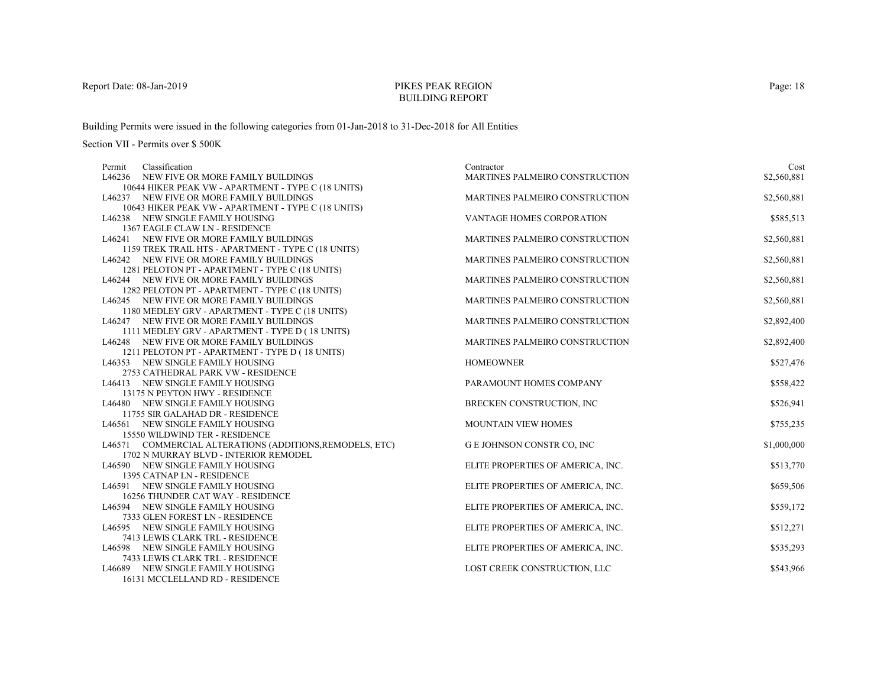Report Date: 08-Jan-2019

# PIKES PEAK REGION
## BUILDING REPORT

Building Permits were issued in the following categories from 01-Jan-2018 to 31-Dec-2018 for All Entities

Section VII - Permits over $ 500K

| Permit | Classification | Contractor | Cost |
|---|---|---|---|
| L46236 | NEW FIVE OR MORE FAMILY BUILDINGS<br>10644 HIKER PEAK VW - APARTMENT - TYPE C (18 UNITS) | MARTINES PALMEIRO CONSTRUCTION | $2,560,881 |
| L46237 | NEW FIVE OR MORE FAMILY BUILDINGS<br>10643 HIKER PEAK VW - APARTMENT - TYPE C (18 UNITS) | MARTINES PALMEIRO CONSTRUCTION | $2,560,881 |
| L46238 | NEW SINGLE FAMILY HOUSING<br>1367 EAGLE CLAW LN - RESIDENCE | VANTAGE HOMES CORPORATION | $585,513 |
| L46241 | NEW FIVE OR MORE FAMILY BUILDINGS<br>1159 TREK TRAIL HTS - APARTMENT - TYPE C (18 UNITS) | MARTINES PALMEIRO CONSTRUCTION | $2,560,881 |
| L46242 | NEW FIVE OR MORE FAMILY BUILDINGS<br>1281 PELOTON PT - APARTMENT - TYPE C (18 UNITS) | MARTINES PALMEIRO CONSTRUCTION | $2,560,881 |
| L46244 | NEW FIVE OR MORE FAMILY BUILDINGS<br>1282 PELOTON PT - APARTMENT - TYPE C (18 UNITS) | MARTINES PALMEIRO CONSTRUCTION | $2,560,881 |
| L46245 | NEW FIVE OR MORE FAMILY BUILDINGS<br>1180 MEDLEY GRV - APARTMENT - TYPE C (18 UNITS) | MARTINES PALMEIRO CONSTRUCTION | $2,560,881 |
| L46247 | NEW FIVE OR MORE FAMILY BUILDINGS<br>1111 MEDLEY GRV - APARTMENT - TYPE D ( 18 UNITS) | MARTINES PALMEIRO CONSTRUCTION | $2,892,400 |
| L46248 | NEW FIVE OR MORE FAMILY BUILDINGS<br>1211 PELOTON PT - APARTMENT - TYPE D ( 18 UNITS) | MARTINES PALMEIRO CONSTRUCTION | $2,892,400 |
| L46353 | NEW SINGLE FAMILY HOUSING<br>2753 CATHEDRAL PARK VW - RESIDENCE | HOMEOWNER | $527,476 |
| L46413 | NEW SINGLE FAMILY HOUSING<br>13175 N PEYTON HWY - RESIDENCE | PARAMOUNT HOMES COMPANY | $558,422 |
| L46480 | NEW SINGLE FAMILY HOUSING<br>11755 SIR GALAHAD DR - RESIDENCE | BRECKEN CONSTRUCTION, INC | $526,941 |
| L46561 | NEW SINGLE FAMILY HOUSING<br>15550 WILDWIND TER - RESIDENCE | MOUNTAIN VIEW HOMES | $755,235 |
| L46571 | COMMERCIAL ALTERATIONS (ADDITIONS,REMODELS, ETC)<br>1702 N MURRAY BLVD - INTERIOR REMODEL | G E JOHNSON CONSTR CO, INC | $1,000,000 |
| L46590 | NEW SINGLE FAMILY HOUSING<br>1395 CATNAP LN - RESIDENCE | ELITE PROPERTIES OF AMERICA, INC. | $513,770 |
| L46591 | NEW SINGLE FAMILY HOUSING<br>16256 THUNDER CAT WAY - RESIDENCE | ELITE PROPERTIES OF AMERICA, INC. | $659,506 |
| L46594 | NEW SINGLE FAMILY HOUSING<br>7333 GLEN FOREST LN - RESIDENCE | ELITE PROPERTIES OF AMERICA, INC. | $559,172 |
| L46595 | NEW SINGLE FAMILY HOUSING<br>7413 LEWIS CLARK TRL - RESIDENCE | ELITE PROPERTIES OF AMERICA, INC. | $512,271 |
| L46598 | NEW SINGLE FAMILY HOUSING<br>7433 LEWIS CLARK TRL - RESIDENCE | ELITE PROPERTIES OF AMERICA, INC. | $535,293 |
| L46689 | NEW SINGLE FAMILY HOUSING<br>16131 MCCLELLAND RD - RESIDENCE | LOST CREEK CONSTRUCTION, LLC | $543,966 |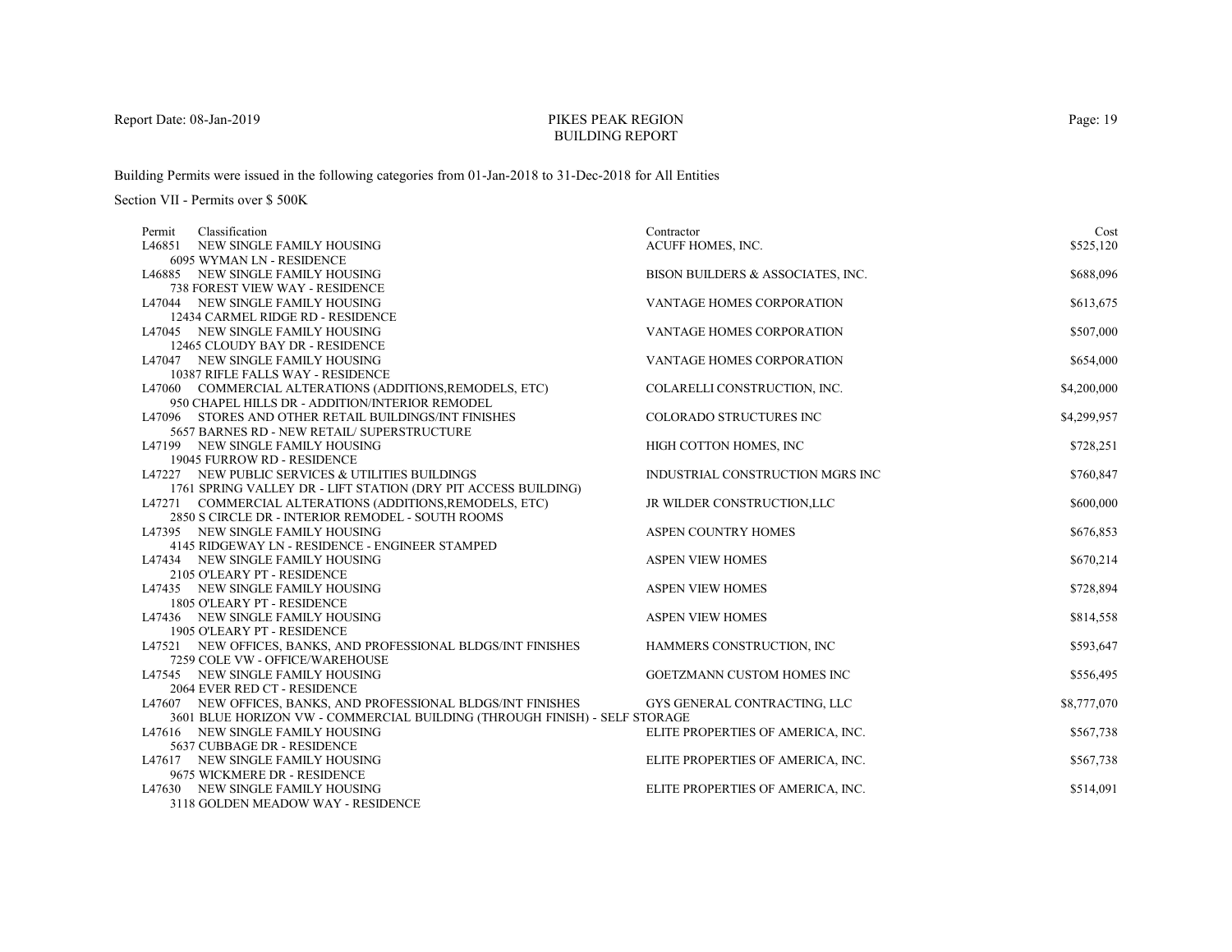Report Date: 08-Jan-2019

# PIKES PEAK REGION
# BUILDING REPORT

Building Permits were issued in the following categories from 01-Jan-2018 to 31-Dec-2018 for All Entities

Section VII - Permits over $ 500K

| Permit | Classification | Contractor | Cost |
|---|---|---|---|
| L46851 | NEW SINGLE FAMILY HOUSING<br>6095 WYMAN LN - RESIDENCE | ACUFF HOMES, INC. | $525,120 |
| L46885 | NEW SINGLE FAMILY HOUSING<br>738 FOREST VIEW WAY - RESIDENCE | BISON BUILDERS & ASSOCIATES, INC. | $688,096 |
| L47044 | NEW SINGLE FAMILY HOUSING<br>12434 CARMEL RIDGE RD - RESIDENCE | VANTAGE HOMES CORPORATION | $613,675 |
| L47045 | NEW SINGLE FAMILY HOUSING<br>12465 CLOUDY BAY DR - RESIDENCE | VANTAGE HOMES CORPORATION | $507,000 |
| L47047 | NEW SINGLE FAMILY HOUSING<br>10387 RIFLE FALLS WAY - RESIDENCE | VANTAGE HOMES CORPORATION | $654,000 |
| L47060 | COMMERCIAL ALTERATIONS (ADDITIONS,REMODELS, ETC)<br>950 CHAPEL HILLS DR - ADDITION/INTERIOR REMODEL | COLARELLI CONSTRUCTION, INC. | $4,200,000 |
| L47096 | STORES AND OTHER RETAIL BUILDINGS/INT FINISHES<br>5657 BARNES RD - NEW RETAIL/ SUPERSTRUCTURE | COLORADO STRUCTURES INC | $4,299,957 |
| L47199 | NEW SINGLE FAMILY HOUSING<br>19045 FURROW RD - RESIDENCE | HIGH COTTON HOMES, INC | $728,251 |
| L47227 | NEW PUBLIC SERVICES & UTILITIES BUILDINGS<br>1761 SPRING VALLEY DR - LIFT STATION (DRY PIT ACCESS BUILDING) | INDUSTRIAL CONSTRUCTION MGRS INC | $760,847 |
| L47271 | COMMERCIAL ALTERATIONS (ADDITIONS,REMODELS, ETC)<br>2850 S CIRCLE DR - INTERIOR REMODEL - SOUTH ROOMS | JR WILDER CONSTRUCTION,LLC | $600,000 |
| L47395 | NEW SINGLE FAMILY HOUSING<br>4145 RIDGEWAY LN - RESIDENCE - ENGINEER STAMPED | ASPEN COUNTRY HOMES | $676,853 |
| L47434 | NEW SINGLE FAMILY HOUSING<br>2105 O'LEARY PT - RESIDENCE | ASPEN VIEW HOMES | $670,214 |
| L47435 | NEW SINGLE FAMILY HOUSING<br>1805 O'LEARY PT - RESIDENCE | ASPEN VIEW HOMES | $728,894 |
| L47436 | NEW SINGLE FAMILY HOUSING<br>1905 O'LEARY PT - RESIDENCE | ASPEN VIEW HOMES | $814,558 |
| L47521 | NEW OFFICES, BANKS, AND PROFESSIONAL BLDGS/INT FINISHES<br>7259 COLE VW - OFFICE/WAREHOUSE | HAMMERS CONSTRUCTION, INC | $593,647 |
| L47545 | NEW SINGLE FAMILY HOUSING<br>2064 EVER RED CT - RESIDENCE | GOETZMANN CUSTOM HOMES INC | $556,495 |
| L47607 | NEW OFFICES, BANKS, AND PROFESSIONAL BLDGS/INT FINISHES<br>3601 BLUE HORIZON VW - COMMERCIAL BUILDING (THROUGH FINISH) - SELF STORAGE | GYS GENERAL CONTRACTING, LLC | $8,777,070 |
| L47616 | NEW SINGLE FAMILY HOUSING<br>5637 CUBBAGE DR - RESIDENCE | ELITE PROPERTIES OF AMERICA, INC. | $567,738 |
| L47617 | NEW SINGLE FAMILY HOUSING<br>9675 WICKMERE DR - RESIDENCE | ELITE PROPERTIES OF AMERICA, INC. | $567,738 |
| L47630 | NEW SINGLE FAMILY HOUSING<br>3118 GOLDEN MEADOW WAY - RESIDENCE | ELITE PROPERTIES OF AMERICA, INC. | $514,091 |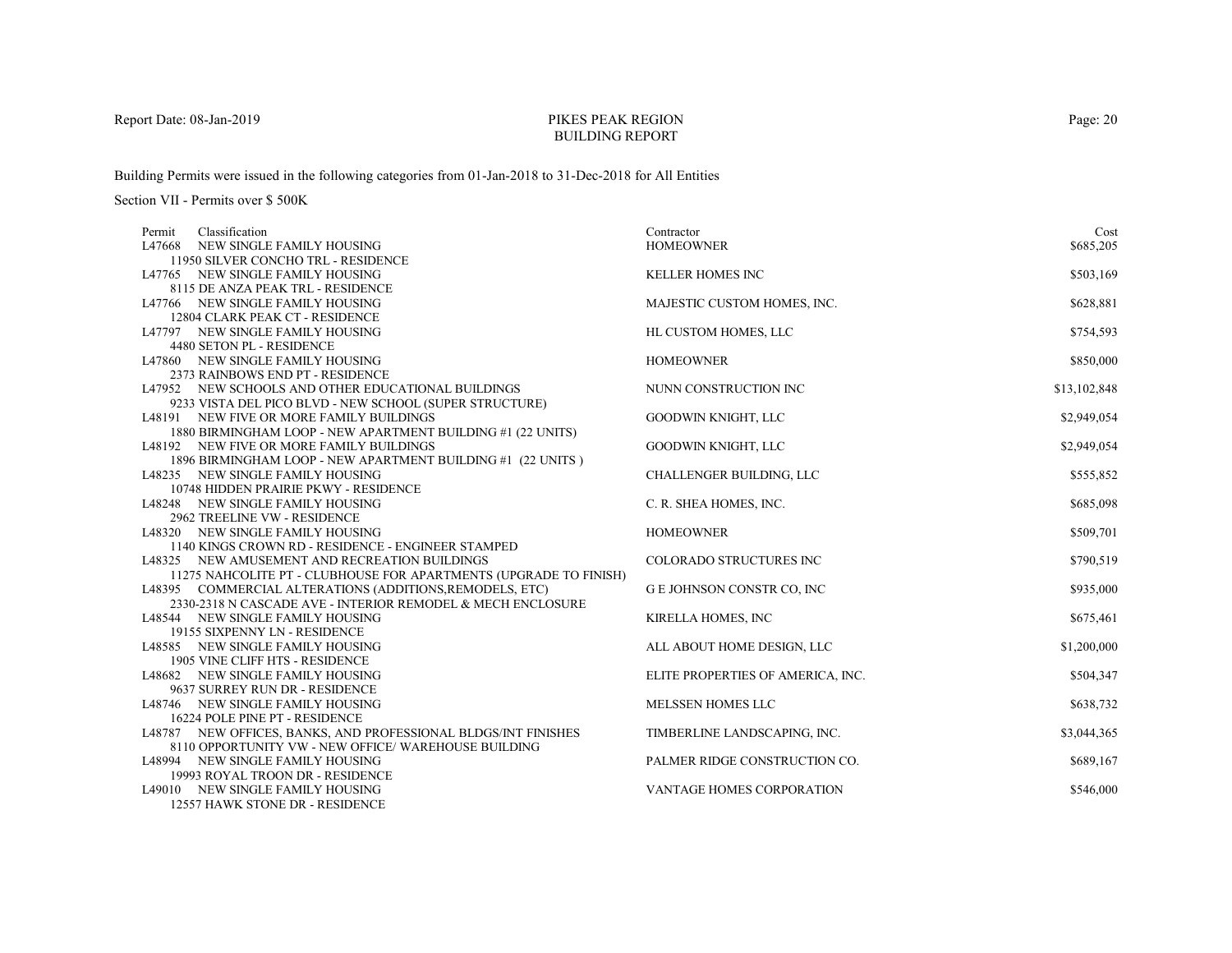# PIKES PEAK REGION
## BUILDING REPORT

Report Date: 08-Jan-2019

Building Permits were issued in the following categories from 01-Jan-2018 to 31-Dec-2018 for All Entities

Section VII - Permits over $ 500K

| Permit | Classification | Contractor | Cost |
|---|---|---|---|
| L47668 | NEW SINGLE FAMILY HOUSING<br>11950 SILVER CONCHO TRL - RESIDENCE | HOMEOWNER | $685,205 |
| L47765 | NEW SINGLE FAMILY HOUSING<br>8115 DE ANZA PEAK TRL - RESIDENCE | KELLER HOMES INC | $503,169 |
| L47766 | NEW SINGLE FAMILY HOUSING<br>12804 CLARK PEAK CT - RESIDENCE | MAJESTIC CUSTOM HOMES, INC. | $628,881 |
| L47797 | NEW SINGLE FAMILY HOUSING<br>4480 SETON PL - RESIDENCE | HL CUSTOM HOMES, LLC | $754,593 |
| L47860 | NEW SINGLE FAMILY HOUSING<br>2373 RAINBOWS END PT - RESIDENCE | HOMEOWNER | $850,000 |
| L47952 | NEW SCHOOLS AND OTHER EDUCATIONAL BUILDINGS<br>9233 VISTA DEL PICO BLVD - NEW SCHOOL (SUPER STRUCTURE) | NUNN CONSTRUCTION INC | $13,102,848 |
| L48191 | NEW FIVE OR MORE FAMILY BUILDINGS<br>1880 BIRMINGHAM LOOP - NEW APARTMENT BUILDING #1 (22 UNITS) | GOODWIN KNIGHT, LLC | $2,949,054 |
| L48192 | NEW FIVE OR MORE FAMILY BUILDINGS<br>1896 BIRMINGHAM LOOP - NEW APARTMENT BUILDING #1 (22 UNITS ) | GOODWIN KNIGHT, LLC | $2,949,054 |
| L48235 | NEW SINGLE FAMILY HOUSING<br>10748 HIDDEN PRAIRIE PKWY - RESIDENCE | CHALLENGER BUILDING, LLC | $555,852 |
| L48248 | NEW SINGLE FAMILY HOUSING<br>2962 TREELINE VW - RESIDENCE | C. R. SHEA HOMES, INC. | $685,098 |
| L48320 | NEW SINGLE FAMILY HOUSING<br>1140 KINGS CROWN RD - RESIDENCE - ENGINEER STAMPED | HOMEOWNER | $509,701 |
| L48325 | NEW AMUSEMENT AND RECREATION BUILDINGS<br>11275 NAHCOLITE PT - CLUBHOUSE FOR APARTMENTS (UPGRADE TO FINISH) | COLORADO STRUCTURES INC | $790,519 |
| L48395 | COMMERCIAL ALTERATIONS (ADDITIONS,REMODELS, ETC)<br>2330-2318 N CASCADE AVE - INTERIOR REMODEL & MECH ENCLOSURE | G E JOHNSON CONSTR CO, INC | $935,000 |
| L48544 | NEW SINGLE FAMILY HOUSING<br>19155 SIXPENNY LN - RESIDENCE | KIRELLA HOMES, INC | $675,461 |
| L48585 | NEW SINGLE FAMILY HOUSING<br>1905 VINE CLIFF HTS - RESIDENCE | ALL ABOUT HOME DESIGN, LLC | $1,200,000 |
| L48682 | NEW SINGLE FAMILY HOUSING<br>9637 SURREY RUN DR - RESIDENCE | ELITE PROPERTIES OF AMERICA, INC. | $504,347 |
| L48746 | NEW SINGLE FAMILY HOUSING<br>16224 POLE PINE PT - RESIDENCE | MELSSEN HOMES LLC | $638,732 |
| L48787 | NEW OFFICES, BANKS, AND PROFESSIONAL BLDGS/INT FINISHES<br>8110 OPPORTUNITY VW - NEW OFFICE/ WAREHOUSE BUILDING | TIMBERLINE LANDSCAPING, INC. | $3,044,365 |
| L48994 | NEW SINGLE FAMILY HOUSING<br>19993 ROYAL TROON DR - RESIDENCE | PALMER RIDGE CONSTRUCTION CO. | $689,167 |
| L49010 | NEW SINGLE FAMILY HOUSING<br>12557 HAWK STONE DR - RESIDENCE | VANTAGE HOMES CORPORATION | $546,000 |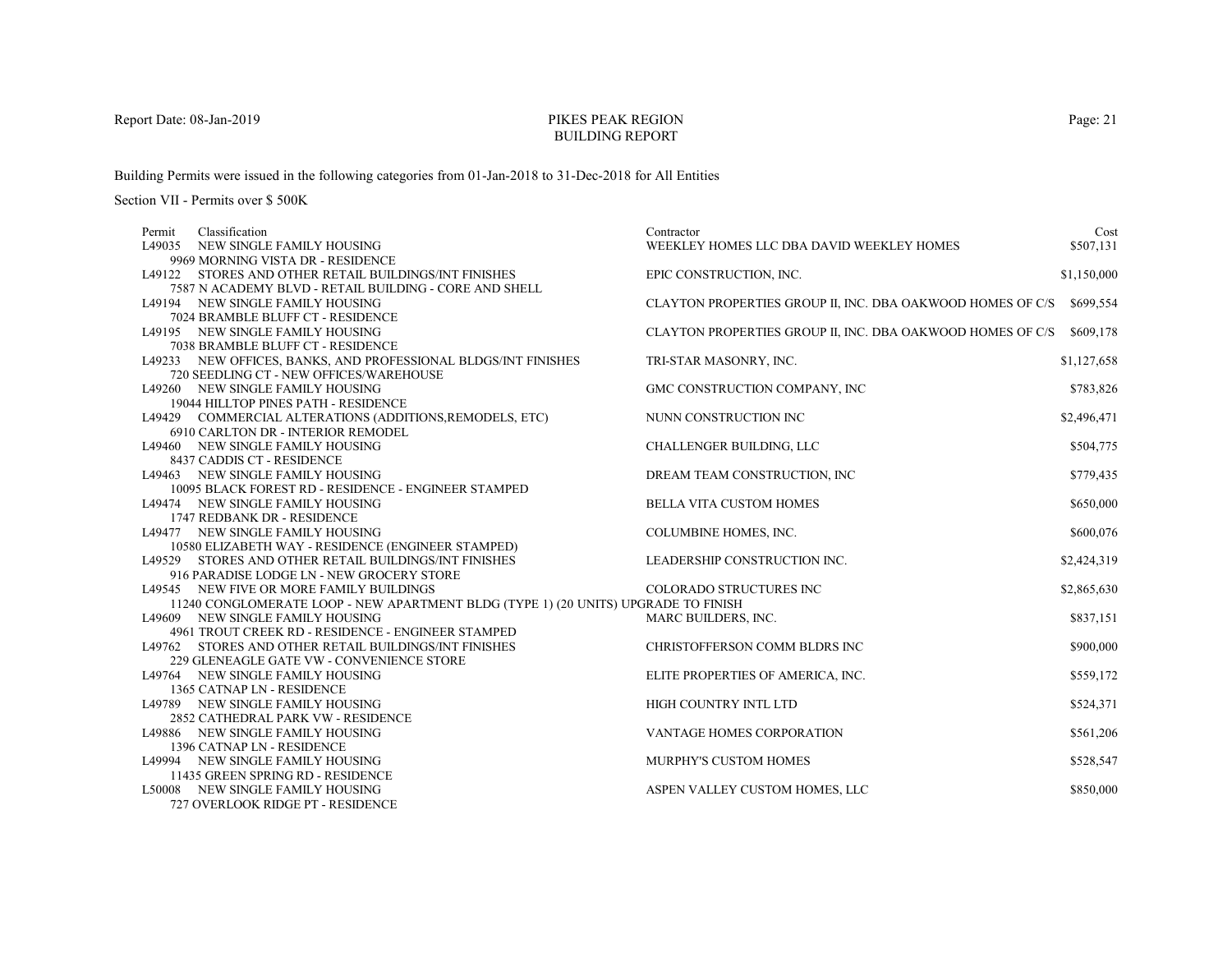Report Date: 08-Jan-2019

# PIKES PEAK REGION
## BUILDING REPORT

Building Permits were issued in the following categories from 01-Jan-2018 to 31-Dec-2018 for All Entities

Section VII - Permits over $ 500K

| Permit | Classification | Contractor | Cost |
|---|---|---|---|
| L49035 | NEW SINGLE FAMILY HOUSING<br>9969 MORNING VISTA DR - RESIDENCE | WEEKLEY HOMES LLC DBA DAVID WEEKLEY HOMES | $507,131 |
| L49122 | STORES AND OTHER RETAIL BUILDINGS/INT FINISHES<br>7587 N ACADEMY BLVD - RETAIL BUILDING - CORE AND SHELL | EPIC CONSTRUCTION, INC. | $1,150,000 |
| L49194 | NEW SINGLE FAMILY HOUSING<br>7024 BRAMBLE BLUFF CT - RESIDENCE | CLAYTON PROPERTIES GROUP II, INC. DBA OAKWOOD HOMES OF C/S | $699,554 |
| L49195 | NEW SINGLE FAMILY HOUSING<br>7038 BRAMBLE BLUFF CT - RESIDENCE | CLAYTON PROPERTIES GROUP II, INC. DBA OAKWOOD HOMES OF C/S | $609,178 |
| L49233 | NEW OFFICES, BANKS, AND PROFESSIONAL BLDGS/INT FINISHES<br>720 SEEDLING CT - NEW OFFICES/WAREHOUSE | TRI-STAR MASONRY, INC. | $1,127,658 |
| L49260 | NEW SINGLE FAMILY HOUSING<br>19044 HILLTOP PINES PATH - RESIDENCE | GMC CONSTRUCTION COMPANY, INC | $783,826 |
| L49429 | COMMERCIAL ALTERATIONS (ADDITIONS,REMODELS, ETC)<br>6910 CARLTON DR - INTERIOR REMODEL | NUNN CONSTRUCTION INC | $2,496,471 |
| L49460 | NEW SINGLE FAMILY HOUSING<br>8437 CADDIS CT - RESIDENCE | CHALLENGER BUILDING, LLC | $504,775 |
| L49463 | NEW SINGLE FAMILY HOUSING<br>10095 BLACK FOREST RD - RESIDENCE - ENGINEER STAMPED | DREAM TEAM CONSTRUCTION, INC | $779,435 |
| L49474 | NEW SINGLE FAMILY HOUSING<br>1747 REDBANK DR - RESIDENCE | BELLA VITA CUSTOM HOMES | $650,000 |
| L49477 | NEW SINGLE FAMILY HOUSING<br>10580 ELIZABETH WAY - RESIDENCE (ENGINEER STAMPED) | COLUMBINE HOMES, INC. | $600,076 |
| L49529 | STORES AND OTHER RETAIL BUILDINGS/INT FINISHES<br>916 PARADISE LODGE LN - NEW GROCERY STORE | LEADERSHIP CONSTRUCTION INC. | $2,424,319 |
| L49545 | NEW FIVE OR MORE FAMILY BUILDINGS<br>11240 CONGLOMERATE LOOP - NEW APARTMENT BLDG (TYPE 1) (20 UNITS) UPGRADE TO FINISH | COLORADO STRUCTURES INC | $2,865,630 |
| L49609 | NEW SINGLE FAMILY HOUSING<br>4961 TROUT CREEK RD - RESIDENCE - ENGINEER STAMPED | MARC BUILDERS, INC. | $837,151 |
| L49762 | STORES AND OTHER RETAIL BUILDINGS/INT FINISHES<br>229 GLENEAGLE GATE VW - CONVENIENCE STORE | CHRISTOFFERSON COMM BLDRS INC | $900,000 |
| L49764 | NEW SINGLE FAMILY HOUSING<br>1365 CATNAP LN - RESIDENCE | ELITE PROPERTIES OF AMERICA, INC. | $559,172 |
| L49789 | NEW SINGLE FAMILY HOUSING<br>2852 CATHEDRAL PARK VW - RESIDENCE | HIGH COUNTRY INTL LTD | $524,371 |
| L49886 | NEW SINGLE FAMILY HOUSING<br>1396 CATNAP LN - RESIDENCE | VANTAGE HOMES CORPORATION | $561,206 |
| L49994 | NEW SINGLE FAMILY HOUSING<br>11435 GREEN SPRING RD - RESIDENCE | MURPHY'S CUSTOM HOMES | $528,547 |
| L50008 | NEW SINGLE FAMILY HOUSING<br>727 OVERLOOK RIDGE PT - RESIDENCE | ASPEN VALLEY CUSTOM HOMES, LLC | $850,000 |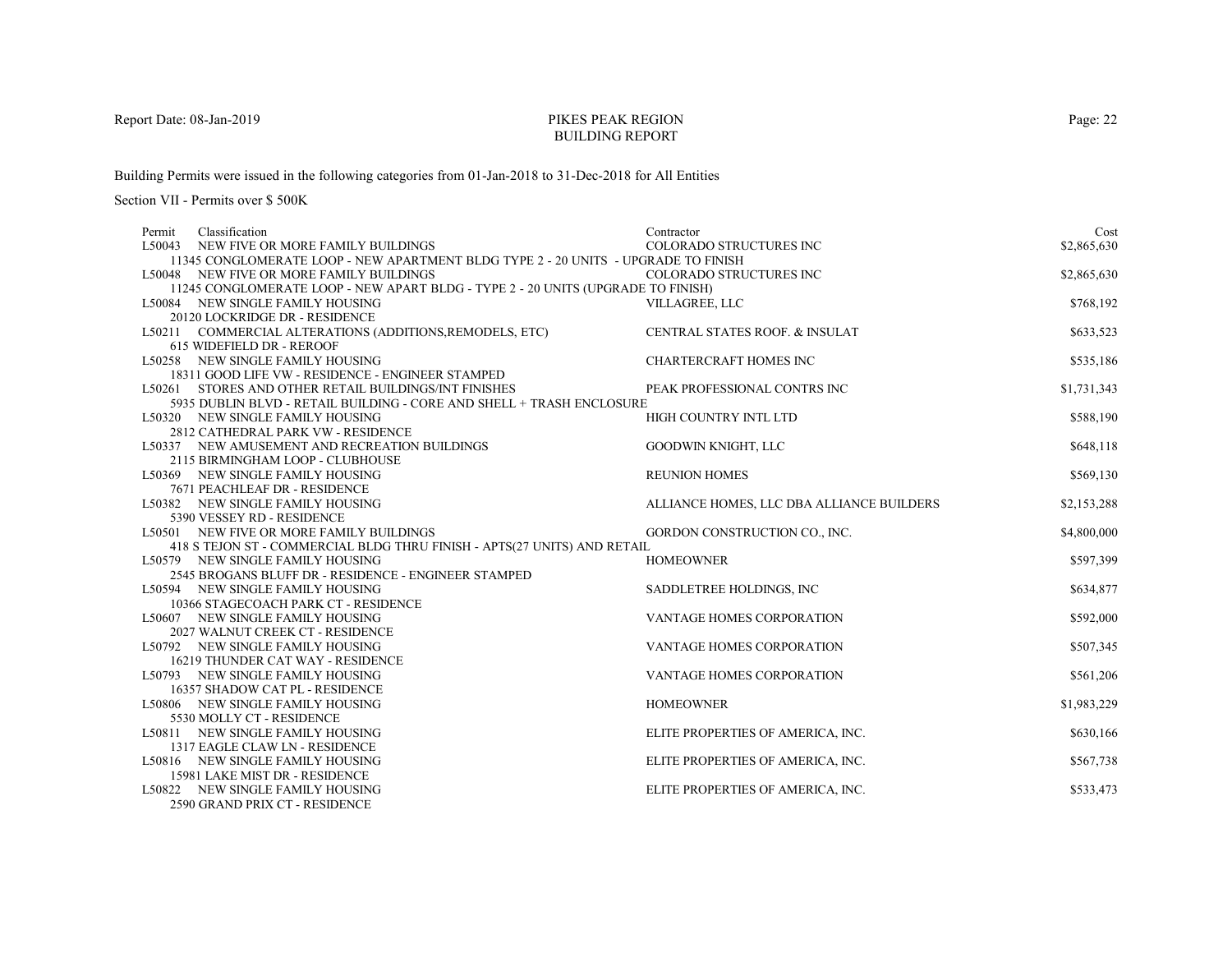PIKES PEAK REGION
BUILDING REPORT

Report Date: 08-Jan-2019

Building Permits were issued in the following categories from 01-Jan-2018 to 31-Dec-2018 for All Entities

Section VII - Permits over $ 500K

| Permit | Classification | Contractor | Cost |
|---|---|---|---|
| L50043 | NEW FIVE OR MORE FAMILY BUILDINGS<br>11345 CONGLOMERATE LOOP - NEW APARTMENT BLDG TYPE 2 - 20 UNITS - UPGRADE TO FINISH | COLORADO STRUCTURES INC | $2,865,630 |
| L50048 | NEW FIVE OR MORE FAMILY BUILDINGS<br>11245 CONGLOMERATE LOOP - NEW APART BLDG - TYPE 2 - 20 UNITS (UPGRADE TO FINISH) | COLORADO STRUCTURES INC | $2,865,630 |
| L50084 | NEW SINGLE FAMILY HOUSING<br>20120 LOCKRIDGE DR - RESIDENCE | VILLAGREE, LLC | $768,192 |
| L50211 | COMMERCIAL ALTERATIONS (ADDITIONS,REMODELS, ETC)<br>615 WIDEFIELD DR - REROOF | CENTRAL STATES ROOF. & INSULAT | $633,523 |
| L50258 | NEW SINGLE FAMILY HOUSING<br>18311 GOOD LIFE VW - RESIDENCE - ENGINEER STAMPED | CHARTERCRAFT HOMES INC | $535,186 |
| L50261 | STORES AND OTHER RETAIL BUILDINGS/INT FINISHES<br>5935 DUBLIN BLVD - RETAIL BUILDING - CORE AND SHELL + TRASH ENCLOSURE | PEAK PROFESSIONAL CONTRS INC | $1,731,343 |
| L50320 | NEW SINGLE FAMILY HOUSING<br>2812 CATHEDRAL PARK VW - RESIDENCE | HIGH COUNTRY INTL LTD | $588,190 |
| L50337 | NEW AMUSEMENT AND RECREATION BUILDINGS<br>2115 BIRMINGHAM LOOP - CLUBHOUSE | GOODWIN KNIGHT, LLC | $648,118 |
| L50369 | NEW SINGLE FAMILY HOUSING<br>7671 PEACHLEAF DR - RESIDENCE | REUNION HOMES | $569,130 |
| L50382 | NEW SINGLE FAMILY HOUSING<br>5390 VESSEY RD - RESIDENCE | ALLIANCE HOMES, LLC DBA ALLIANCE BUILDERS | $2,153,288 |
| L50501 | NEW FIVE OR MORE FAMILY BUILDINGS<br>418 S TEJON ST - COMMERCIAL BLDG THRU FINISH - APTS(27 UNITS) AND RETAIL | GORDON CONSTRUCTION CO., INC. | $4,800,000 |
| L50579 | NEW SINGLE FAMILY HOUSING<br>2545 BROGANS BLUFF DR - RESIDENCE - ENGINEER STAMPED | HOMEOWNER | $597,399 |
| L50594 | NEW SINGLE FAMILY HOUSING<br>10366 STAGECOACH PARK CT - RESIDENCE | SADDLETREE HOLDINGS, INC | $634,877 |
| L50607 | NEW SINGLE FAMILY HOUSING<br>2027 WALNUT CREEK CT - RESIDENCE | VANTAGE HOMES CORPORATION | $592,000 |
| L50792 | NEW SINGLE FAMILY HOUSING<br>16219 THUNDER CAT WAY - RESIDENCE | VANTAGE HOMES CORPORATION | $507,345 |
| L50793 | NEW SINGLE FAMILY HOUSING<br>16357 SHADOW CAT PL - RESIDENCE | VANTAGE HOMES CORPORATION | $561,206 |
| L50806 | NEW SINGLE FAMILY HOUSING<br>5530 MOLLY CT - RESIDENCE | HOMEOWNER | $1,983,229 |
| L50811 | NEW SINGLE FAMILY HOUSING<br>1317 EAGLE CLAW LN - RESIDENCE | ELITE PROPERTIES OF AMERICA, INC. | $630,166 |
| L50816 | NEW SINGLE FAMILY HOUSING<br>15981 LAKE MIST DR - RESIDENCE | ELITE PROPERTIES OF AMERICA, INC. | $567,738 |
| L50822 | NEW SINGLE FAMILY HOUSING<br>2590 GRAND PRIX CT - RESIDENCE | ELITE PROPERTIES OF AMERICA, INC. | $533,473 |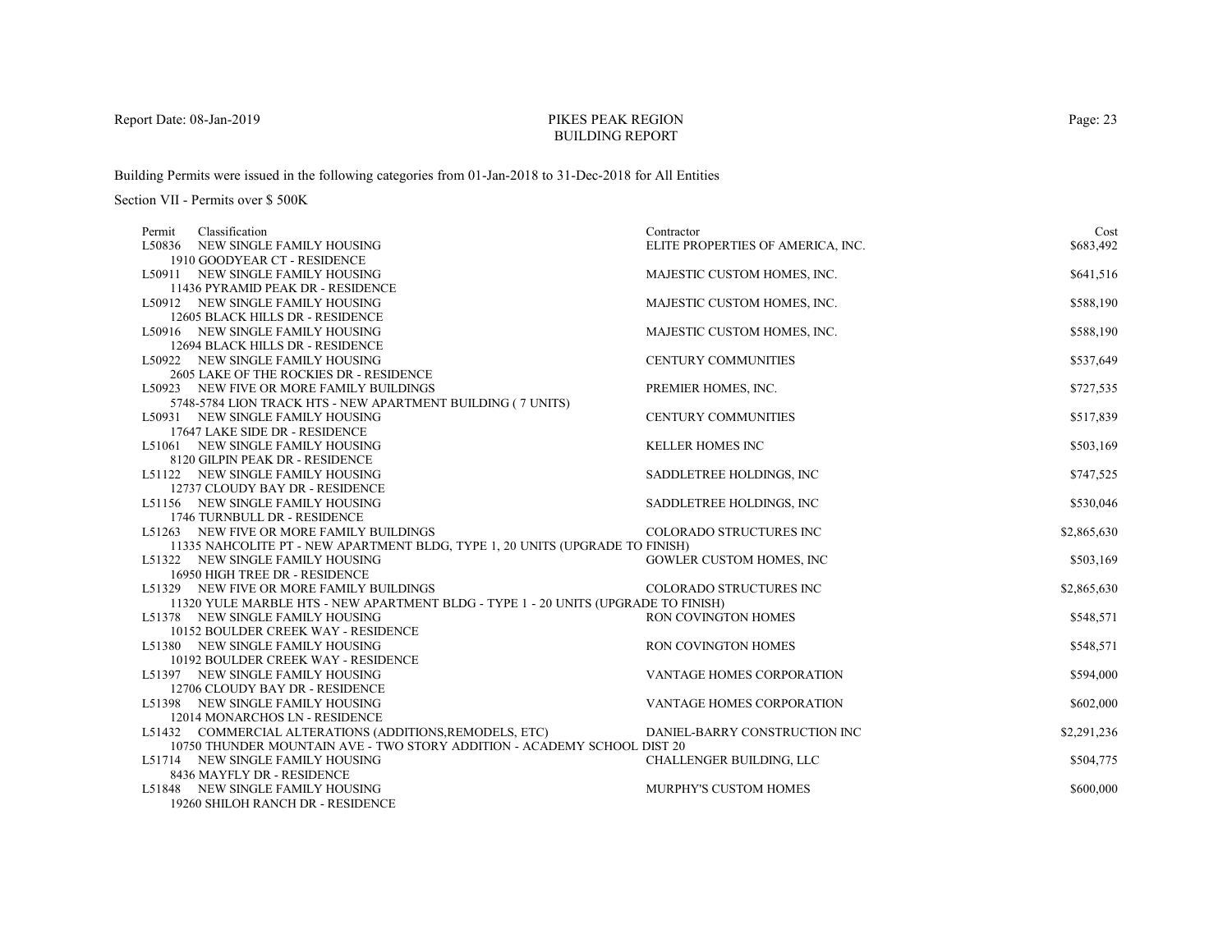Report Date: 08-Jan-2019

# PIKES PEAK REGION BUILDING REPORT

Building Permits were issued in the following categories from 01-Jan-2018 to 31-Dec-2018 for All Entities

## Section VII - Permits over $ 500K

| Permit | Classification | Contractor | Cost |
|---|---|---|---|
| L50836 | NEW SINGLE FAMILY HOUSING<br>1910 GOODYEAR CT - RESIDENCE | ELITE PROPERTIES OF AMERICA, INC. | $683,492 |
| L50911 | NEW SINGLE FAMILY HOUSING<br>11436 PYRAMID PEAK DR - RESIDENCE | MAJESTIC CUSTOM HOMES, INC. | $641,516 |
| L50912 | NEW SINGLE FAMILY HOUSING<br>12605 BLACK HILLS DR - RESIDENCE | MAJESTIC CUSTOM HOMES, INC. | $588,190 |
| L50916 | NEW SINGLE FAMILY HOUSING<br>12694 BLACK HILLS DR - RESIDENCE | MAJESTIC CUSTOM HOMES, INC. | $588,190 |
| L50922 | NEW SINGLE FAMILY HOUSING<br>2605 LAKE OF THE ROCKIES DR - RESIDENCE | CENTURY COMMUNITIES | $537,649 |
| L50923 | NEW FIVE OR MORE FAMILY BUILDINGS<br>5748-5784 LION TRACK HTS - NEW APARTMENT BUILDING ( 7 UNITS) | PREMIER HOMES, INC. | $727,535 |
| L50931 | NEW SINGLE FAMILY HOUSING<br>17647 LAKE SIDE DR - RESIDENCE | CENTURY COMMUNITIES | $517,839 |
| L51061 | NEW SINGLE FAMILY HOUSING<br>8120 GILPIN PEAK DR - RESIDENCE | KELLER HOMES INC | $503,169 |
| L51122 | NEW SINGLE FAMILY HOUSING<br>12737 CLOUDY BAY DR - RESIDENCE | SADDLETREE HOLDINGS, INC | $747,525 |
| L51156 | NEW SINGLE FAMILY HOUSING<br>1746 TURNBULL DR - RESIDENCE | SADDLETREE HOLDINGS, INC | $530,046 |
| L51263 | NEW FIVE OR MORE FAMILY BUILDINGS<br>11335 NAHCOLITE PT - NEW APARTMENT BLDG, TYPE 1, 20 UNITS (UPGRADE TO FINISH) | COLORADO STRUCTURES INC | $2,865,630 |
| L51322 | NEW SINGLE FAMILY HOUSING<br>16950 HIGH TREE DR - RESIDENCE | GOWLER CUSTOM HOMES, INC | $503,169 |
| L51329 | NEW FIVE OR MORE FAMILY BUILDINGS<br>11320 YULE MARBLE HTS - NEW APARTMENT BLDG - TYPE 1 - 20 UNITS (UPGRADE TO FINISH) | COLORADO STRUCTURES INC | $2,865,630 |
| L51378 | NEW SINGLE FAMILY HOUSING<br>10152 BOULDER CREEK WAY - RESIDENCE | RON COVINGTON HOMES | $548,571 |
| L51380 | NEW SINGLE FAMILY HOUSING<br>10192 BOULDER CREEK WAY - RESIDENCE | RON COVINGTON HOMES | $548,571 |
| L51397 | NEW SINGLE FAMILY HOUSING<br>12706 CLOUDY BAY DR - RESIDENCE | VANTAGE HOMES CORPORATION | $594,000 |
| L51398 | NEW SINGLE FAMILY HOUSING<br>12014 MONARCHOS LN - RESIDENCE | VANTAGE HOMES CORPORATION | $602,000 |
| L51432 | COMMERCIAL ALTERATIONS (ADDITIONS,REMODELS, ETC)<br>10750 THUNDER MOUNTAIN AVE - TWO STORY ADDITION - ACADEMY SCHOOL DIST 20 | DANIEL-BARRY CONSTRUCTION INC | $2,291,236 |
| L51714 | NEW SINGLE FAMILY HOUSING<br>8436 MAYFLY DR - RESIDENCE | CHALLENGER BUILDING, LLC | $504,775 |
| L51848 | NEW SINGLE FAMILY HOUSING<br>19260 SHILOH RANCH DR - RESIDENCE | MURPHY'S CUSTOM HOMES | $600,000 |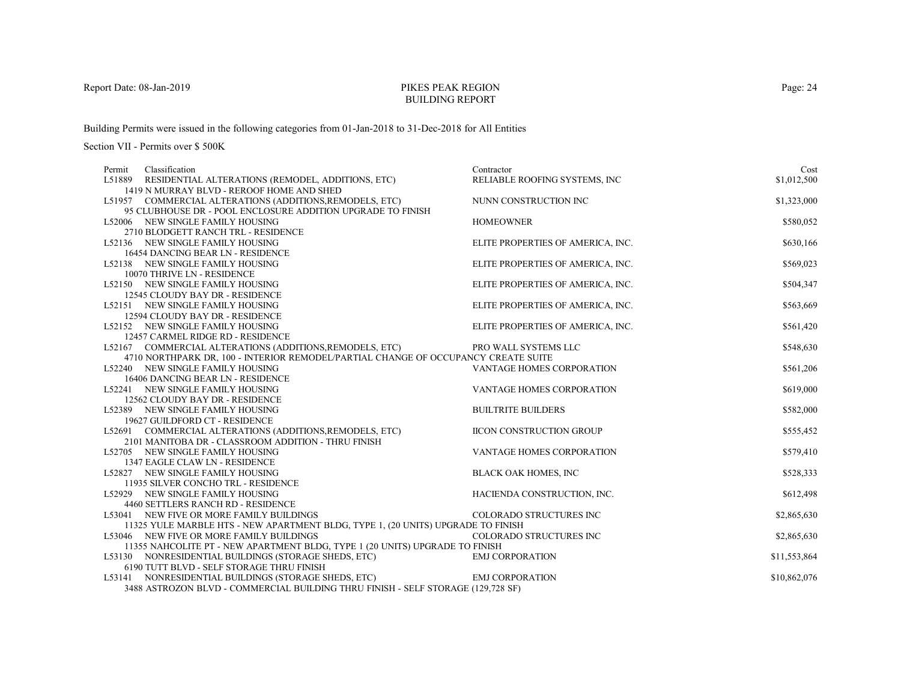# PIKES PEAK REGION
## BUILDING REPORT

Report Date: 08-Jan-2019

Building Permits were issued in the following categories from 01-Jan-2018 to 31-Dec-2018 for All Entities

Section VII - Permits over $ 500K

| Permit | Classification | Contractor | Cost |
|---|---|---|---|
| L51889 | RESIDENTIAL ALTERATIONS (REMODEL, ADDITIONS, ETC)<br>1419 N MURRAY BLVD - REROOF HOME AND SHED | RELIABLE ROOFING SYSTEMS, INC | $1,012,500 |
| L51957 | COMMERCIAL ALTERATIONS (ADDITIONS,REMODELS, ETC)<br>95 CLUBHOUSE DR - POOL ENCLOSURE ADDITION UPGRADE TO FINISH | NUNN CONSTRUCTION INC | $1,323,000 |
| L52006 | NEW SINGLE FAMILY HOUSING<br>2710 BLODGETT RANCH TRL - RESIDENCE | HOMEOWNER | $580,052 |
| L52136 | NEW SINGLE FAMILY HOUSING<br>16454 DANCING BEAR LN - RESIDENCE | ELITE PROPERTIES OF AMERICA, INC. | $630,166 |
| L52138 | NEW SINGLE FAMILY HOUSING<br>10070 THRIVE LN - RESIDENCE | ELITE PROPERTIES OF AMERICA, INC. | $569,023 |
| L52150 | NEW SINGLE FAMILY HOUSING<br>12545 CLOUDY BAY DR - RESIDENCE | ELITE PROPERTIES OF AMERICA, INC. | $504,347 |
| L52151 | NEW SINGLE FAMILY HOUSING<br>12594 CLOUDY BAY DR - RESIDENCE | ELITE PROPERTIES OF AMERICA, INC. | $563,669 |
| L52152 | NEW SINGLE FAMILY HOUSING<br>12457 CARMEL RIDGE RD - RESIDENCE | ELITE PROPERTIES OF AMERICA, INC. | $561,420 |
| L52167 | COMMERCIAL ALTERATIONS (ADDITIONS,REMODELS, ETC)<br>4710 NORTHPARK DR, 100 - INTERIOR REMODEL/PARTIAL CHANGE OF OCCUPANCY CREATE SUITE | PRO WALL SYSTEMS LLC | $548,630 |
| L52240 | NEW SINGLE FAMILY HOUSING<br>16406 DANCING BEAR LN - RESIDENCE | VANTAGE HOMES CORPORATION | $561,206 |
| L52241 | NEW SINGLE FAMILY HOUSING<br>12562 CLOUDY BAY DR - RESIDENCE | VANTAGE HOMES CORPORATION | $619,000 |
| L52389 | NEW SINGLE FAMILY HOUSING<br>19627 GUILDFORD CT - RESIDENCE | BUILTRITE BUILDERS | $582,000 |
| L52691 | COMMERCIAL ALTERATIONS (ADDITIONS,REMODELS, ETC)<br>2101 MANITOBA DR - CLASSROOM ADDITION - THRU FINISH | IICON CONSTRUCTION GROUP | $555,452 |
| L52705 | NEW SINGLE FAMILY HOUSING<br>1347 EAGLE CLAW LN - RESIDENCE | VANTAGE HOMES CORPORATION | $579,410 |
| L52827 | NEW SINGLE FAMILY HOUSING<br>11935 SILVER CONCHO TRL - RESIDENCE | BLACK OAK HOMES, INC | $528,333 |
| L52929 | NEW SINGLE FAMILY HOUSING<br>4460 SETTLERS RANCH RD - RESIDENCE | HACIENDA CONSTRUCTION, INC. | $612,498 |
| L53041 | NEW FIVE OR MORE FAMILY BUILDINGS<br>11325 YULE MARBLE HTS - NEW APARTMENT BLDG, TYPE 1, (20 UNITS) UPGRADE TO FINISH | COLORADO STRUCTURES INC | $2,865,630 |
| L53046 | NEW FIVE OR MORE FAMILY BUILDINGS<br>11355 NAHCOLITE PT - NEW APARTMENT BLDG, TYPE 1 (20 UNITS) UPGRADE TO FINISH | COLORADO STRUCTURES INC | $2,865,630 |
| L53130 | NONRESIDENTIAL BUILDINGS (STORAGE SHEDS, ETC)<br>6190 TUTT BLVD - SELF STORAGE THRU FINISH | EMJ CORPORATION | $11,553,864 |
| L53141 | NONRESIDENTIAL BUILDINGS (STORAGE SHEDS, ETC)<br>3488 ASTROZON BLVD - COMMERCIAL BUILDING THRU FINISH - SELF STORAGE (129,728 SF) | EMJ CORPORATION | $10,862,076 |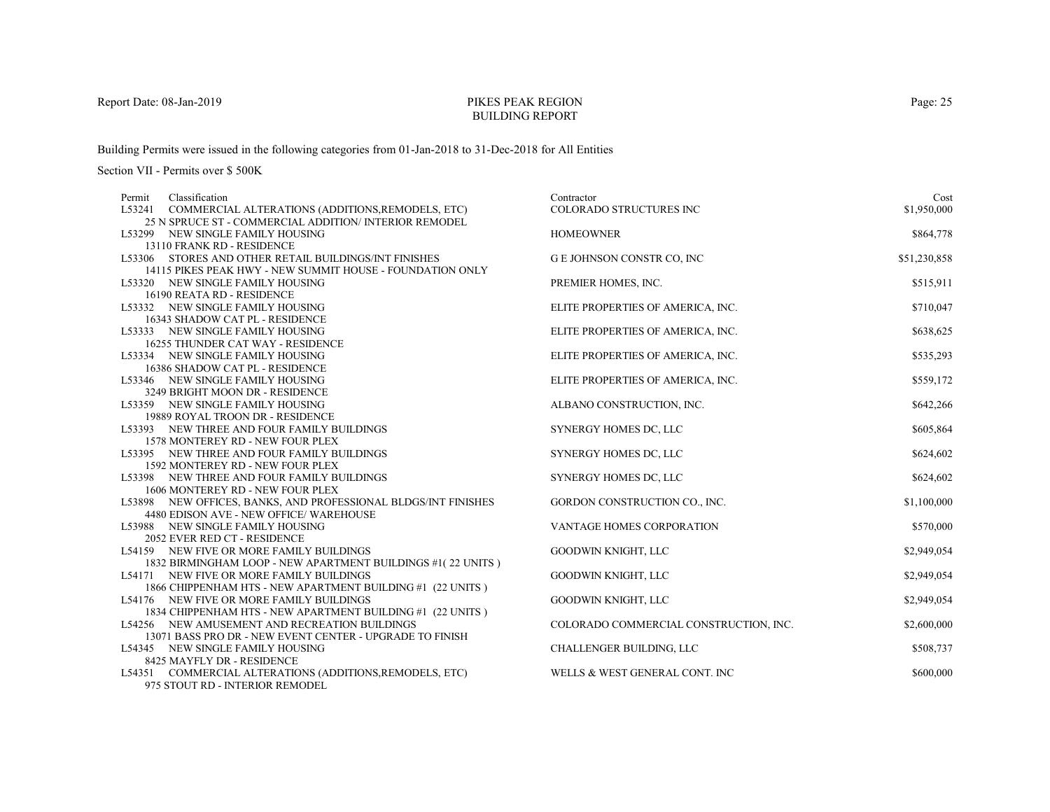Report Date: 08-Jan-2019

# PIKES PEAK REGION
## BUILDING REPORT

Building Permits were issued in the following categories from 01-Jan-2018 to 31-Dec-2018 for All Entities

Section VII - Permits over $ 500K

| Permit | Classification | Contractor | Cost |
|---|---|---|---|
| L53241 | COMMERCIAL ALTERATIONS (ADDITIONS,REMODELS, ETC)<br>25 N SPRUCE ST - COMMERCIAL ADDITION/ INTERIOR REMODEL | COLORADO STRUCTURES INC | $1,950,000 |
| L53299 | NEW SINGLE FAMILY HOUSING<br>13110 FRANK RD - RESIDENCE | HOMEOWNER | $864,778 |
| L53306 | STORES AND OTHER RETAIL BUILDINGS/INT FINISHES<br>14115 PIKES PEAK HWY - NEW SUMMIT HOUSE - FOUNDATION ONLY | G E JOHNSON CONSTR CO, INC | $51,230,858 |
| L53320 | NEW SINGLE FAMILY HOUSING<br>16190 REATA RD - RESIDENCE | PREMIER HOMES, INC. | $515,911 |
| L53332 | NEW SINGLE FAMILY HOUSING<br>16343 SHADOW CAT PL - RESIDENCE | ELITE PROPERTIES OF AMERICA, INC. | $710,047 |
| L53333 | NEW SINGLE FAMILY HOUSING<br>16255 THUNDER CAT WAY - RESIDENCE | ELITE PROPERTIES OF AMERICA, INC. | $638,625 |
| L53334 | NEW SINGLE FAMILY HOUSING<br>16386 SHADOW CAT PL - RESIDENCE | ELITE PROPERTIES OF AMERICA, INC. | $535,293 |
| L53346 | NEW SINGLE FAMILY HOUSING<br>3249 BRIGHT MOON DR - RESIDENCE | ELITE PROPERTIES OF AMERICA, INC. | $559,172 |
| L53359 | NEW SINGLE FAMILY HOUSING<br>19889 ROYAL TROON DR - RESIDENCE | ALBANO CONSTRUCTION, INC. | $642,266 |
| L53393 | NEW THREE AND FOUR FAMILY BUILDINGS<br>1578 MONTEREY RD - NEW FOUR PLEX | SYNERGY HOMES DC, LLC | $605,864 |
| L53395 | NEW THREE AND FOUR FAMILY BUILDINGS<br>1592 MONTEREY RD - NEW FOUR PLEX | SYNERGY HOMES DC, LLC | $624,602 |
| L53398 | NEW THREE AND FOUR FAMILY BUILDINGS<br>1606 MONTEREY RD - NEW FOUR PLEX | SYNERGY HOMES DC, LLC | $624,602 |
| L53898 | NEW OFFICES, BANKS, AND PROFESSIONAL BLDGS/INT FINISHES<br>4480 EDISON AVE - NEW OFFICE/ WAREHOUSE | GORDON CONSTRUCTION CO., INC. | $1,100,000 |
| L53988 | NEW SINGLE FAMILY HOUSING<br>2052 EVER RED CT - RESIDENCE | VANTAGE HOMES CORPORATION | $570,000 |
| L54159 | NEW FIVE OR MORE FAMILY BUILDINGS<br>1832 BIRMINGHAM LOOP - NEW APARTMENT BUILDINGS #1( 22 UNITS ) | GOODWIN KNIGHT, LLC | $2,949,054 |
| L54171 | NEW FIVE OR MORE FAMILY BUILDINGS<br>1866 CHIPPENHAM HTS - NEW APARTMENT BUILDING #1 (22 UNITS ) | GOODWIN KNIGHT, LLC | $2,949,054 |
| L54176 | NEW FIVE OR MORE FAMILY BUILDINGS<br>1834 CHIPPENHAM HTS - NEW APARTMENT BUILDING #1 (22 UNITS ) | GOODWIN KNIGHT, LLC | $2,949,054 |
| L54256 | NEW AMUSEMENT AND RECREATION BUILDINGS<br>13071 BASS PRO DR - NEW EVENT CENTER - UPGRADE TO FINISH | COLORADO COMMERCIAL CONSTRUCTION, INC. | $2,600,000 |
| L54345 | NEW SINGLE FAMILY HOUSING<br>8425 MAYFLY DR - RESIDENCE | CHALLENGER BUILDING, LLC | $508,737 |
| L54351 | COMMERCIAL ALTERATIONS (ADDITIONS,REMODELS, ETC)<br>975 STOUT RD - INTERIOR REMODEL | WELLS & WEST GENERAL CONT. INC | $600,000 |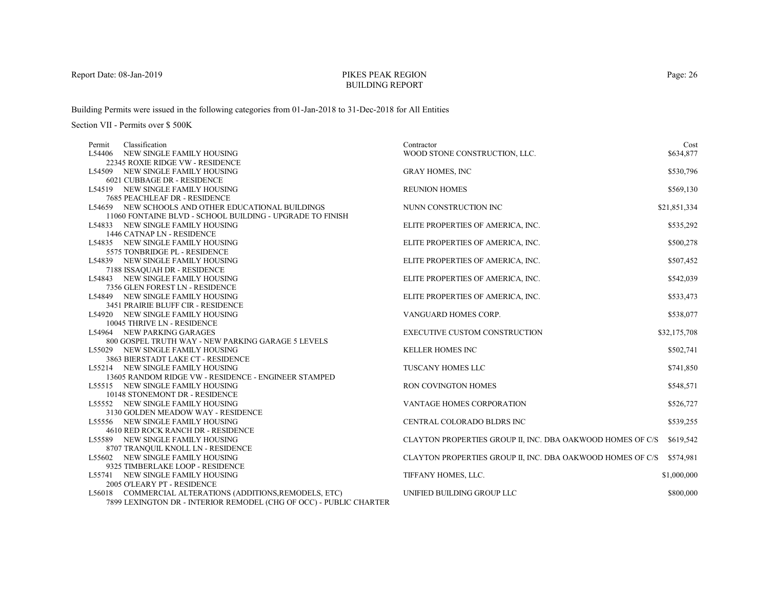Report Date: 08-Jan-2019

# PIKES PEAK REGION
## BUILDING REPORT

Building Permits were issued in the following categories from 01-Jan-2018 to 31-Dec-2018 for All Entities

Section VII - Permits over $ 500K

| Permit | Classification | Contractor | Cost |
|---|---|---|---|
| L54406 | NEW SINGLE FAMILY HOUSING<br>22345 ROXIE RIDGE VW - RESIDENCE | WOOD STONE CONSTRUCTION, LLC. | $634,877 |
| L54509 | NEW SINGLE FAMILY HOUSING<br>6021 CUBBAGE DR - RESIDENCE | GRAY HOMES, INC | $530,796 |
| L54519 | NEW SINGLE FAMILY HOUSING<br>7685 PEACHLEAF DR - RESIDENCE | REUNION HOMES | $569,130 |
| L54659 | NEW SCHOOLS AND OTHER EDUCATIONAL BUILDINGS<br>11060 FONTAINE BLVD - SCHOOL BUILDING - UPGRADE TO FINISH | NUNN CONSTRUCTION INC | $21,851,334 |
| L54833 | NEW SINGLE FAMILY HOUSING<br>1446 CATNAP LN - RESIDENCE | ELITE PROPERTIES OF AMERICA, INC. | $535,292 |
| L54835 | NEW SINGLE FAMILY HOUSING<br>5575 TONBRIDGE PL - RESIDENCE | ELITE PROPERTIES OF AMERICA, INC. | $500,278 |
| L54839 | NEW SINGLE FAMILY HOUSING<br>7188 ISSAQUAH DR - RESIDENCE | ELITE PROPERTIES OF AMERICA, INC. | $507,452 |
| L54843 | NEW SINGLE FAMILY HOUSING<br>7356 GLEN FOREST LN - RESIDENCE | ELITE PROPERTIES OF AMERICA, INC. | $542,039 |
| L54849 | NEW SINGLE FAMILY HOUSING<br>3451 PRAIRIE BLUFF CIR - RESIDENCE | ELITE PROPERTIES OF AMERICA, INC. | $533,473 |
| L54920 | NEW SINGLE FAMILY HOUSING<br>10045 THRIVE LN - RESIDENCE | VANGUARD HOMES CORP. | $538,077 |
| L54964 | NEW PARKING GARAGES<br>800 GOSPEL TRUTH WAY - NEW PARKING GARAGE 5 LEVELS | EXECUTIVE CUSTOM CONSTRUCTION | $32,175,708 |
| L55029 | NEW SINGLE FAMILY HOUSING<br>3863 BIERSTADT LAKE CT - RESIDENCE | KELLER HOMES INC | $502,741 |
| L55214 | NEW SINGLE FAMILY HOUSING<br>13605 RANDOM RIDGE VW - RESIDENCE - ENGINEER STAMPED | TUSCANY HOMES LLC | $741,850 |
| L55515 | NEW SINGLE FAMILY HOUSING<br>10148 STONEMONT DR - RESIDENCE | RON COVINGTON HOMES | $548,571 |
| L55552 | NEW SINGLE FAMILY HOUSING<br>3130 GOLDEN MEADOW WAY - RESIDENCE | VANTAGE HOMES CORPORATION | $526,727 |
| L55556 | NEW SINGLE FAMILY HOUSING<br>4610 RED ROCK RANCH DR - RESIDENCE | CENTRAL COLORADO BLDRS INC | $539,255 |
| L55589 | NEW SINGLE FAMILY HOUSING<br>8707 TRANQUIL KNOLL LN - RESIDENCE | CLAYTON PROPERTIES GROUP II, INC. DBA OAKWOOD HOMES OF C/S | $619,542 |
| L55602 | NEW SINGLE FAMILY HOUSING<br>9325 TIMBERLAKE LOOP - RESIDENCE | CLAYTON PROPERTIES GROUP II, INC. DBA OAKWOOD HOMES OF C/S | $574,981 |
| L55741 | NEW SINGLE FAMILY HOUSING<br>2005 O'LEARY PT - RESIDENCE | TIFFANY HOMES, LLC. | $1,000,000 |
| L56018 | COMMERCIAL ALTERATIONS (ADDITIONS,REMODELS, ETC)<br>7899 LEXINGTON DR - INTERIOR REMODEL (CHG OF OCC) - PUBLIC CHARTER | UNIFIED BUILDING GROUP LLC | $800,000 |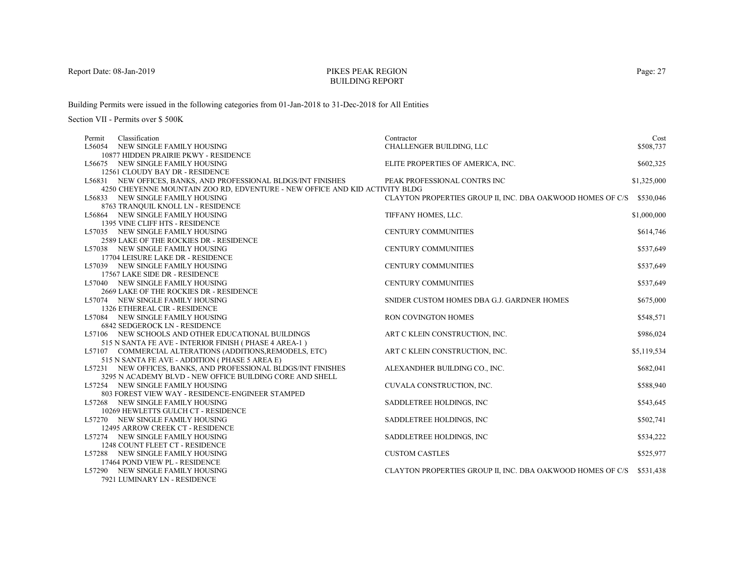# PIKES PEAK REGION
## BUILDING REPORT

Report Date: 08-Jan-2019

Building Permits were issued in the following categories from 01-Jan-2018 to 31-Dec-2018 for All Entities

Section VII - Permits over $ 500K

| Permit | Classification | Contractor | Cost |
|---|---|---|---|
| L56054 | NEW SINGLE FAMILY HOUSING<br>10877 HIDDEN PRAIRIE PKWY - RESIDENCE | CHALLENGER BUILDING, LLC | $508,737 |
| L56675 | NEW SINGLE FAMILY HOUSING<br>12561 CLOUDY BAY DR - RESIDENCE | ELITE PROPERTIES OF AMERICA, INC. | $602,325 |
| L56831 | NEW OFFICES, BANKS, AND PROFESSIONAL BLDGS/INT FINISHES<br>4250 CHEYENNE MOUNTAIN ZOO RD, EDVENTURE - NEW OFFICE AND KID ACTIVITY BLDG | PEAK PROFESSIONAL CONTRS INC | $1,325,000 |
| L56833 | NEW SINGLE FAMILY HOUSING<br>8763 TRANQUIL KNOLL LN - RESIDENCE | CLAYTON PROPERTIES GROUP II, INC. DBA OAKWOOD HOMES OF C/S | $530,046 |
| L56864 | NEW SINGLE FAMILY HOUSING<br>1395 VINE CLIFF HTS - RESIDENCE | TIFFANY HOMES, LLC. | $1,000,000 |
| L57035 | NEW SINGLE FAMILY HOUSING<br>2589 LAKE OF THE ROCKIES DR - RESIDENCE | CENTURY COMMUNITIES | $614,746 |
| L57038 | NEW SINGLE FAMILY HOUSING<br>17704 LEISURE LAKE DR - RESIDENCE | CENTURY COMMUNITIES | $537,649 |
| L57039 | NEW SINGLE FAMILY HOUSING<br>17567 LAKE SIDE DR - RESIDENCE | CENTURY COMMUNITIES | $537,649 |
| L57040 | NEW SINGLE FAMILY HOUSING<br>2669 LAKE OF THE ROCKIES DR - RESIDENCE | CENTURY COMMUNITIES | $537,649 |
| L57074 | NEW SINGLE FAMILY HOUSING<br>1326 ETHEREAL CIR - RESIDENCE | SNIDER CUSTOM HOMES DBA G.J. GARDNER HOMES | $675,000 |
| L57084 | NEW SINGLE FAMILY HOUSING<br>6842 SEDGEROCK LN - RESIDENCE | RON COVINGTON HOMES | $548,571 |
| L57106 | NEW SCHOOLS AND OTHER EDUCATIONAL BUILDINGS<br>515 N SANTA FE AVE - INTERIOR FINISH ( PHASE 4 AREA-1 ) | ART C KLEIN CONSTRUCTION, INC. | $986,024 |
| L57107 | COMMERCIAL ALTERATIONS (ADDITIONS,REMODELS, ETC)<br>515 N SANTA FE AVE - ADDITION ( PHASE 5 AREA E) | ART C KLEIN CONSTRUCTION, INC. | $5,119,534 |
| L57231 | NEW OFFICES, BANKS, AND PROFESSIONAL BLDGS/INT FINISHES<br>3295 N ACADEMY BLVD - NEW OFFICE BUILDING CORE AND SHELL | ALEXANDHER BUILDING CO., INC. | $682,041 |
| L57254 | NEW SINGLE FAMILY HOUSING<br>803 FOREST VIEW WAY - RESIDENCE-ENGINEER STAMPED | CUVALA CONSTRUCTION, INC. | $588,940 |
| L57268 | NEW SINGLE FAMILY HOUSING<br>10269 HEWLETTS GULCH CT - RESIDENCE | SADDLETREE HOLDINGS, INC | $543,645 |
| L57270 | NEW SINGLE FAMILY HOUSING<br>12495 ARROW CREEK CT - RESIDENCE | SADDLETREE HOLDINGS, INC | $502,741 |
| L57274 | NEW SINGLE FAMILY HOUSING<br>1248 COUNT FLEET CT - RESIDENCE | SADDLETREE HOLDINGS, INC | $534,222 |
| L57288 | NEW SINGLE FAMILY HOUSING<br>17464 POND VIEW PL - RESIDENCE | CUSTOM CASTLES | $525,977 |
| L57290 | NEW SINGLE FAMILY HOUSING<br>7921 LUMINARY LN - RESIDENCE | CLAYTON PROPERTIES GROUP II, INC. DBA OAKWOOD HOMES OF C/S | $531,438 |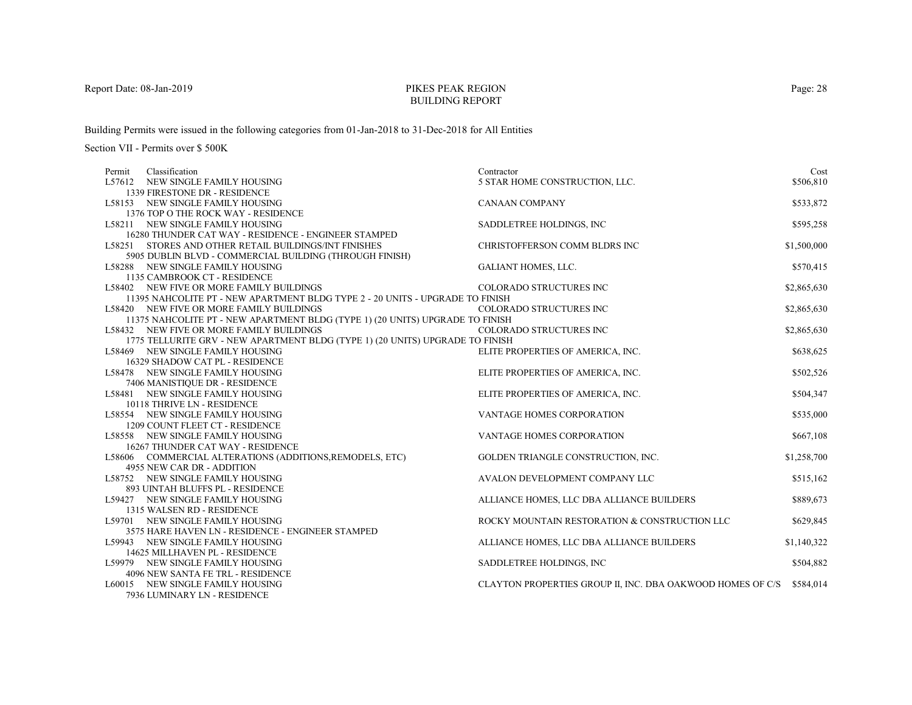# PIKES PEAK REGION
## BUILDING REPORT

Report Date: 08-Jan-2019

Building Permits were issued in the following categories from 01-Jan-2018 to 31-Dec-2018 for All Entities

Section VII - Permits over $ 500K

| Permit | Classification | Contractor | Cost |
|---|---|---|---|
| L57612 | NEW SINGLE FAMILY HOUSING<br>1339 FIRESTONE DR - RESIDENCE | 5 STAR HOME CONSTRUCTION, LLC. | $506,810 |
| L58153 | NEW SINGLE FAMILY HOUSING<br>1376 TOP O THE ROCK WAY - RESIDENCE | CANAAN COMPANY | $533,872 |
| L58211 | NEW SINGLE FAMILY HOUSING<br>16280 THUNDER CAT WAY - RESIDENCE - ENGINEER STAMPED | SADDLETREE HOLDINGS, INC | $595,258 |
| L58251 | STORES AND OTHER RETAIL BUILDINGS/INT FINISHES<br>5905 DUBLIN BLVD - COMMERCIAL BUILDING (THROUGH FINISH) | CHRISTOFFERSON COMM BLDRS INC | $1,500,000 |
| L58288 | NEW SINGLE FAMILY HOUSING<br>1135 CAMBROOK CT - RESIDENCE | GALIANT HOMES, LLC. | $570,415 |
| L58402 | NEW FIVE OR MORE FAMILY BUILDINGS<br>11395 NAHCOLITE PT - NEW APARTMENT BLDG TYPE 2 - 20 UNITS - UPGRADE TO FINISH | COLORADO STRUCTURES INC | $2,865,630 |
| L58420 | NEW FIVE OR MORE FAMILY BUILDINGS<br>11375 NAHCOLITE PT - NEW APARTMENT BLDG (TYPE 1) (20 UNITS) UPGRADE TO FINISH | COLORADO STRUCTURES INC | $2,865,630 |
| L58432 | NEW FIVE OR MORE FAMILY BUILDINGS<br>1775 TELLURITE GRV - NEW APARTMENT BLDG (TYPE 1) (20 UNITS) UPGRADE TO FINISH | COLORADO STRUCTURES INC | $2,865,630 |
| L58469 | NEW SINGLE FAMILY HOUSING<br>16329 SHADOW CAT PL - RESIDENCE | ELITE PROPERTIES OF AMERICA, INC. | $638,625 |
| L58478 | NEW SINGLE FAMILY HOUSING<br>7406 MANISTIQUE DR - RESIDENCE | ELITE PROPERTIES OF AMERICA, INC. | $502,526 |
| L58481 | NEW SINGLE FAMILY HOUSING<br>10118 THRIVE LN - RESIDENCE | ELITE PROPERTIES OF AMERICA, INC. | $504,347 |
| L58554 | NEW SINGLE FAMILY HOUSING<br>1209 COUNT FLEET CT - RESIDENCE | VANTAGE HOMES CORPORATION | $535,000 |
| L58558 | NEW SINGLE FAMILY HOUSING<br>16267 THUNDER CAT WAY - RESIDENCE | VANTAGE HOMES CORPORATION | $667,108 |
| L58606 | COMMERCIAL ALTERATIONS (ADDITIONS,REMODELS, ETC)<br>4955 NEW CAR DR - ADDITION | GOLDEN TRIANGLE CONSTRUCTION, INC. | $1,258,700 |
| L58752 | NEW SINGLE FAMILY HOUSING<br>893 UINTAH BLUFFS PL - RESIDENCE | AVALON DEVELOPMENT COMPANY LLC | $515,162 |
| L59427 | NEW SINGLE FAMILY HOUSING<br>1315 WALSEN RD - RESIDENCE | ALLIANCE HOMES, LLC DBA ALLIANCE BUILDERS | $889,673 |
| L59701 | NEW SINGLE FAMILY HOUSING<br>3575 HARE HAVEN LN - RESIDENCE - ENGINEER STAMPED | ROCKY MOUNTAIN RESTORATION & CONSTRUCTION LLC | $629,845 |
| L59943 | NEW SINGLE FAMILY HOUSING<br>14625 MILLHAVEN PL - RESIDENCE | ALLIANCE HOMES, LLC DBA ALLIANCE BUILDERS | $1,140,322 |
| L59979 | NEW SINGLE FAMILY HOUSING<br>4096 NEW SANTA FE TRL - RESIDENCE | SADDLETREE HOLDINGS, INC | $504,882 |
| L60015 | NEW SINGLE FAMILY HOUSING<br>7936 LUMINARY LN - RESIDENCE | CLAYTON PROPERTIES GROUP II, INC. DBA OAKWOOD HOMES OF C/S | $584,014 |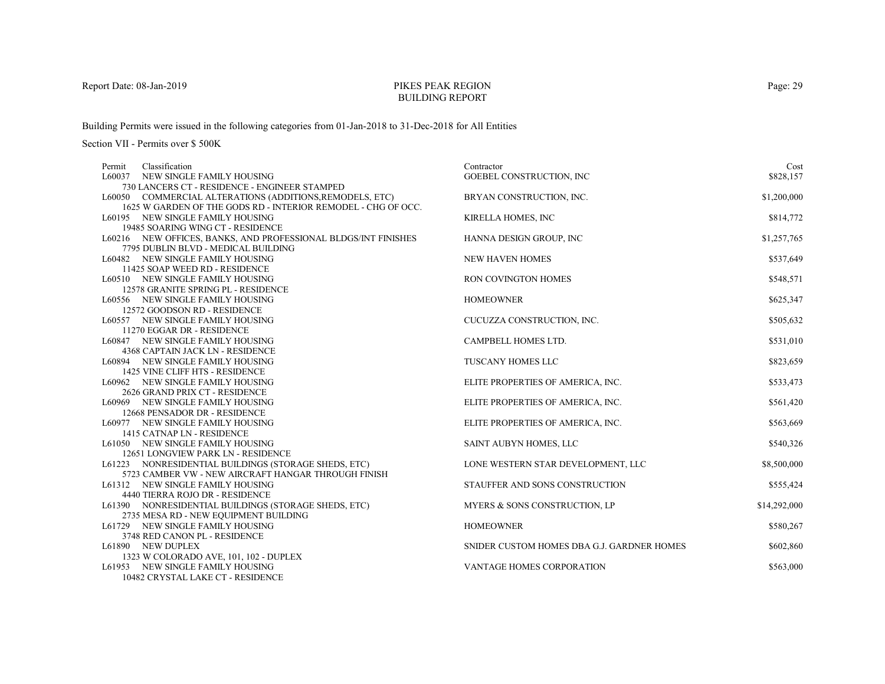# PIKES PEAK REGION
## BUILDING REPORT

Report Date: 08-Jan-2019

Building Permits were issued in the following categories from 01-Jan-2018 to 31-Dec-2018 for All Entities

Section VII - Permits over $ 500K

| Permit | Classification | Contractor | Cost |
|---|---|---|---|
| L60037 | NEW SINGLE FAMILY HOUSING<br>730 LANCERS CT - RESIDENCE - ENGINEER STAMPED | GOEBEL CONSTRUCTION, INC | $828,157 |
| L60050 | COMMERCIAL ALTERATIONS (ADDITIONS,REMODELS, ETC)<br>1625 W GARDEN OF THE GODS RD - INTERIOR REMODEL - CHG OF OCC. | BRYAN CONSTRUCTION, INC. | $1,200,000 |
| L60195 | NEW SINGLE FAMILY HOUSING<br>19485 SOARING WING CT - RESIDENCE | KIRELLA HOMES, INC | $814,772 |
| L60216 | NEW OFFICES, BANKS, AND PROFESSIONAL BLDGS/INT FINISHES<br>7795 DUBLIN BLVD - MEDICAL BUILDING | HANNA DESIGN GROUP, INC | $1,257,765 |
| L60482 | NEW SINGLE FAMILY HOUSING<br>11425 SOAP WEED RD - RESIDENCE | NEW HAVEN HOMES | $537,649 |
| L60510 | NEW SINGLE FAMILY HOUSING<br>12578 GRANITE SPRING PL - RESIDENCE | RON COVINGTON HOMES | $548,571 |
| L60556 | NEW SINGLE FAMILY HOUSING<br>12572 GOODSON RD - RESIDENCE | HOMEOWNER | $625,347 |
| L60557 | NEW SINGLE FAMILY HOUSING<br>11270 EGGAR DR - RESIDENCE | CUCUZZA CONSTRUCTION, INC. | $505,632 |
| L60847 | NEW SINGLE FAMILY HOUSING<br>4368 CAPTAIN JACK LN - RESIDENCE | CAMPBELL HOMES LTD. | $531,010 |
| L60894 | NEW SINGLE FAMILY HOUSING<br>1425 VINE CLIFF HTS - RESIDENCE | TUSCANY HOMES LLC | $823,659 |
| L60962 | NEW SINGLE FAMILY HOUSING<br>2626 GRAND PRIX CT - RESIDENCE | ELITE PROPERTIES OF AMERICA, INC. | $533,473 |
| L60969 | NEW SINGLE FAMILY HOUSING<br>12668 PENSADOR DR - RESIDENCE | ELITE PROPERTIES OF AMERICA, INC. | $561,420 |
| L60977 | NEW SINGLE FAMILY HOUSING<br>1415 CATNAP LN - RESIDENCE | ELITE PROPERTIES OF AMERICA, INC. | $563,669 |
| L61050 | NEW SINGLE FAMILY HOUSING<br>12651 LONGVIEW PARK LN - RESIDENCE | SAINT AUBYN HOMES, LLC | $540,326 |
| L61223 | NONRESIDENTIAL BUILDINGS (STORAGE SHEDS, ETC)<br>5723 CAMBER VW - NEW AIRCRAFT HANGAR THROUGH FINISH | LONE WESTERN STAR DEVELOPMENT, LLC | $8,500,000 |
| L61312 | NEW SINGLE FAMILY HOUSING<br>4440 TIERRA ROJO DR - RESIDENCE | STAUFFER AND SONS CONSTRUCTION | $555,424 |
| L61390 | NONRESIDENTIAL BUILDINGS (STORAGE SHEDS, ETC)<br>2735 MESA RD - NEW EQUIPMENT BUILDING | MYERS & SONS CONSTRUCTION, LP | $14,292,000 |
| L61729 | NEW SINGLE FAMILY HOUSING<br>3748 RED CANON PL - RESIDENCE | HOMEOWNER | $580,267 |
| L61890 | NEW DUPLEX<br>1323 W COLORADO AVE, 101, 102 - DUPLEX | SNIDER CUSTOM HOMES DBA G.J. GARDNER HOMES | $602,860 |
| L61953 | NEW SINGLE FAMILY HOUSING<br>10482 CRYSTAL LAKE CT - RESIDENCE | VANTAGE HOMES CORPORATION | $563,000 |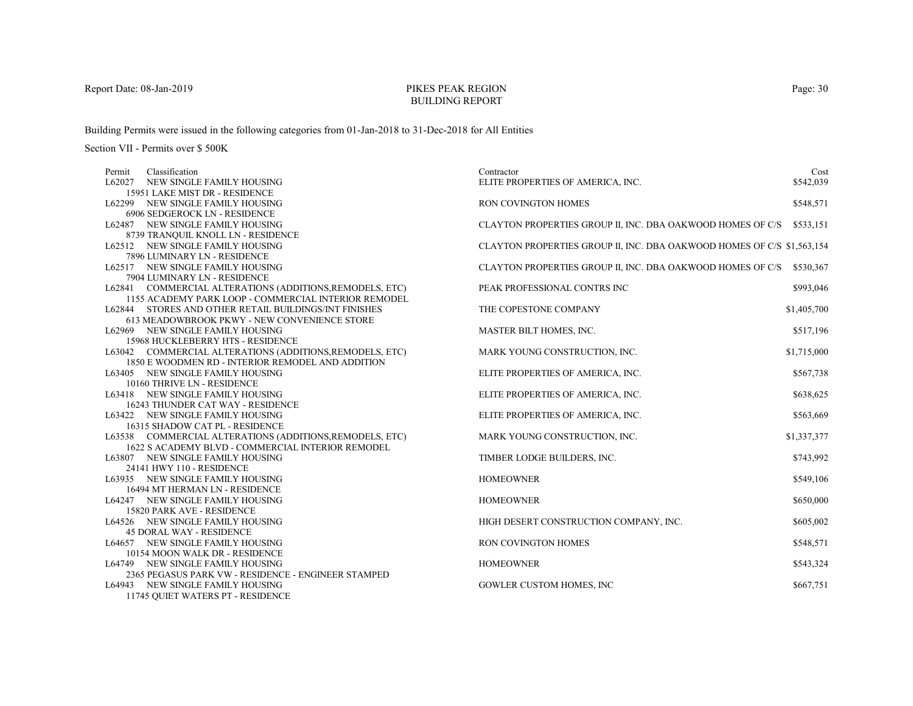Report Date: 08-Jan-2019

# PIKES PEAK REGION
## BUILDING REPORT

Building Permits were issued in the following categories from 01-Jan-2018 to 31-Dec-2018 for All Entities

Section VII - Permits over $ 500K

| Permit | Classification | Contractor | Cost |
|---|---|---|---|
| L62027 | NEW SINGLE FAMILY HOUSING<br>15951 LAKE MIST DR - RESIDENCE | ELITE PROPERTIES OF AMERICA, INC. | $542,039 |
| L62299 | NEW SINGLE FAMILY HOUSING<br>6906 SEDGEROCK LN - RESIDENCE | RON COVINGTON HOMES | $548,571 |
| L62487 | NEW SINGLE FAMILY HOUSING<br>8739 TRANQUIL KNOLL LN - RESIDENCE | CLAYTON PROPERTIES GROUP II, INC. DBA OAKWOOD HOMES OF C/S | $533,151 |
| L62512 | NEW SINGLE FAMILY HOUSING<br>7896 LUMINARY LN - RESIDENCE | CLAYTON PROPERTIES GROUP II, INC. DBA OAKWOOD HOMES OF C/S | $1,563,154 |
| L62517 | NEW SINGLE FAMILY HOUSING<br>7904 LUMINARY LN - RESIDENCE | CLAYTON PROPERTIES GROUP II, INC. DBA OAKWOOD HOMES OF C/S | $530,367 |
| L62841 | COMMERCIAL ALTERATIONS (ADDITIONS,REMODELS, ETC)<br>1155 ACADEMY PARK LOOP - COMMERCIAL INTERIOR REMODEL | PEAK PROFESSIONAL CONTRS INC | $993,046 |
| L62844 | STORES AND OTHER RETAIL BUILDINGS/INT FINISHES<br>613 MEADOWBROOK PKWY - NEW CONVENIENCE STORE | THE COPESTONE COMPANY | $1,405,700 |
| L62969 | NEW SINGLE FAMILY HOUSING<br>15968 HUCKLEBERRY HTS - RESIDENCE | MASTER BILT HOMES, INC. | $517,196 |
| L63042 | COMMERCIAL ALTERATIONS (ADDITIONS,REMODELS, ETC)<br>1850 E WOODMEN RD - INTERIOR REMODEL AND ADDITION | MARK YOUNG CONSTRUCTION, INC. | $1,715,000 |
| L63405 | NEW SINGLE FAMILY HOUSING<br>10160 THRIVE LN - RESIDENCE | ELITE PROPERTIES OF AMERICA, INC. | $567,738 |
| L63418 | NEW SINGLE FAMILY HOUSING<br>16243 THUNDER CAT WAY - RESIDENCE | ELITE PROPERTIES OF AMERICA, INC. | $638,625 |
| L63422 | NEW SINGLE FAMILY HOUSING<br>16315 SHADOW CAT PL - RESIDENCE | ELITE PROPERTIES OF AMERICA, INC. | $563,669 |
| L63538 | COMMERCIAL ALTERATIONS (ADDITIONS,REMODELS, ETC)<br>1622 S ACADEMY BLVD - COMMERCIAL INTERIOR REMODEL | MARK YOUNG CONSTRUCTION, INC. | $1,337,377 |
| L63807 | NEW SINGLE FAMILY HOUSING<br>24141 HWY 110 - RESIDENCE | TIMBER LODGE BUILDERS, INC. | $743,992 |
| L63935 | NEW SINGLE FAMILY HOUSING<br>16494 MT HERMAN LN - RESIDENCE | HOMEOWNER | $549,106 |
| L64247 | NEW SINGLE FAMILY HOUSING<br>15820 PARK AVE - RESIDENCE | HOMEOWNER | $650,000 |
| L64526 | NEW SINGLE FAMILY HOUSING<br>45 DORAL WAY - RESIDENCE | HIGH DESERT CONSTRUCTION COMPANY, INC. | $605,002 |
| L64657 | NEW SINGLE FAMILY HOUSING<br>10154 MOON WALK DR - RESIDENCE | RON COVINGTON HOMES | $548,571 |
| L64749 | NEW SINGLE FAMILY HOUSING<br>2365 PEGASUS PARK VW - RESIDENCE - ENGINEER STAMPED | HOMEOWNER | $543,324 |
| L64943 | NEW SINGLE FAMILY HOUSING<br>11745 QUIET WATERS PT - RESIDENCE | GOWLER CUSTOM HOMES, INC | $667,751 |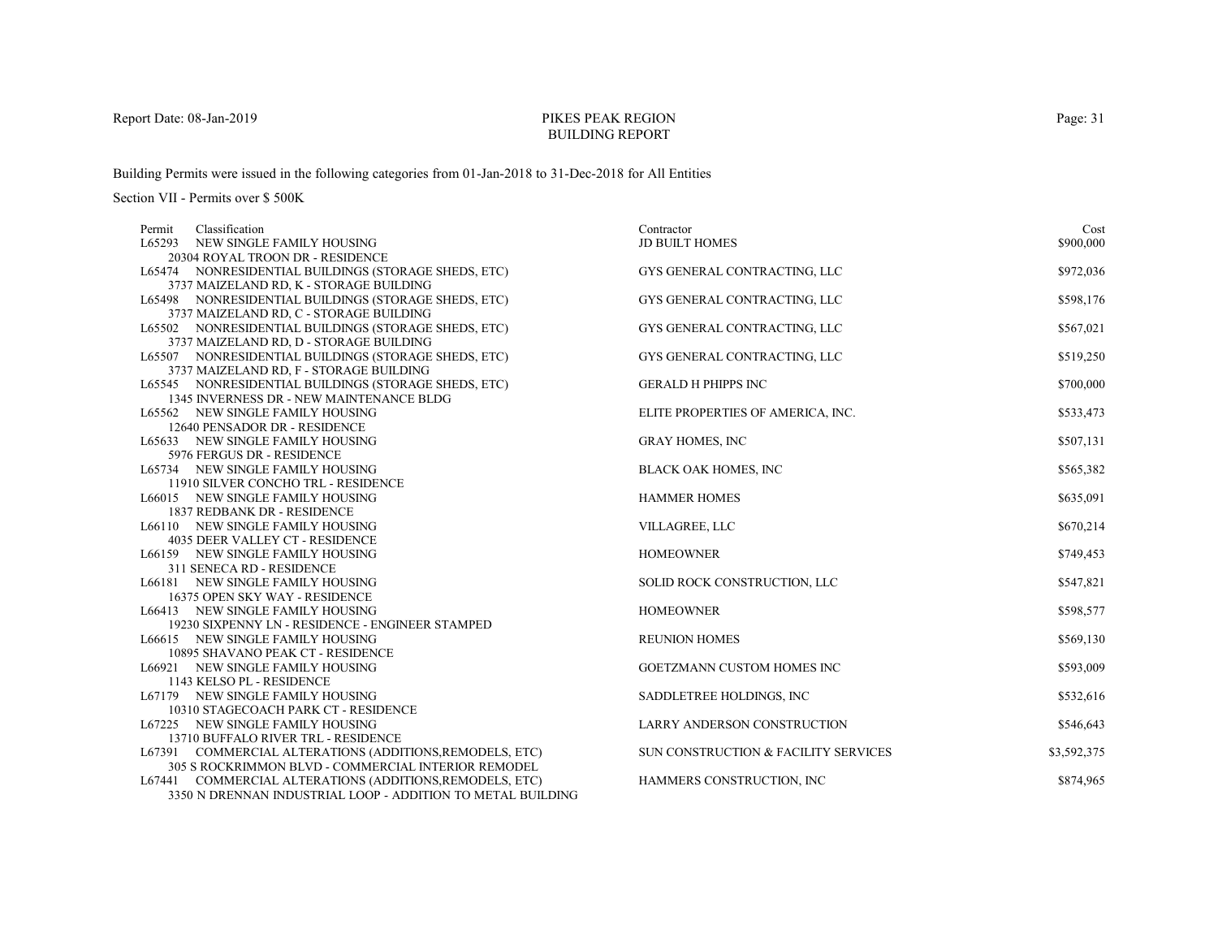Report Date: 08-Jan-2019

# PIKES PEAK REGION
## BUILDING REPORT

Building Permits were issued in the following categories from 01-Jan-2018 to 31-Dec-2018 for All Entities

Section VII - Permits over $ 500K

| Permit | Classification | Contractor | Cost |
|---|---|---|---|
| L65293 | NEW SINGLE FAMILY HOUSING<br>20304 ROYAL TROON DR - RESIDENCE | JD BUILT HOMES | $900,000 |
| L65474 | NONRESIDENTIAL BUILDINGS (STORAGE SHEDS, ETC)<br>3737 MAIZELAND RD, K - STORAGE BUILDING | GYS GENERAL CONTRACTING, LLC | $972,036 |
| L65498 | NONRESIDENTIAL BUILDINGS (STORAGE SHEDS, ETC)<br>3737 MAIZELAND RD, C - STORAGE BUILDING | GYS GENERAL CONTRACTING, LLC | $598,176 |
| L65502 | NONRESIDENTIAL BUILDINGS (STORAGE SHEDS, ETC)<br>3737 MAIZELAND RD, D - STORAGE BUILDING | GYS GENERAL CONTRACTING, LLC | $567,021 |
| L65507 | NONRESIDENTIAL BUILDINGS (STORAGE SHEDS, ETC)<br>3737 MAIZELAND RD, F - STORAGE BUILDING | GYS GENERAL CONTRACTING, LLC | $519,250 |
| L65545 | NONRESIDENTIAL BUILDINGS (STORAGE SHEDS, ETC)<br>1345 INVERNESS DR - NEW MAINTENANCE BLDG | GERALD H PHIPPS INC | $700,000 |
| L65562 | NEW SINGLE FAMILY HOUSING<br>12640 PENSADOR DR - RESIDENCE | ELITE PROPERTIES OF AMERICA, INC. | $533,473 |
| L65633 | NEW SINGLE FAMILY HOUSING<br>5976 FERGUS DR - RESIDENCE | GRAY HOMES, INC | $507,131 |
| L65734 | NEW SINGLE FAMILY HOUSING<br>11910 SILVER CONCHO TRL - RESIDENCE | BLACK OAK HOMES, INC | $565,382 |
| L66015 | NEW SINGLE FAMILY HOUSING<br>1837 REDBANK DR - RESIDENCE | HAMMER HOMES | $635,091 |
| L66110 | NEW SINGLE FAMILY HOUSING<br>4035 DEER VALLEY CT - RESIDENCE | VILLAGREE, LLC | $670,214 |
| L66159 | NEW SINGLE FAMILY HOUSING<br>311 SENECA RD - RESIDENCE | HOMEOWNER | $749,453 |
| L66181 | NEW SINGLE FAMILY HOUSING<br>16375 OPEN SKY WAY - RESIDENCE | SOLID ROCK CONSTRUCTION, LLC | $547,821 |
| L66413 | NEW SINGLE FAMILY HOUSING<br>19230 SIXPENNY LN - RESIDENCE - ENGINEER STAMPED | HOMEOWNER | $598,577 |
| L66615 | NEW SINGLE FAMILY HOUSING<br>10895 SHAVANO PEAK CT - RESIDENCE | REUNION HOMES | $569,130 |
| L66921 | NEW SINGLE FAMILY HOUSING<br>1143 KELSO PL - RESIDENCE | GOETZMANN CUSTOM HOMES INC | $593,009 |
| L67179 | NEW SINGLE FAMILY HOUSING<br>10310 STAGECOACH PARK CT - RESIDENCE | SADDLETREE HOLDINGS, INC | $532,616 |
| L67225 | NEW SINGLE FAMILY HOUSING<br>13710 BUFFALO RIVER TRL - RESIDENCE | LARRY ANDERSON CONSTRUCTION | $546,643 |
| L67391 | COMMERCIAL ALTERATIONS (ADDITIONS,REMODELS, ETC)<br>305 S ROCKRIMMON BLVD - COMMERCIAL INTERIOR REMODEL | SUN CONSTRUCTION & FACILITY SERVICES | $3,592,375 |
| L67441 | COMMERCIAL ALTERATIONS (ADDITIONS,REMODELS, ETC)<br>3350 N DRENNAN INDUSTRIAL LOOP - ADDITION TO METAL BUILDING | HAMMERS CONSTRUCTION, INC | $874,965 |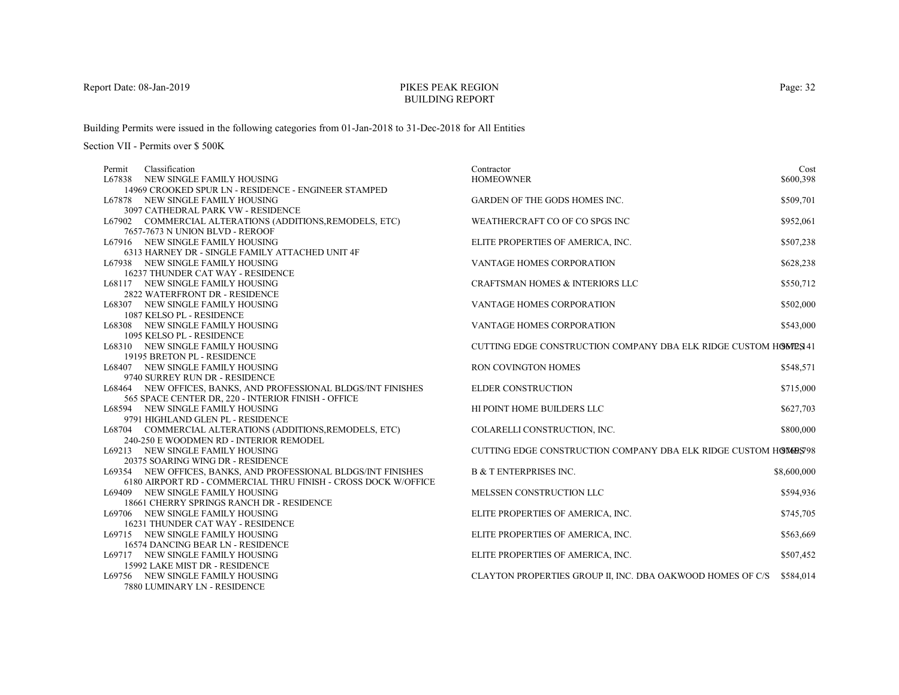Building Permits were issued in the following categories from 01-Jan-2018 to 31-Dec-2018 for All Entities

Section VII - Permits over $ 500K

| Permit | Classification | Contractor | Cost |
|---|---|---|---|
| L67838 | NEW SINGLE FAMILY HOUSING<br>14969 CROOKED SPUR LN - RESIDENCE - ENGINEER STAMPED | HOMEOWNER | $600,398 |
| L67878 | NEW SINGLE FAMILY HOUSING<br>3097 CATHEDRAL PARK VW - RESIDENCE | GARDEN OF THE GODS HOMES INC. | $509,701 |
| L67902 | COMMERCIAL ALTERATIONS (ADDITIONS,REMODELS, ETC)<br>7657-7673 N UNION BLVD - REROOF | WEATHERCRAFT CO OF CO SPGS INC | $952,061 |
| L67916 | NEW SINGLE FAMILY HOUSING<br>6313 HARNEY DR - SINGLE FAMILY ATTACHED UNIT 4F | ELITE PROPERTIES OF AMERICA, INC. | $507,238 |
| L67938 | NEW SINGLE FAMILY HOUSING<br>16237 THUNDER CAT WAY - RESIDENCE | VANTAGE HOMES CORPORATION | $628,238 |
| L68117 | NEW SINGLE FAMILY HOUSING<br>2822 WATERFRONT DR - RESIDENCE | CRAFTSMAN HOMES & INTERIORS LLC | $550,712 |
| L68307 | NEW SINGLE FAMILY HOUSING<br>1087 KELSO PL - RESIDENCE | VANTAGE HOMES CORPORATION | $502,000 |
| L68308 | NEW SINGLE FAMILY HOUSING<br>1095 KELSO PL - RESIDENCE | VANTAGE HOMES CORPORATION | $543,000 |
| L68310 | NEW SINGLE FAMILY HOUSING<br>19195 BRETON PL - RESIDENCE | CUTTING EDGE CONSTRUCTION COMPANY DBA ELK RIDGE CUSTOM HOMES | $972,141 |
| L68407 | NEW SINGLE FAMILY HOUSING<br>9740 SURREY RUN DR - RESIDENCE | RON COVINGTON HOMES | $548,571 |
| L68464 | NEW OFFICES, BANKS, AND PROFESSIONAL BLDGS/INT FINISHES<br>565 SPACE CENTER DR, 220 - INTERIOR FINISH - OFFICE | ELDER CONSTRUCTION | $715,000 |
| L68594 | NEW SINGLE FAMILY HOUSING<br>9791 HIGHLAND GLEN PL - RESIDENCE | HI POINT HOME BUILDERS LLC | $627,703 |
| L68704 | COMMERCIAL ALTERATIONS (ADDITIONS,REMODELS, ETC)<br>240-250 E WOODMEN RD - INTERIOR REMODEL | COLARELLI CONSTRUCTION, INC. | $800,000 |
| L69213 | NEW SINGLE FAMILY HOUSING<br>20375 SOARING WING DR - RESIDENCE | CUTTING EDGE CONSTRUCTION COMPANY DBA ELK RIDGE CUSTOM HOMES | $965,798 |
| L69354 | NEW OFFICES, BANKS, AND PROFESSIONAL BLDGS/INT FINISHES<br>6180 AIRPORT RD - COMMERCIAL THRU FINISH - CROSS DOCK W/OFFICE | B & T ENTERPRISES INC. | $8,600,000 |
| L69409 | NEW SINGLE FAMILY HOUSING<br>18661 CHERRY SPRINGS RANCH DR - RESIDENCE | MELSSEN CONSTRUCTION LLC | $594,936 |
| L69706 | NEW SINGLE FAMILY HOUSING<br>16231 THUNDER CAT WAY - RESIDENCE | ELITE PROPERTIES OF AMERICA, INC. | $745,705 |
| L69715 | NEW SINGLE FAMILY HOUSING<br>16574 DANCING BEAR LN - RESIDENCE | ELITE PROPERTIES OF AMERICA, INC. | $563,669 |
| L69717 | NEW SINGLE FAMILY HOUSING<br>15992 LAKE MIST DR - RESIDENCE | ELITE PROPERTIES OF AMERICA, INC. | $507,452 |
| L69756 | NEW SINGLE FAMILY HOUSING<br>7880 LUMINARY LN - RESIDENCE | CLAYTON PROPERTIES GROUP II, INC. DBA OAKWOOD HOMES OF C/S | $584,014 |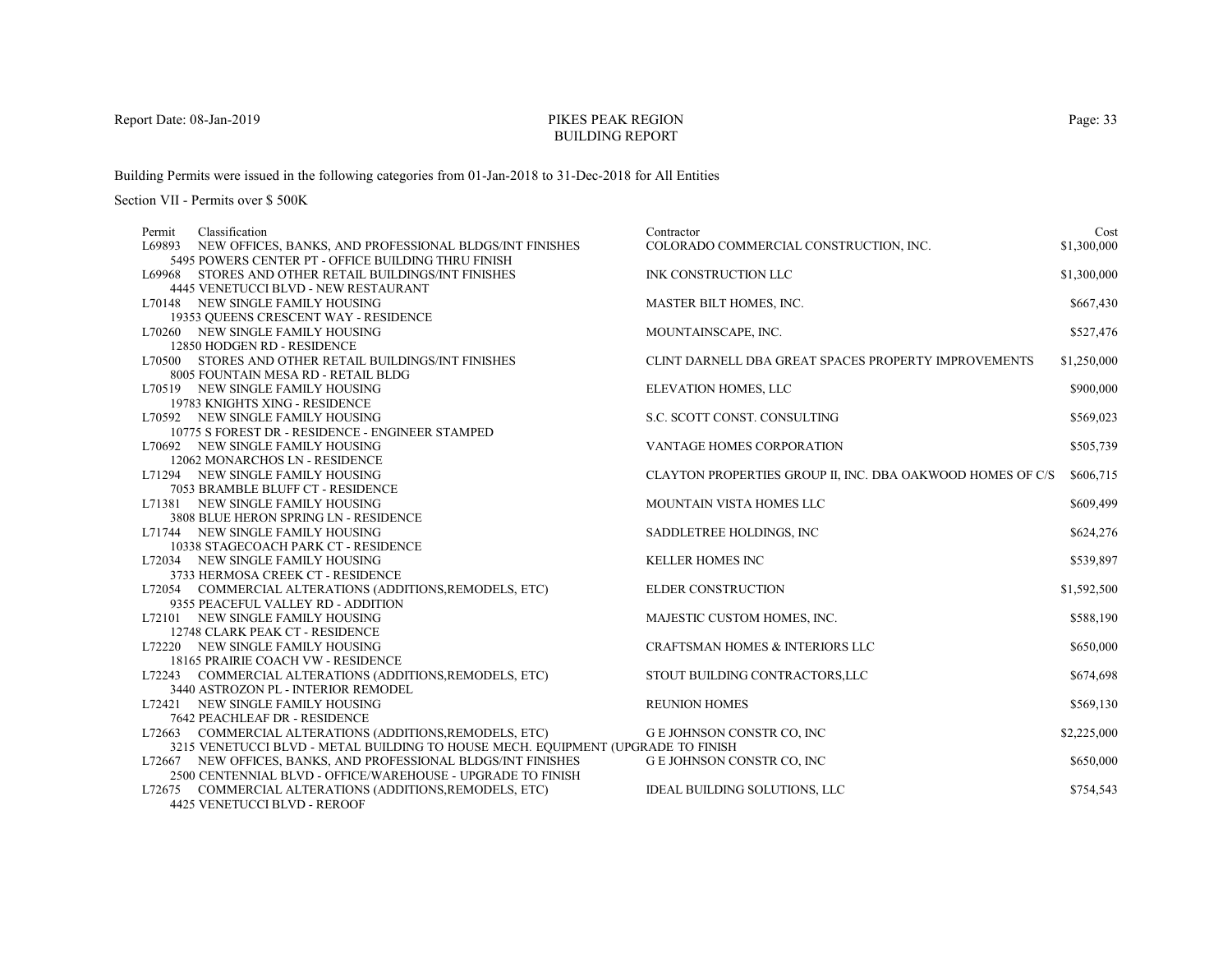# PIKES PEAK REGION
## BUILDING REPORT

Report Date: 08-Jan-2019

Building Permits were issued in the following categories from 01-Jan-2018 to 31-Dec-2018 for All Entities

Section VII - Permits over $ 500K

| Permit | Classification | Contractor | Cost |
|---|---|---|---|
| L69893 | NEW OFFICES, BANKS, AND PROFESSIONAL BLDGS/INT FINISHES<br>5495 POWERS CENTER PT - OFFICE BUILDING THRU FINISH | COLORADO COMMERCIAL CONSTRUCTION, INC. | $1,300,000 |
| L69968 | STORES AND OTHER RETAIL BUILDINGS/INT FINISHES<br>4445 VENETUCCI BLVD - NEW RESTAURANT | INK CONSTRUCTION LLC | $1,300,000 |
| L70148 | NEW SINGLE FAMILY HOUSING<br>19353 QUEENS CRESCENT WAY - RESIDENCE | MASTER BILT HOMES, INC. | $667,430 |
| L70260 | NEW SINGLE FAMILY HOUSING<br>12850 HODGEN RD - RESIDENCE | MOUNTAINSCAPE, INC. | $527,476 |
| L70500 | STORES AND OTHER RETAIL BUILDINGS/INT FINISHES<br>8005 FOUNTAIN MESA RD - RETAIL BLDG | CLINT DARNELL DBA GREAT SPACES PROPERTY IMPROVEMENTS | $1,250,000 |
| L70519 | NEW SINGLE FAMILY HOUSING<br>19783 KNIGHTS XING - RESIDENCE | ELEVATION HOMES, LLC | $900,000 |
| L70592 | NEW SINGLE FAMILY HOUSING<br>10775 S FOREST DR - RESIDENCE - ENGINEER STAMPED | S.C. SCOTT CONST. CONSULTING | $569,023 |
| L70692 | NEW SINGLE FAMILY HOUSING<br>12062 MONARCHOS LN - RESIDENCE | VANTAGE HOMES CORPORATION | $505,739 |
| L71294 | NEW SINGLE FAMILY HOUSING<br>7053 BRAMBLE BLUFF CT - RESIDENCE | CLAYTON PROPERTIES GROUP II, INC. DBA OAKWOOD HOMES OF C/S | $606,715 |
| L71381 | NEW SINGLE FAMILY HOUSING<br>3808 BLUE HERON SPRING LN - RESIDENCE | MOUNTAIN VISTA HOMES LLC | $609,499 |
| L71744 | NEW SINGLE FAMILY HOUSING<br>10338 STAGECOACH PARK CT - RESIDENCE | SADDLETREE HOLDINGS, INC | $624,276 |
| L72034 | NEW SINGLE FAMILY HOUSING<br>3733 HERMOSA CREEK CT - RESIDENCE | KELLER HOMES INC | $539,897 |
| L72054 | COMMERCIAL ALTERATIONS (ADDITIONS,REMODELS, ETC)<br>9355 PEACEFUL VALLEY RD - ADDITION | ELDER CONSTRUCTION | $1,592,500 |
| L72101 | NEW SINGLE FAMILY HOUSING<br>12748 CLARK PEAK CT - RESIDENCE | MAJESTIC CUSTOM HOMES, INC. | $588,190 |
| L72220 | NEW SINGLE FAMILY HOUSING<br>18165 PRAIRIE COACH VW - RESIDENCE | CRAFTSMAN HOMES & INTERIORS LLC | $650,000 |
| L72243 | COMMERCIAL ALTERATIONS (ADDITIONS,REMODELS, ETC)<br>3440 ASTROZON PL - INTERIOR REMODEL | STOUT BUILDING CONTRACTORS,LLC | $674,698 |
| L72421 | NEW SINGLE FAMILY HOUSING<br>7642 PEACHLEAF DR - RESIDENCE | REUNION HOMES | $569,130 |
| L72663 | COMMERCIAL ALTERATIONS (ADDITIONS,REMODELS, ETC)<br>3215 VENETUCCI BLVD - METAL BUILDING TO HOUSE MECH. EQUIPMENT (UPGRADE TO FINISH | G E JOHNSON CONSTR CO, INC | $2,225,000 |
| L72667 | NEW OFFICES, BANKS, AND PROFESSIONAL BLDGS/INT FINISHES<br>2500 CENTENNIAL BLVD - OFFICE/WAREHOUSE - UPGRADE TO FINISH | G E JOHNSON CONSTR CO, INC | $650,000 |
| L72675 | COMMERCIAL ALTERATIONS (ADDITIONS,REMODELS, ETC)<br>4425 VENETUCCI BLVD - REROOF | IDEAL BUILDING SOLUTIONS, LLC | $754,543 |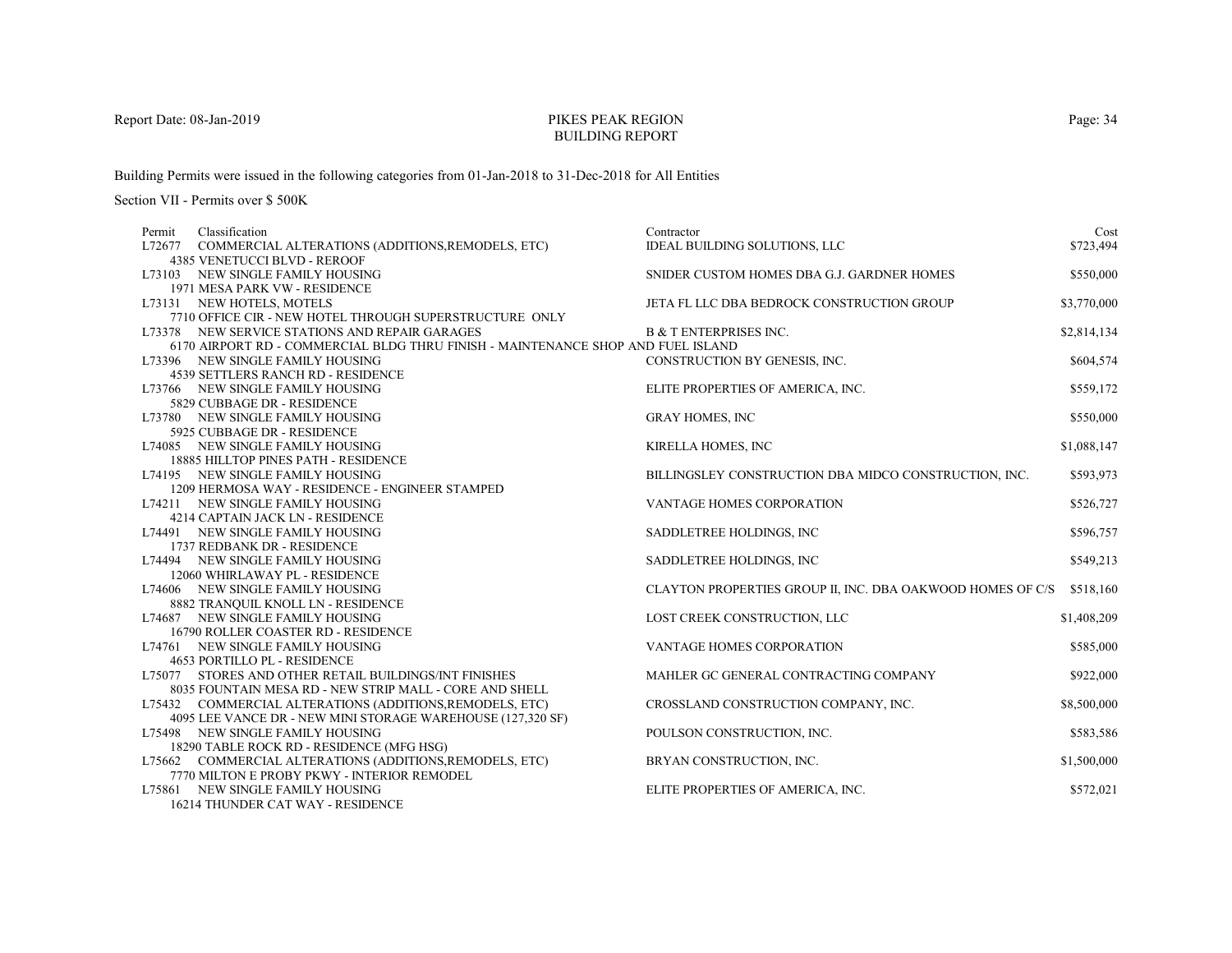PIKES PEAK REGION
BUILDING REPORT

Building Permits were issued in the following categories from 01-Jan-2018 to 31-Dec-2018 for All Entities

Section VII - Permits over $ 500K

| Permit | Classification | Contractor | Cost |
|---|---|---|---|
| L72677 | COMMERCIAL ALTERATIONS (ADDITIONS,REMODELS, ETC)<br>4385 VENETUCCI BLVD - REROOF | IDEAL BUILDING SOLUTIONS, LLC | $723,494 |
| L73103 | NEW SINGLE FAMILY HOUSING<br>1971 MESA PARK VW - RESIDENCE | SNIDER CUSTOM HOMES DBA G.J. GARDNER HOMES | $550,000 |
| L73131 | NEW HOTELS, MOTELS<br>7710 OFFICE CIR - NEW HOTEL THROUGH SUPERSTRUCTURE ONLY | JETA FL LLC DBA BEDROCK CONSTRUCTION GROUP | $3,770,000 |
| L73378 | NEW SERVICE STATIONS AND REPAIR GARAGES<br>6170 AIRPORT RD - COMMERCIAL BLDG THRU FINISH - MAINTENANCE SHOP AND FUEL ISLAND | B & T ENTERPRISES INC. | $2,814,134 |
| L73396 | NEW SINGLE FAMILY HOUSING<br>4539 SETTLERS RANCH RD - RESIDENCE | CONSTRUCTION BY GENESIS, INC. | $604,574 |
| L73766 | NEW SINGLE FAMILY HOUSING<br>5829 CUBBAGE DR - RESIDENCE | ELITE PROPERTIES OF AMERICA, INC. | $559,172 |
| L73780 | NEW SINGLE FAMILY HOUSING<br>5925 CUBBAGE DR - RESIDENCE | GRAY HOMES, INC | $550,000 |
| L74085 | NEW SINGLE FAMILY HOUSING<br>18885 HILLTOP PINES PATH - RESIDENCE | KIRELLA HOMES, INC | $1,088,147 |
| L74195 | NEW SINGLE FAMILY HOUSING<br>1209 HERMOSA WAY - RESIDENCE - ENGINEER STAMPED | BILLINGSLEY CONSTRUCTION DBA MIDCO CONSTRUCTION, INC. | $593,973 |
| L74211 | NEW SINGLE FAMILY HOUSING<br>4214 CAPTAIN JACK LN - RESIDENCE | VANTAGE HOMES CORPORATION | $526,727 |
| L74491 | NEW SINGLE FAMILY HOUSING<br>1737 REDBANK DR - RESIDENCE | SADDLETREE HOLDINGS, INC | $596,757 |
| L74494 | NEW SINGLE FAMILY HOUSING<br>12060 WHIRLAWAY PL - RESIDENCE | SADDLETREE HOLDINGS, INC | $549,213 |
| L74606 | NEW SINGLE FAMILY HOUSING<br>8882 TRANQUIL KNOLL LN - RESIDENCE | CLAYTON PROPERTIES GROUP II, INC. DBA OAKWOOD HOMES OF C/S | $518,160 |
| L74687 | NEW SINGLE FAMILY HOUSING<br>16790 ROLLER COASTER RD - RESIDENCE | LOST CREEK CONSTRUCTION, LLC | $1,408,209 |
| L74761 | NEW SINGLE FAMILY HOUSING<br>4653 PORTILLO PL - RESIDENCE | VANTAGE HOMES CORPORATION | $585,000 |
| L75077 | STORES AND OTHER RETAIL BUILDINGS/INT FINISHES<br>8035 FOUNTAIN MESA RD - NEW STRIP MALL - CORE AND SHELL | MAHLER GC GENERAL CONTRACTING COMPANY | $922,000 |
| L75432 | COMMERCIAL ALTERATIONS (ADDITIONS,REMODELS, ETC)<br>4095 LEE VANCE DR - NEW MINI STORAGE WAREHOUSE (127,320 SF) | CROSSLAND CONSTRUCTION COMPANY, INC. | $8,500,000 |
| L75498 | NEW SINGLE FAMILY HOUSING<br>18290 TABLE ROCK RD - RESIDENCE (MFG HSG) | POULSON CONSTRUCTION, INC. | $583,586 |
| L75662 | COMMERCIAL ALTERATIONS (ADDITIONS,REMODELS, ETC)<br>7770 MILTON E PROBY PKWY - INTERIOR REMODEL | BRYAN CONSTRUCTION, INC. | $1,500,000 |
| L75861 | NEW SINGLE FAMILY HOUSING<br>16214 THUNDER CAT WAY - RESIDENCE | ELITE PROPERTIES OF AMERICA, INC. | $572,021 |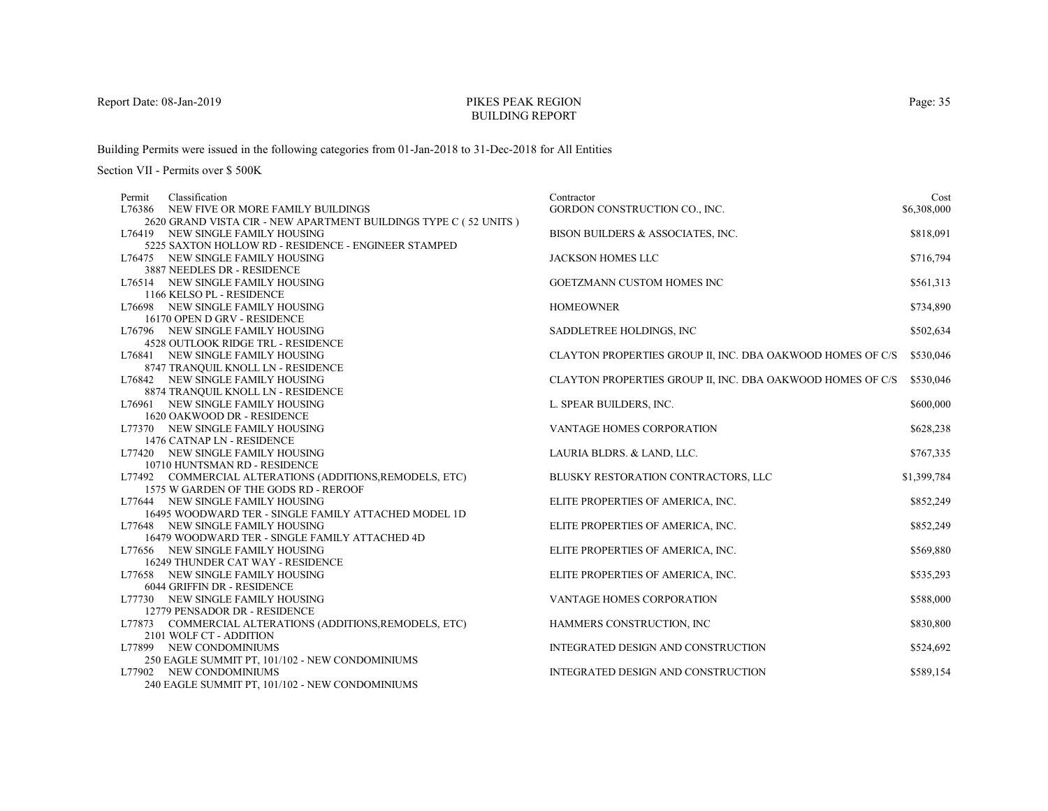Report Date: 08-Jan-2019

# PIKES PEAK REGION
## BUILDING REPORT

Building Permits were issued in the following categories from 01-Jan-2018 to 31-Dec-2018 for All Entities

Section VII - Permits over $ 500K

| Permit | Classification | Contractor | Cost |
|---|---|---|---|
| L76386 | NEW FIVE OR MORE FAMILY BUILDINGS<br>2620 GRAND VISTA CIR - NEW APARTMENT BUILDINGS TYPE C ( 52 UNITS ) | GORDON CONSTRUCTION CO., INC. | $6,308,000 |
| L76419 | NEW SINGLE FAMILY HOUSING<br>5225 SAXTON HOLLOW RD - RESIDENCE - ENGINEER STAMPED | BISON BUILDERS & ASSOCIATES, INC. | $818,091 |
| L76475 | NEW SINGLE FAMILY HOUSING<br>3887 NEEDLES DR - RESIDENCE | JACKSON HOMES LLC | $716,794 |
| L76514 | NEW SINGLE FAMILY HOUSING<br>1166 KELSO PL - RESIDENCE | GOETZMANN CUSTOM HOMES INC | $561,313 |
| L76698 | NEW SINGLE FAMILY HOUSING<br>16170 OPEN D GRV - RESIDENCE | HOMEOWNER | $734,890 |
| L76796 | NEW SINGLE FAMILY HOUSING<br>4528 OUTLOOK RIDGE TRL - RESIDENCE | SADDLETREE HOLDINGS, INC | $502,634 |
| L76841 | NEW SINGLE FAMILY HOUSING<br>8747 TRANQUIL KNOLL LN - RESIDENCE | CLAYTON PROPERTIES GROUP II, INC. DBA OAKWOOD HOMES OF C/S | $530,046 |
| L76842 | NEW SINGLE FAMILY HOUSING<br>8874 TRANQUIL KNOLL LN - RESIDENCE | CLAYTON PROPERTIES GROUP II, INC. DBA OAKWOOD HOMES OF C/S | $530,046 |
| L76961 | NEW SINGLE FAMILY HOUSING<br>1620 OAKWOOD DR - RESIDENCE | L. SPEAR BUILDERS, INC. | $600,000 |
| L77370 | NEW SINGLE FAMILY HOUSING<br>1476 CATNAP LN - RESIDENCE | VANTAGE HOMES CORPORATION | $628,238 |
| L77420 | NEW SINGLE FAMILY HOUSING<br>10710 HUNTSMAN RD - RESIDENCE | LAURIA BLDRS. & LAND, LLC. | $767,335 |
| L77492 | COMMERCIAL ALTERATIONS (ADDITIONS,REMODELS, ETC)<br>1575 W GARDEN OF THE GODS RD - REROOF | BLUSKY RESTORATION CONTRACTORS, LLC | $1,399,784 |
| L77644 | NEW SINGLE FAMILY HOUSING<br>16495 WOODWARD TER - SINGLE FAMILY ATTACHED MODEL 1D | ELITE PROPERTIES OF AMERICA, INC. | $852,249 |
| L77648 | NEW SINGLE FAMILY HOUSING<br>16479 WOODWARD TER - SINGLE FAMILY ATTACHED 4D | ELITE PROPERTIES OF AMERICA, INC. | $852,249 |
| L77656 | NEW SINGLE FAMILY HOUSING<br>16249 THUNDER CAT WAY - RESIDENCE | ELITE PROPERTIES OF AMERICA, INC. | $569,880 |
| L77658 | NEW SINGLE FAMILY HOUSING<br>6044 GRIFFIN DR - RESIDENCE | ELITE PROPERTIES OF AMERICA, INC. | $535,293 |
| L77730 | NEW SINGLE FAMILY HOUSING<br>12779 PENSADOR DR - RESIDENCE | VANTAGE HOMES CORPORATION | $588,000 |
| L77873 | COMMERCIAL ALTERATIONS (ADDITIONS,REMODELS, ETC)<br>2101 WOLF CT - ADDITION | HAMMERS CONSTRUCTION, INC | $830,800 |
| L77899 | NEW CONDOMINIUMS<br>250 EAGLE SUMMIT PT, 101/102 - NEW CONDOMINIUMS | INTEGRATED DESIGN AND CONSTRUCTION | $524,692 |
| L77902 | NEW CONDOMINIUMS<br>240 EAGLE SUMMIT PT, 101/102 - NEW CONDOMINIUMS | INTEGRATED DESIGN AND CONSTRUCTION | $589,154 |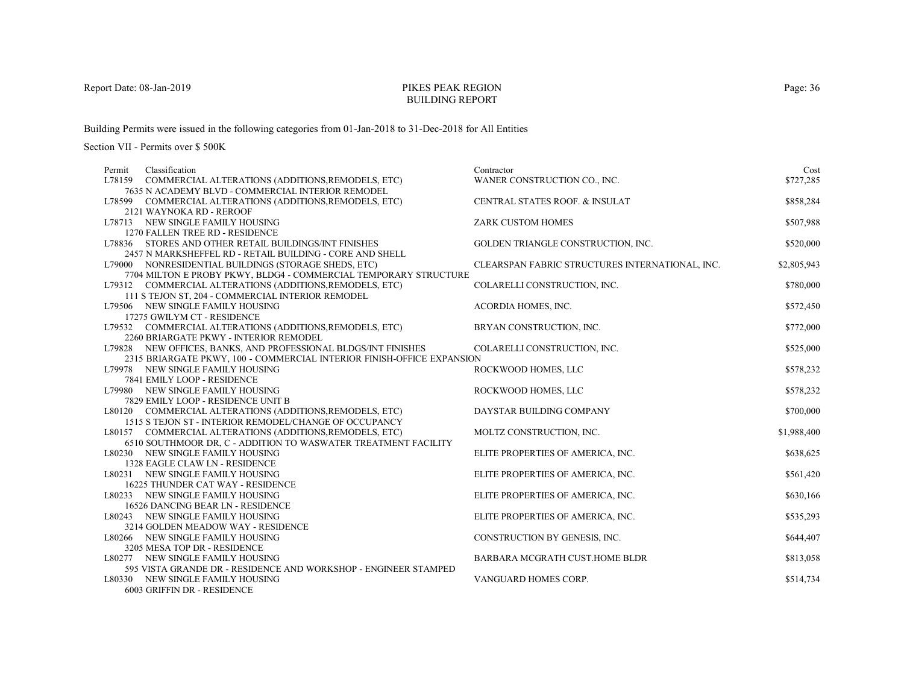Report Date: 08-Jan-2019

# PIKES PEAK REGION
## BUILDING REPORT

Building Permits were issued in the following categories from 01-Jan-2018 to 31-Dec-2018 for All Entities

Section VII - Permits over $ 500K

| Permit | Classification | Contractor | Cost |
|---|---|---|---|
| L78159 | COMMERCIAL ALTERATIONS (ADDITIONS,REMODELS, ETC)<br>7635 N ACADEMY BLVD - COMMERCIAL INTERIOR REMODEL | WANER CONSTRUCTION CO., INC. | $727,285 |
| L78599 | COMMERCIAL ALTERATIONS (ADDITIONS,REMODELS, ETC)<br>2121 WAYNOKA RD - REROOF | CENTRAL STATES ROOF. & INSULAT | $858,284 |
| L78713 | NEW SINGLE FAMILY HOUSING<br>1270 FALLEN TREE RD - RESIDENCE | ZARK CUSTOM HOMES | $507,988 |
| L78836 | STORES AND OTHER RETAIL BUILDINGS/INT FINISHES<br>2457 N MARKSHEFFEL RD - RETAIL BUILDING - CORE AND SHELL | GOLDEN TRIANGLE CONSTRUCTION, INC. | $520,000 |
| L79000 | NONRESIDENTIAL BUILDINGS (STORAGE SHEDS, ETC)<br>7704 MILTON E PROBY PKWY, BLDG4 - COMMERCIAL TEMPORARY STRUCTURE | CLEARSPAN FABRIC STRUCTURES INTERNATIONAL, INC. | $2,805,943 |
| L79312 | COMMERCIAL ALTERATIONS (ADDITIONS,REMODELS, ETC)<br>111 S TEJON ST, 204 - COMMERCIAL INTERIOR REMODEL | COLARELLI CONSTRUCTION, INC. | $780,000 |
| L79506 | NEW SINGLE FAMILY HOUSING<br>17275 GWILYM CT - RESIDENCE | ACORDIA HOMES, INC. | $572,450 |
| L79532 | COMMERCIAL ALTERATIONS (ADDITIONS,REMODELS, ETC)<br>2260 BRIARGATE PKWY - INTERIOR REMODEL | BRYAN CONSTRUCTION, INC. | $772,000 |
| L79828 | NEW OFFICES, BANKS, AND PROFESSIONAL BLDGS/INT FINISHES<br>2315 BRIARGATE PKWY, 100 - COMMERCIAL INTERIOR FINISH-OFFICE EXPANSION | COLARELLI CONSTRUCTION, INC. | $525,000 |
| L79978 | NEW SINGLE FAMILY HOUSING<br>7841 EMILY LOOP - RESIDENCE | ROCKWOOD HOMES, LLC | $578,232 |
| L79980 | NEW SINGLE FAMILY HOUSING<br>7829 EMILY LOOP - RESIDENCE UNIT B | ROCKWOOD HOMES, LLC | $578,232 |
| L80120 | COMMERCIAL ALTERATIONS (ADDITIONS,REMODELS, ETC)<br>1515 S TEJON ST - INTERIOR REMODEL/CHANGE OF OCCUPANCY | DAYSTAR BUILDING COMPANY | $700,000 |
| L80157 | COMMERCIAL ALTERATIONS (ADDITIONS,REMODELS, ETC)<br>6510 SOUTHMOOR DR, C - ADDITION TO WASWATER TREATMENT FACILITY | MOLTZ CONSTRUCTION, INC. | $1,988,400 |
| L80230 | NEW SINGLE FAMILY HOUSING<br>1328 EAGLE CLAW LN - RESIDENCE | ELITE PROPERTIES OF AMERICA, INC. | $638,625 |
| L80231 | NEW SINGLE FAMILY HOUSING<br>16225 THUNDER CAT WAY - RESIDENCE | ELITE PROPERTIES OF AMERICA, INC. | $561,420 |
| L80233 | NEW SINGLE FAMILY HOUSING<br>16526 DANCING BEAR LN - RESIDENCE | ELITE PROPERTIES OF AMERICA, INC. | $630,166 |
| L80243 | NEW SINGLE FAMILY HOUSING<br>3214 GOLDEN MEADOW WAY - RESIDENCE | ELITE PROPERTIES OF AMERICA, INC. | $535,293 |
| L80266 | NEW SINGLE FAMILY HOUSING<br>3205 MESA TOP DR - RESIDENCE | CONSTRUCTION BY GENESIS, INC. | $644,407 |
| L80277 | NEW SINGLE FAMILY HOUSING<br>595 VISTA GRANDE DR - RESIDENCE AND WORKSHOP - ENGINEER STAMPED | BARBARA MCGRATH CUST.HOME BLDR | $813,058 |
| L80330 | NEW SINGLE FAMILY HOUSING<br>6003 GRIFFIN DR - RESIDENCE | VANGUARD HOMES CORP. | $514,734 |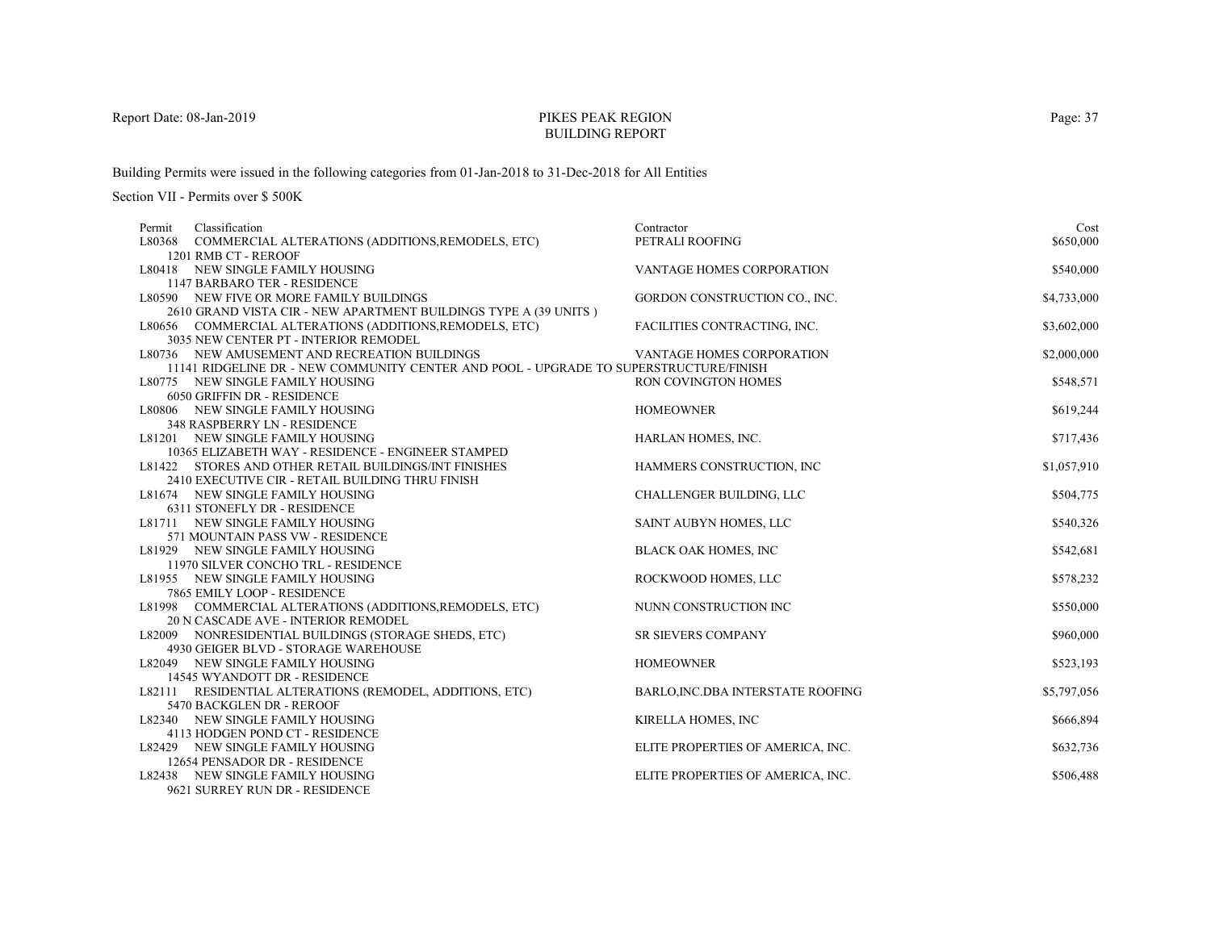# PIKES PEAK REGION BUILDING REPORT

Report Date: 08-Jan-2019

Building Permits were issued in the following categories from 01-Jan-2018 to 31-Dec-2018 for All Entities

Section VII - Permits over $ 500K

| Permit | Classification | Contractor | Cost |
|---|---|---|---|
| L80368 | COMMERCIAL ALTERATIONS (ADDITIONS,REMODELS, ETC)<br>1201 RMB CT - REROOF | PETRALI ROOFING | $650,000 |
| L80418 | NEW SINGLE FAMILY HOUSING<br>1147 BARBARO TER - RESIDENCE | VANTAGE HOMES CORPORATION | $540,000 |
| L80590 | NEW FIVE OR MORE FAMILY BUILDINGS<br>2610 GRAND VISTA CIR - NEW APARTMENT BUILDINGS TYPE A (39 UNITS ) | GORDON CONSTRUCTION CO., INC. | $4,733,000 |
| L80656 | COMMERCIAL ALTERATIONS (ADDITIONS,REMODELS, ETC)<br>3035 NEW CENTER PT - INTERIOR REMODEL | FACILITIES CONTRACTING, INC. | $3,602,000 |
| L80736 | NEW AMUSEMENT AND RECREATION BUILDINGS<br>11141 RIDGELINE DR - NEW COMMUNITY CENTER AND POOL - UPGRADE TO SUPERSTRUCTURE/FINISH | VANTAGE HOMES CORPORATION | $2,000,000 |
| L80775 | NEW SINGLE FAMILY HOUSING<br>6050 GRIFFIN DR - RESIDENCE | RON COVINGTON HOMES | $548,571 |
| L80806 | NEW SINGLE FAMILY HOUSING<br>348 RASPBERRY LN - RESIDENCE | HOMEOWNER | $619,244 |
| L81201 | NEW SINGLE FAMILY HOUSING<br>10365 ELIZABETH WAY - RESIDENCE - ENGINEER STAMPED | HARLAN HOMES, INC. | $717,436 |
| L81422 | STORES AND OTHER RETAIL BUILDINGS/INT FINISHES<br>2410 EXECUTIVE CIR - RETAIL BUILDING THRU FINISH | HAMMERS CONSTRUCTION, INC | $1,057,910 |
| L81674 | NEW SINGLE FAMILY HOUSING<br>6311 STONEFLY DR - RESIDENCE | CHALLENGER BUILDING, LLC | $504,775 |
| L81711 | NEW SINGLE FAMILY HOUSING<br>571 MOUNTAIN PASS VW - RESIDENCE | SAINT AUBYN HOMES, LLC | $540,326 |
| L81929 | NEW SINGLE FAMILY HOUSING<br>11970 SILVER CONCHO TRL - RESIDENCE | BLACK OAK HOMES, INC | $542,681 |
| L81955 | NEW SINGLE FAMILY HOUSING<br>7865 EMILY LOOP - RESIDENCE | ROCKWOOD HOMES, LLC | $578,232 |
| L81998 | COMMERCIAL ALTERATIONS (ADDITIONS,REMODELS, ETC)<br>20 N CASCADE AVE - INTERIOR REMODEL | NUNN CONSTRUCTION INC | $550,000 |
| L82009 | NONRESIDENTIAL BUILDINGS (STORAGE SHEDS, ETC)<br>4930 GEIGER BLVD - STORAGE WAREHOUSE | SR SIEVERS COMPANY | $960,000 |
| L82049 | NEW SINGLE FAMILY HOUSING<br>14545 WYANDOTT DR - RESIDENCE | HOMEOWNER | $523,193 |
| L82111 | RESIDENTIAL ALTERATIONS (REMODEL, ADDITIONS, ETC)<br>5470 BACKGLEN DR - REROOF | BARLO,INC.DBA INTERSTATE ROOFING | $5,797,056 |
| L82340 | NEW SINGLE FAMILY HOUSING<br>4113 HODGEN POND CT - RESIDENCE | KIRELLA HOMES, INC | $666,894 |
| L82429 | NEW SINGLE FAMILY HOUSING<br>12654 PENSADOR DR - RESIDENCE | ELITE PROPERTIES OF AMERICA, INC. | $632,736 |
| L82438 | NEW SINGLE FAMILY HOUSING<br>9621 SURREY RUN DR - RESIDENCE | ELITE PROPERTIES OF AMERICA, INC. | $506,488 |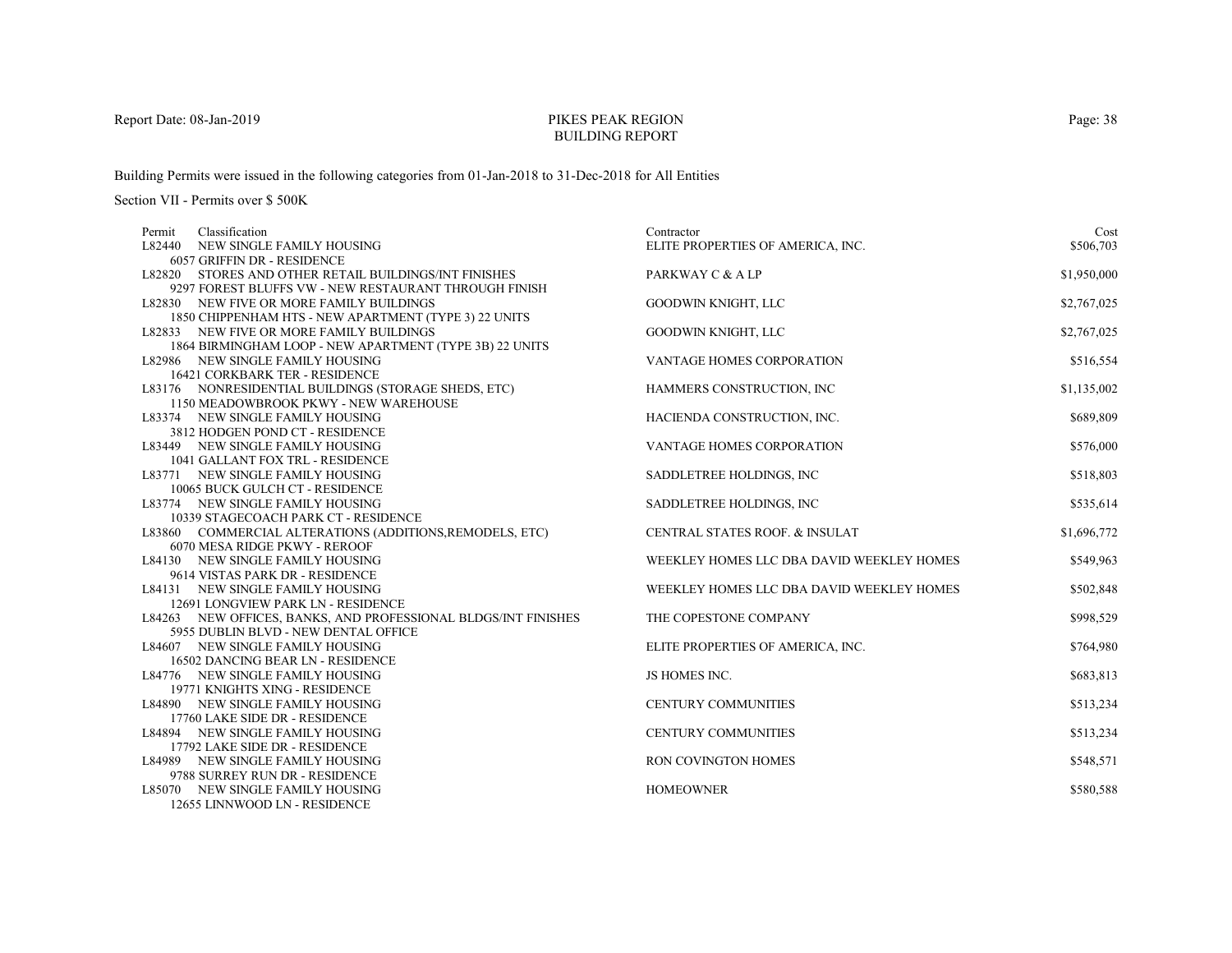# PIKES PEAK REGION
## BUILDING REPORT

Report Date: 08-Jan-2019

Building Permits were issued in the following categories from 01-Jan-2018 to 31-Dec-2018 for All Entities

Section VII - Permits over $ 500K

| Permit | Classification | Contractor | Cost |
|---|---|---|---|
| L82440 | NEW SINGLE FAMILY HOUSING<br>6057 GRIFFIN DR - RESIDENCE | ELITE PROPERTIES OF AMERICA, INC. | $506,703 |
| L82820 | STORES AND OTHER RETAIL BUILDINGS/INT FINISHES<br>9297 FOREST BLUFFS VW - NEW RESTAURANT THROUGH FINISH | PARKWAY C & A LP | $1,950,000 |
| L82830 | NEW FIVE OR MORE FAMILY BUILDINGS<br>1850 CHIPPENHAM HTS - NEW APARTMENT (TYPE 3) 22 UNITS | GOODWIN KNIGHT, LLC | $2,767,025 |
| L82833 | NEW FIVE OR MORE FAMILY BUILDINGS<br>1864 BIRMINGHAM LOOP - NEW APARTMENT (TYPE 3B) 22 UNITS | GOODWIN KNIGHT, LLC | $2,767,025 |
| L82986 | NEW SINGLE FAMILY HOUSING<br>16421 CORKBARK TER - RESIDENCE | VANTAGE HOMES CORPORATION | $516,554 |
| L83176 | NONRESIDENTIAL BUILDINGS (STORAGE SHEDS, ETC)<br>1150 MEADOWBROOK PKWY - NEW WAREHOUSE | HAMMERS CONSTRUCTION, INC | $1,135,002 |
| L83374 | NEW SINGLE FAMILY HOUSING<br>3812 HODGEN POND CT - RESIDENCE | HACIENDA CONSTRUCTION, INC. | $689,809 |
| L83449 | NEW SINGLE FAMILY HOUSING<br>1041 GALLANT FOX TRL - RESIDENCE | VANTAGE HOMES CORPORATION | $576,000 |
| L83771 | NEW SINGLE FAMILY HOUSING<br>10065 BUCK GULCH CT - RESIDENCE | SADDLETREE HOLDINGS, INC | $518,803 |
| L83774 | NEW SINGLE FAMILY HOUSING<br>10339 STAGECOACH PARK CT - RESIDENCE | SADDLETREE HOLDINGS, INC | $535,614 |
| L83860 | COMMERCIAL ALTERATIONS (ADDITIONS,REMODELS, ETC)<br>6070 MESA RIDGE PKWY - REROOF | CENTRAL STATES ROOF. & INSULAT | $1,696,772 |
| L84130 | NEW SINGLE FAMILY HOUSING<br>9614 VISTAS PARK DR - RESIDENCE | WEEKLEY HOMES LLC DBA DAVID WEEKLEY HOMES | $549,963 |
| L84131 | NEW SINGLE FAMILY HOUSING<br>12691 LONGVIEW PARK LN - RESIDENCE | WEEKLEY HOMES LLC DBA DAVID WEEKLEY HOMES | $502,848 |
| L84263 | NEW OFFICES, BANKS, AND PROFESSIONAL BLDGS/INT FINISHES<br>5955 DUBLIN BLVD - NEW DENTAL OFFICE | THE COPESTONE COMPANY | $998,529 |
| L84607 | NEW SINGLE FAMILY HOUSING<br>16502 DANCING BEAR LN - RESIDENCE | ELITE PROPERTIES OF AMERICA, INC. | $764,980 |
| L84776 | NEW SINGLE FAMILY HOUSING<br>19771 KNIGHTS XING - RESIDENCE | JS HOMES INC. | $683,813 |
| L84890 | NEW SINGLE FAMILY HOUSING<br>17760 LAKE SIDE DR - RESIDENCE | CENTURY COMMUNITIES | $513,234 |
| L84894 | NEW SINGLE FAMILY HOUSING<br>17792 LAKE SIDE DR - RESIDENCE | CENTURY COMMUNITIES | $513,234 |
| L84989 | NEW SINGLE FAMILY HOUSING<br>9788 SURREY RUN DR - RESIDENCE | RON COVINGTON HOMES | $548,571 |
| L85070 | NEW SINGLE FAMILY HOUSING<br>12655 LINNWOOD LN - RESIDENCE | HOMEOWNER | $580,588 |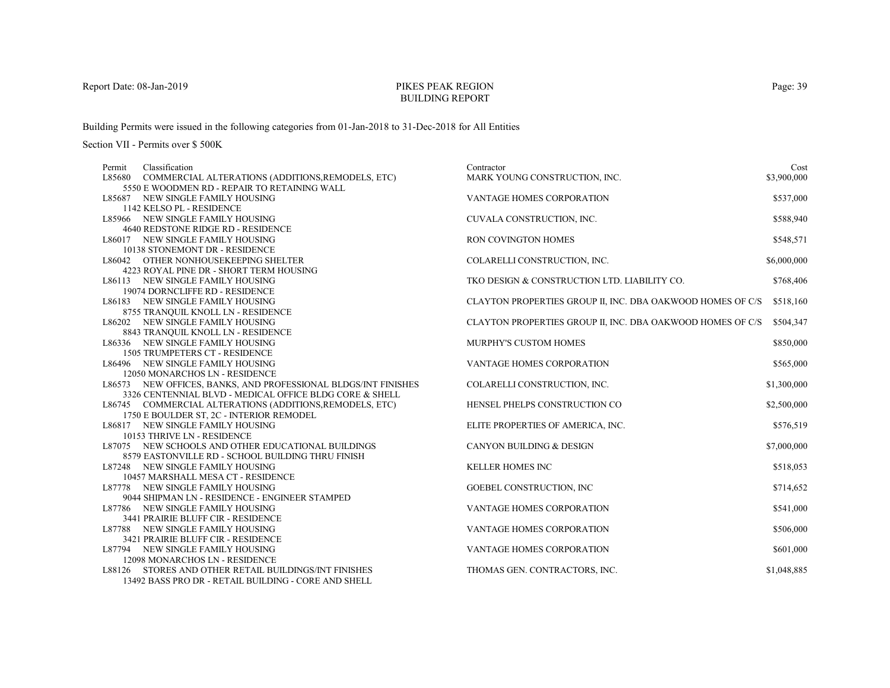PIKES PEAK REGION
BUILDING REPORT

Report Date: 08-Jan-2019

Building Permits were issued in the following categories from 01-Jan-2018 to 31-Dec-2018 for All Entities

Section VII - Permits over $ 500K

| Permit | Classification | Contractor | Cost |
|---|---|---|---|
| L85680 | COMMERCIAL ALTERATIONS (ADDITIONS,REMODELS, ETC)<br>5550 E WOODMEN RD - REPAIR TO RETAINING WALL | MARK YOUNG CONSTRUCTION, INC. | $3,900,000 |
| L85687 | NEW SINGLE FAMILY HOUSING<br>1142 KELSO PL - RESIDENCE | VANTAGE HOMES CORPORATION | $537,000 |
| L85966 | NEW SINGLE FAMILY HOUSING<br>4640 REDSTONE RIDGE RD - RESIDENCE | CUVALA CONSTRUCTION, INC. | $588,940 |
| L86017 | NEW SINGLE FAMILY HOUSING<br>10138 STONEMONT DR - RESIDENCE | RON COVINGTON HOMES | $548,571 |
| L86042 | OTHER NONHOUSEKEEPING SHELTER<br>4223 ROYAL PINE DR - SHORT TERM HOUSING | COLARELLI CONSTRUCTION, INC. | $6,000,000 |
| L86113 | NEW SINGLE FAMILY HOUSING<br>19074 DORNCLIFFE RD - RESIDENCE | TKO DESIGN & CONSTRUCTION LTD. LIABILITY CO. | $768,406 |
| L86183 | NEW SINGLE FAMILY HOUSING<br>8755 TRANQUIL KNOLL LN - RESIDENCE | CLAYTON PROPERTIES GROUP II, INC. DBA OAKWOOD HOMES OF C/S | $518,160 |
| L86202 | NEW SINGLE FAMILY HOUSING<br>8843 TRANQUIL KNOLL LN - RESIDENCE | CLAYTON PROPERTIES GROUP II, INC. DBA OAKWOOD HOMES OF C/S | $504,347 |
| L86336 | NEW SINGLE FAMILY HOUSING<br>1505 TRUMPETERS CT - RESIDENCE | MURPHY'S CUSTOM HOMES | $850,000 |
| L86496 | NEW SINGLE FAMILY HOUSING<br>12050 MONARCHOS LN - RESIDENCE | VANTAGE HOMES CORPORATION | $565,000 |
| L86573 | NEW OFFICES, BANKS, AND PROFESSIONAL BLDGS/INT FINISHES<br>3326 CENTENNIAL BLVD - MEDICAL OFFICE BLDG CORE & SHELL | COLARELLI CONSTRUCTION, INC. | $1,300,000 |
| L86745 | COMMERCIAL ALTERATIONS (ADDITIONS,REMODELS, ETC)<br>1750 E BOULDER ST, 2C - INTERIOR REMODEL | HENSEL PHELPS CONSTRUCTION CO | $2,500,000 |
| L86817 | NEW SINGLE FAMILY HOUSING<br>10153 THRIVE LN - RESIDENCE | ELITE PROPERTIES OF AMERICA, INC. | $576,519 |
| L87075 | NEW SCHOOLS AND OTHER EDUCATIONAL BUILDINGS<br>8579 EASTONVILLE RD - SCHOOL BUILDING THRU FINISH | CANYON BUILDING & DESIGN | $7,000,000 |
| L87248 | NEW SINGLE FAMILY HOUSING<br>10457 MARSHALL MESA CT - RESIDENCE | KELLER HOMES INC | $518,053 |
| L87778 | NEW SINGLE FAMILY HOUSING<br>9044 SHIPMAN LN - RESIDENCE - ENGINEER STAMPED | GOEBEL CONSTRUCTION, INC | $714,652 |
| L87786 | NEW SINGLE FAMILY HOUSING<br>3441 PRAIRIE BLUFF CIR - RESIDENCE | VANTAGE HOMES CORPORATION | $541,000 |
| L87788 | NEW SINGLE FAMILY HOUSING<br>3421 PRAIRIE BLUFF CIR - RESIDENCE | VANTAGE HOMES CORPORATION | $506,000 |
| L87794 | NEW SINGLE FAMILY HOUSING<br>12098 MONARCHOS LN - RESIDENCE | VANTAGE HOMES CORPORATION | $601,000 |
| L88126 | STORES AND OTHER RETAIL BUILDINGS/INT FINISHES<br>13492 BASS PRO DR - RETAIL BUILDING - CORE AND SHELL | THOMAS GEN. CONTRACTORS, INC. | $1,048,885 |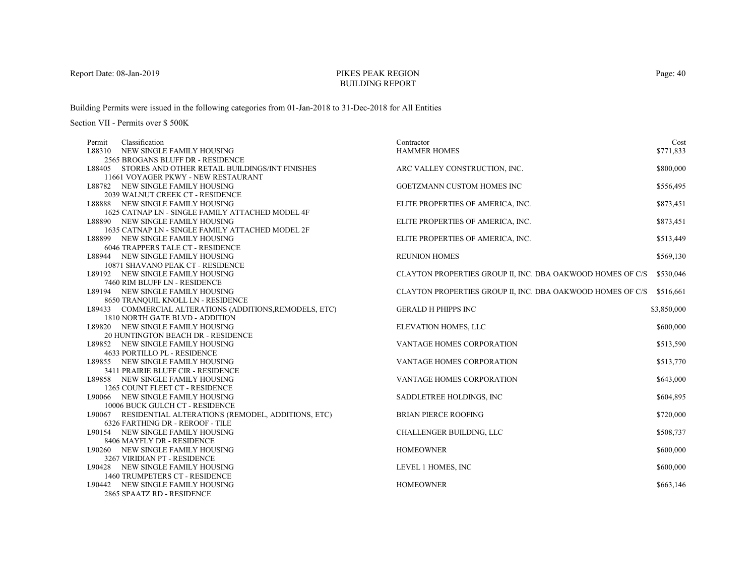# PIKES PEAK REGION
## BUILDING REPORT

Report Date: 08-Jan-2019

Building Permits were issued in the following categories from 01-Jan-2018 to 31-Dec-2018 for All Entities

Section VII - Permits over $ 500K

| Permit | Classification | Contractor | Cost |
|---|---|---|---|
| L88310 | NEW SINGLE FAMILY HOUSING<br>2565 BROGANS BLUFF DR - RESIDENCE | HAMMER HOMES | $771,833 |
| L88405 | STORES AND OTHER RETAIL BUILDINGS/INT FINISHES<br>11661 VOYAGER PKWY - NEW RESTAURANT | ARC VALLEY CONSTRUCTION, INC. | $800,000 |
| L88782 | NEW SINGLE FAMILY HOUSING<br>2039 WALNUT CREEK CT - RESIDENCE | GOETZMANN CUSTOM HOMES INC | $556,495 |
| L88888 | NEW SINGLE FAMILY HOUSING<br>1625 CATNAP LN - SINGLE FAMILY ATTACHED MODEL 4F | ELITE PROPERTIES OF AMERICA, INC. | $873,451 |
| L88890 | NEW SINGLE FAMILY HOUSING<br>1635 CATNAP LN - SINGLE FAMILY ATTACHED MODEL 2F | ELITE PROPERTIES OF AMERICA, INC. | $873,451 |
| L88899 | NEW SINGLE FAMILY HOUSING<br>6046 TRAPPERS TALE CT - RESIDENCE | ELITE PROPERTIES OF AMERICA, INC. | $513,449 |
| L88944 | NEW SINGLE FAMILY HOUSING<br>10871 SHAVANO PEAK CT - RESIDENCE | REUNION HOMES | $569,130 |
| L89192 | NEW SINGLE FAMILY HOUSING<br>7460 RIM BLUFF LN - RESIDENCE | CLAYTON PROPERTIES GROUP II, INC. DBA OAKWOOD HOMES OF C/S | $530,046 |
| L89194 | NEW SINGLE FAMILY HOUSING<br>8650 TRANQUIL KNOLL LN - RESIDENCE | CLAYTON PROPERTIES GROUP II, INC. DBA OAKWOOD HOMES OF C/S | $516,661 |
| L89433 | COMMERCIAL ALTERATIONS (ADDITIONS,REMODELS, ETC)<br>1810 NORTH GATE BLVD - ADDITION | GERALD H PHIPPS INC | $3,850,000 |
| L89820 | NEW SINGLE FAMILY HOUSING<br>20 HUNTINGTON BEACH DR - RESIDENCE | ELEVATION HOMES, LLC | $600,000 |
| L89852 | NEW SINGLE FAMILY HOUSING<br>4633 PORTILLO PL - RESIDENCE | VANTAGE HOMES CORPORATION | $513,590 |
| L89855 | NEW SINGLE FAMILY HOUSING<br>3411 PRAIRIE BLUFF CIR - RESIDENCE | VANTAGE HOMES CORPORATION | $513,770 |
| L89858 | NEW SINGLE FAMILY HOUSING<br>1265 COUNT FLEET CT - RESIDENCE | VANTAGE HOMES CORPORATION | $643,000 |
| L90066 | NEW SINGLE FAMILY HOUSING<br>10006 BUCK GULCH CT - RESIDENCE | SADDLETREE HOLDINGS, INC | $604,895 |
| L90067 | RESIDENTIAL ALTERATIONS (REMODEL, ADDITIONS, ETC)<br>6326 FARTHING DR - REROOF - TILE | BRIAN PIERCE ROOFING | $720,000 |
| L90154 | NEW SINGLE FAMILY HOUSING<br>8406 MAYFLY DR - RESIDENCE | CHALLENGER BUILDING, LLC | $508,737 |
| L90260 | NEW SINGLE FAMILY HOUSING<br>3267 VIRIDIAN PT - RESIDENCE | HOMEOWNER | $600,000 |
| L90428 | NEW SINGLE FAMILY HOUSING<br>1460 TRUMPETERS CT - RESIDENCE | LEVEL 1 HOMES, INC | $600,000 |
| L90442 | NEW SINGLE FAMILY HOUSING<br>2865 SPAATZ RD - RESIDENCE | HOMEOWNER | $663,146 |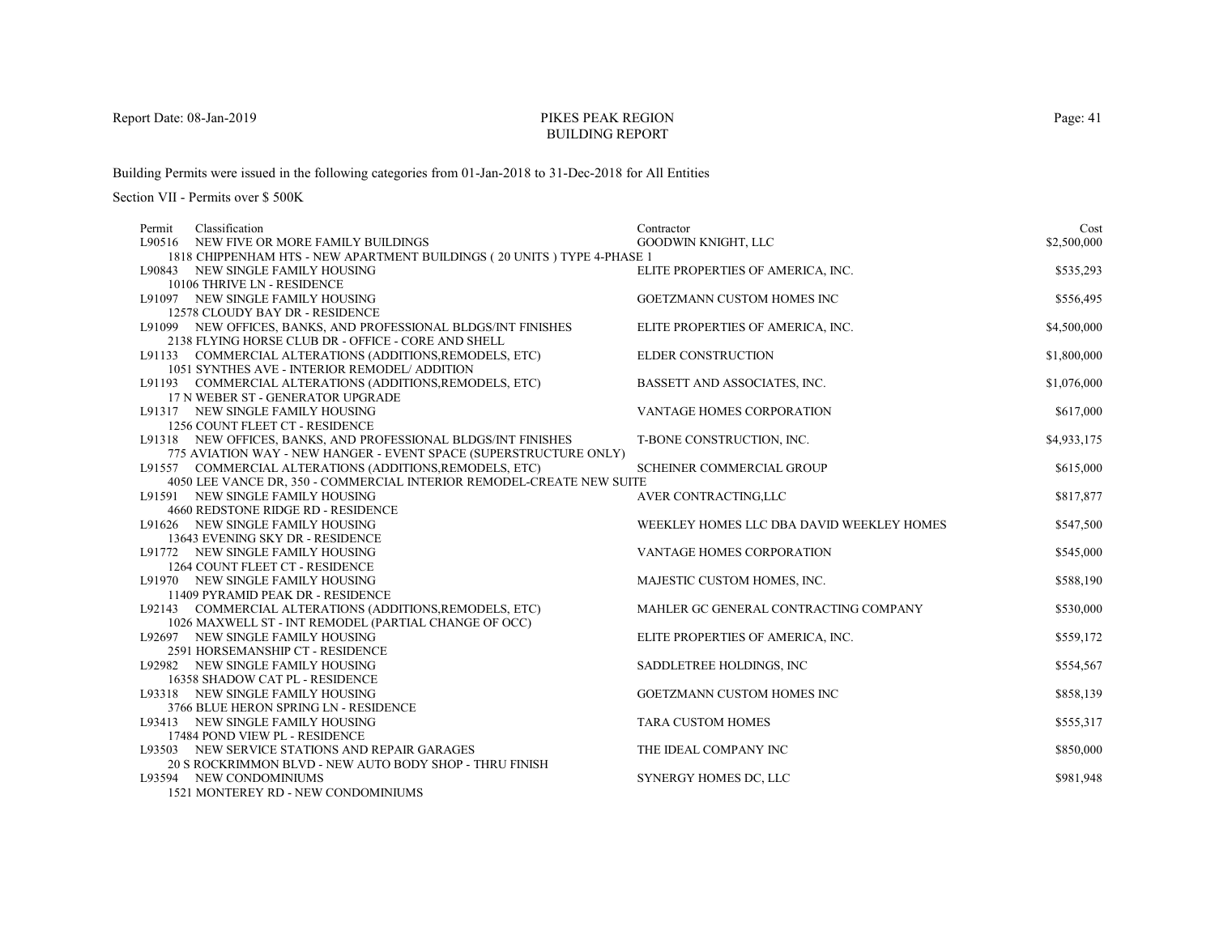Report Date: 08-Jan-2019

# PIKES PEAK REGION
## BUILDING REPORT

Building Permits were issued in the following categories from 01-Jan-2018 to 31-Dec-2018 for All Entities

Section VII - Permits over $ 500K

| Permit | Classification | Contractor | Cost |
|---|---|---|---|
| L90516 | NEW FIVE OR MORE FAMILY BUILDINGS<br>1818 CHIPPENHAM HTS - NEW APARTMENT BUILDINGS ( 20 UNITS ) TYPE 4-PHASE 1 | GOODWIN KNIGHT, LLC | $2,500,000 |
| L90843 | NEW SINGLE FAMILY HOUSING<br>10106 THRIVE LN - RESIDENCE | ELITE PROPERTIES OF AMERICA, INC. | $535,293 |
| L91097 | NEW SINGLE FAMILY HOUSING<br>12578 CLOUDY BAY DR - RESIDENCE | GOETZMANN CUSTOM HOMES INC | $556,495 |
| L91099 | NEW OFFICES, BANKS, AND PROFESSIONAL BLDGS/INT FINISHES<br>2138 FLYING HORSE CLUB DR - OFFICE - CORE AND SHELL | ELITE PROPERTIES OF AMERICA, INC. | $4,500,000 |
| L91133 | COMMERCIAL ALTERATIONS (ADDITIONS,REMODELS, ETC)<br>1051 SYNTHES AVE - INTERIOR REMODEL/ ADDITION | ELDER CONSTRUCTION | $1,800,000 |
| L91193 | COMMERCIAL ALTERATIONS (ADDITIONS,REMODELS, ETC)<br>17 N WEBER ST - GENERATOR UPGRADE | BASSETT AND ASSOCIATES, INC. | $1,076,000 |
| L91317 | NEW SINGLE FAMILY HOUSING<br>1256 COUNT FLEET CT - RESIDENCE | VANTAGE HOMES CORPORATION | $617,000 |
| L91318 | NEW OFFICES, BANKS, AND PROFESSIONAL BLDGS/INT FINISHES<br>775 AVIATION WAY - NEW HANGER - EVENT SPACE (SUPERSTRUCTURE ONLY) | T-BONE CONSTRUCTION, INC. | $4,933,175 |
| L91557 | COMMERCIAL ALTERATIONS (ADDITIONS,REMODELS, ETC)<br>4050 LEE VANCE DR, 350 - COMMERCIAL INTERIOR REMODEL-CREATE NEW SUITE | SCHEINER COMMERCIAL GROUP | $615,000 |
| L91591 | NEW SINGLE FAMILY HOUSING<br>4660 REDSTONE RIDGE RD - RESIDENCE | AVER CONTRACTING,LLC | $817,877 |
| L91626 | NEW SINGLE FAMILY HOUSING<br>13643 EVENING SKY DR - RESIDENCE | WEEKLEY HOMES LLC DBA DAVID WEEKLEY HOMES | $547,500 |
| L91772 | NEW SINGLE FAMILY HOUSING<br>1264 COUNT FLEET CT - RESIDENCE | VANTAGE HOMES CORPORATION | $545,000 |
| L91970 | NEW SINGLE FAMILY HOUSING<br>11409 PYRAMID PEAK DR - RESIDENCE | MAJESTIC CUSTOM HOMES, INC. | $588,190 |
| L92143 | COMMERCIAL ALTERATIONS (ADDITIONS,REMODELS, ETC)<br>1026 MAXWELL ST - INT REMODEL (PARTIAL CHANGE OF OCC) | MAHLER GC GENERAL CONTRACTING COMPANY | $530,000 |
| L92697 | NEW SINGLE FAMILY HOUSING<br>2591 HORSEMANSHIP CT - RESIDENCE | ELITE PROPERTIES OF AMERICA, INC. | $559,172 |
| L92982 | NEW SINGLE FAMILY HOUSING<br>16358 SHADOW CAT PL - RESIDENCE | SADDLETREE HOLDINGS, INC | $554,567 |
| L93318 | NEW SINGLE FAMILY HOUSING<br>3766 BLUE HERON SPRING LN - RESIDENCE | GOETZMANN CUSTOM HOMES INC | $858,139 |
| L93413 | NEW SINGLE FAMILY HOUSING<br>17484 POND VIEW PL - RESIDENCE | TARA CUSTOM HOMES | $555,317 |
| L93503 | NEW SERVICE STATIONS AND REPAIR GARAGES<br>20 S ROCKRIMMON BLVD - NEW AUTO BODY SHOP - THRU FINISH | THE IDEAL COMPANY INC | $850,000 |
| L93594 | NEW CONDOMINIUMS<br>1521 MONTEREY RD - NEW CONDOMINIUMS | SYNERGY HOMES DC, LLC | $981,948 |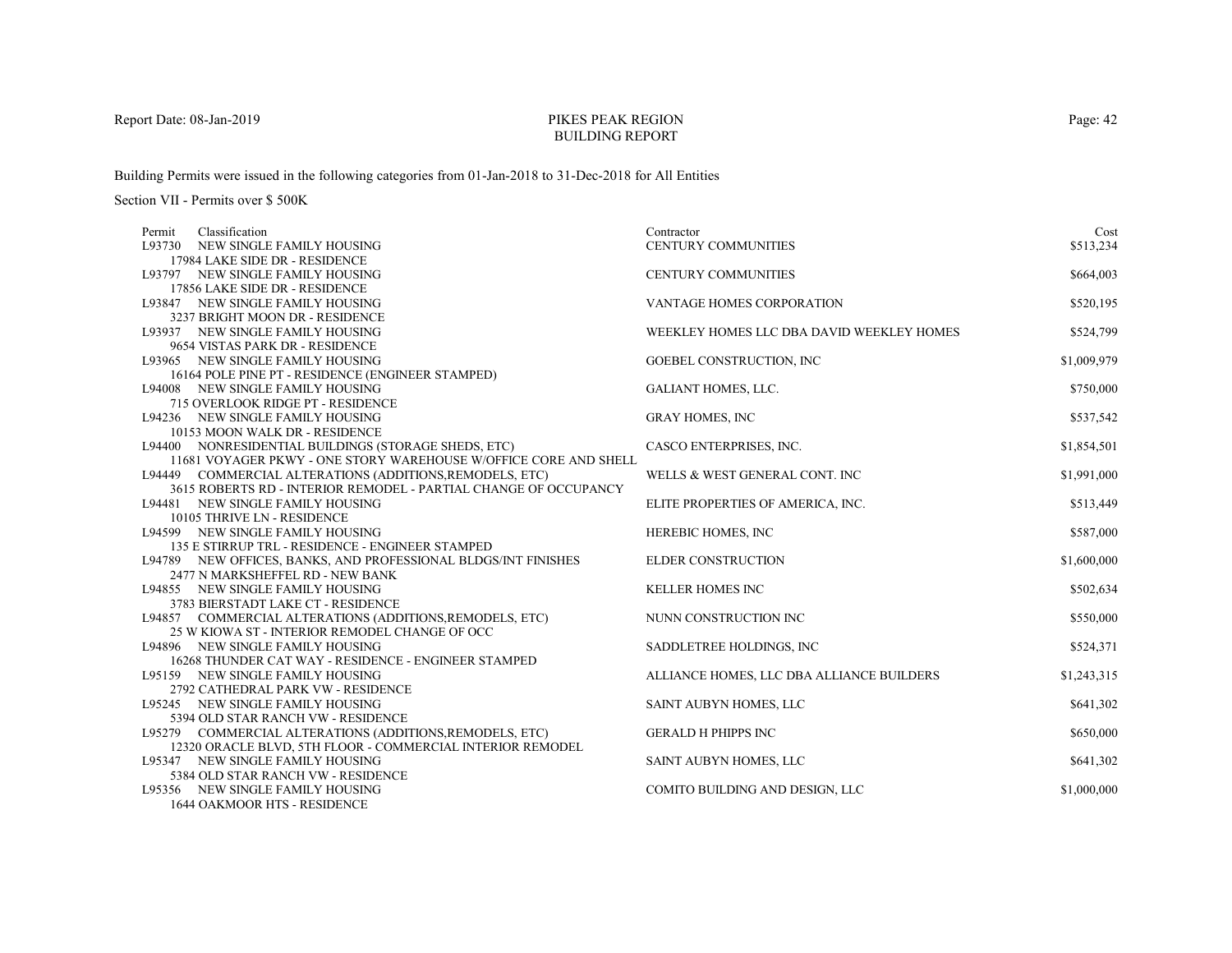Report Date: 08-Jan-2019

# PIKES PEAK REGION
## BUILDING REPORT

Building Permits were issued in the following categories from 01-Jan-2018 to 31-Dec-2018 for All Entities

Section VII - Permits over $ 500K

| Permit | Classification | Contractor | Cost |
|---|---|---|---|
| L93730 | NEW SINGLE FAMILY HOUSING<br>17984 LAKE SIDE DR - RESIDENCE | CENTURY COMMUNITIES | $513,234 |
| L93797 | NEW SINGLE FAMILY HOUSING<br>17856 LAKE SIDE DR - RESIDENCE | CENTURY COMMUNITIES | $664,003 |
| L93847 | NEW SINGLE FAMILY HOUSING<br>3237 BRIGHT MOON DR - RESIDENCE | VANTAGE HOMES CORPORATION | $520,195 |
| L93937 | NEW SINGLE FAMILY HOUSING<br>9654 VISTAS PARK DR - RESIDENCE | WEEKLEY HOMES LLC DBA DAVID WEEKLEY HOMES | $524,799 |
| L93965 | NEW SINGLE FAMILY HOUSING<br>16164 POLE PINE PT - RESIDENCE (ENGINEER STAMPED) | GOEBEL CONSTRUCTION, INC | $1,009,979 |
| L94008 | NEW SINGLE FAMILY HOUSING<br>715 OVERLOOK RIDGE PT - RESIDENCE | GALIANT HOMES, LLC. | $750,000 |
| L94236 | NEW SINGLE FAMILY HOUSING<br>10153 MOON WALK DR - RESIDENCE | GRAY HOMES, INC | $537,542 |
| L94400 | NONRESIDENTIAL BUILDINGS (STORAGE SHEDS, ETC)<br>11681 VOYAGER PKWY - ONE STORY WAREHOUSE W/OFFICE CORE AND SHELL | CASCO ENTERPRISES, INC. | $1,854,501 |
| L94449 | COMMERCIAL ALTERATIONS (ADDITIONS,REMODELS, ETC)<br>3615 ROBERTS RD - INTERIOR REMODEL - PARTIAL CHANGE OF OCCUPANCY | WELLS & WEST GENERAL CONT. INC | $1,991,000 |
| L94481 | NEW SINGLE FAMILY HOUSING<br>10105 THRIVE LN - RESIDENCE | ELITE PROPERTIES OF AMERICA, INC. | $513,449 |
| L94599 | NEW SINGLE FAMILY HOUSING<br>135 E STIRRUP TRL - RESIDENCE - ENGINEER STAMPED | HEREBIC HOMES, INC | $587,000 |
| L94789 | NEW OFFICES, BANKS, AND PROFESSIONAL BLDGS/INT FINISHES<br>2477 N MARKSHEFFEL RD - NEW BANK | ELDER CONSTRUCTION | $1,600,000 |
| L94855 | NEW SINGLE FAMILY HOUSING<br>3783 BIERSTADT LAKE CT - RESIDENCE | KELLER HOMES INC | $502,634 |
| L94857 | COMMERCIAL ALTERATIONS (ADDITIONS,REMODELS, ETC)<br>25 W KIOWA ST - INTERIOR REMODEL CHANGE OF OCC | NUNN CONSTRUCTION INC | $550,000 |
| L94896 | NEW SINGLE FAMILY HOUSING<br>16268 THUNDER CAT WAY - RESIDENCE - ENGINEER STAMPED | SADDLETREE HOLDINGS, INC | $524,371 |
| L95159 | NEW SINGLE FAMILY HOUSING<br>2792 CATHEDRAL PARK VW - RESIDENCE | ALLIANCE HOMES, LLC DBA ALLIANCE BUILDERS | $1,243,315 |
| L95245 | NEW SINGLE FAMILY HOUSING<br>5394 OLD STAR RANCH VW - RESIDENCE | SAINT AUBYN HOMES, LLC | $641,302 |
| L95279 | COMMERCIAL ALTERATIONS (ADDITIONS,REMODELS, ETC)<br>12320 ORACLE BLVD, 5TH FLOOR - COMMERCIAL INTERIOR REMODEL | GERALD H PHIPPS INC | $650,000 |
| L95347 | NEW SINGLE FAMILY HOUSING<br>5384 OLD STAR RANCH VW - RESIDENCE | SAINT AUBYN HOMES, LLC | $641,302 |
| L95356 | NEW SINGLE FAMILY HOUSING<br>1644 OAKMOOR HTS - RESIDENCE | COMITO BUILDING AND DESIGN, LLC | $1,000,000 |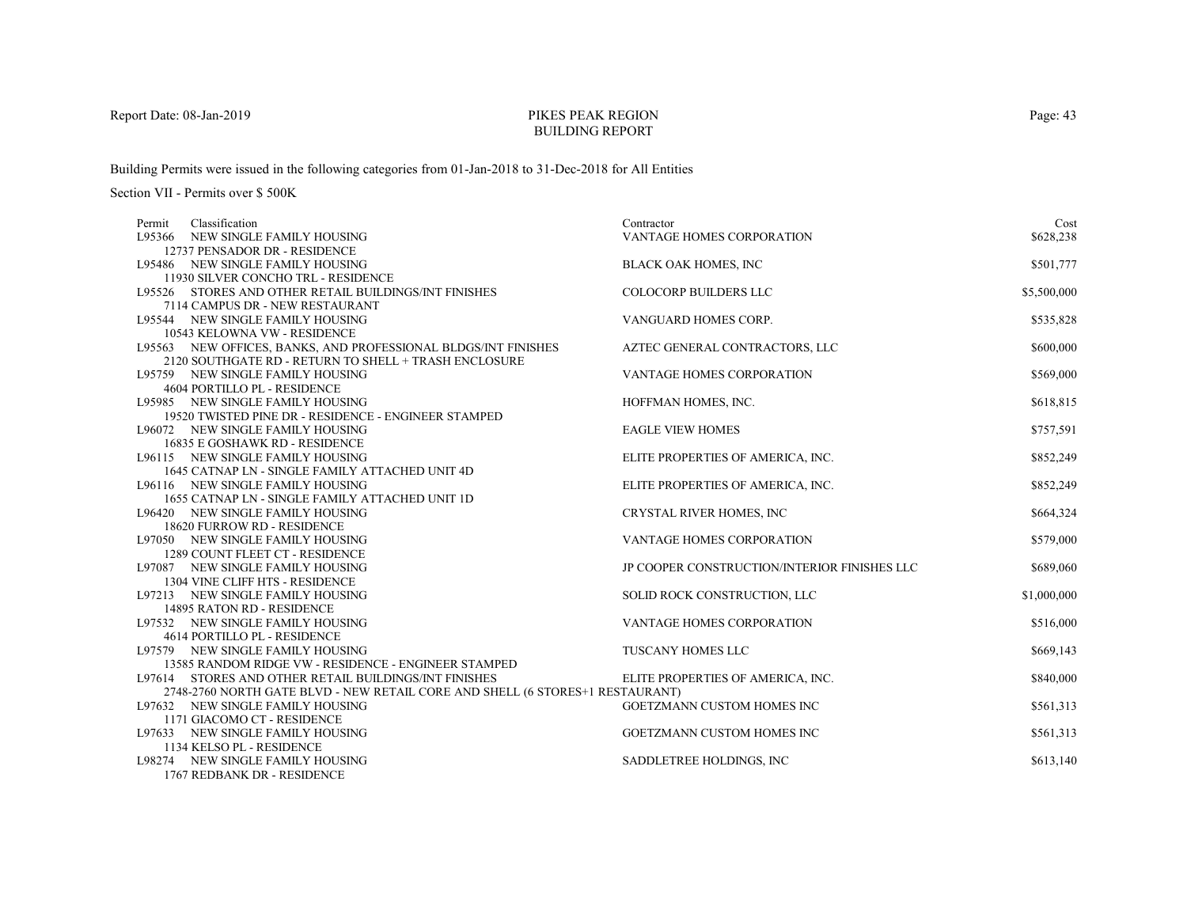Report Date: 08-Jan-2019

# PIKES PEAK REGION
## BUILDING REPORT

Building Permits were issued in the following categories from 01-Jan-2018 to 31-Dec-2018 for All Entities

Section VII - Permits over $ 500K

| Permit | Classification | Contractor | Cost |
|---|---|---|---|
| L95366 | NEW SINGLE FAMILY HOUSING<br>12737 PENSADOR DR - RESIDENCE | VANTAGE HOMES CORPORATION | $628,238 |
| L95486 | NEW SINGLE FAMILY HOUSING<br>11930 SILVER CONCHO TRL - RESIDENCE | BLACK OAK HOMES, INC | $501,777 |
| L95526 | STORES AND OTHER RETAIL BUILDINGS/INT FINISHES<br>7114 CAMPUS DR - NEW RESTAURANT | COLOCORP BUILDERS LLC | $5,500,000 |
| L95544 | NEW SINGLE FAMILY HOUSING<br>10543 KELOWNA VW - RESIDENCE | VANGUARD HOMES CORP. | $535,828 |
| L95563 | NEW OFFICES, BANKS, AND PROFESSIONAL BLDGS/INT FINISHES<br>2120 SOUTHGATE RD - RETURN TO SHELL + TRASH ENCLOSURE | AZTEC GENERAL CONTRACTORS, LLC | $600,000 |
| L95759 | NEW SINGLE FAMILY HOUSING<br>4604 PORTILLO PL - RESIDENCE | VANTAGE HOMES CORPORATION | $569,000 |
| L95985 | NEW SINGLE FAMILY HOUSING<br>19520 TWISTED PINE DR - RESIDENCE - ENGINEER STAMPED | HOFFMAN HOMES, INC. | $618,815 |
| L96072 | NEW SINGLE FAMILY HOUSING<br>16835 E GOSHAWK RD - RESIDENCE | EAGLE VIEW HOMES | $757,591 |
| L96115 | NEW SINGLE FAMILY HOUSING<br>1645 CATNAP LN - SINGLE FAMILY ATTACHED UNIT 4D | ELITE PROPERTIES OF AMERICA, INC. | $852,249 |
| L96116 | NEW SINGLE FAMILY HOUSING<br>1655 CATNAP LN - SINGLE FAMILY ATTACHED UNIT 1D | ELITE PROPERTIES OF AMERICA, INC. | $852,249 |
| L96420 | NEW SINGLE FAMILY HOUSING<br>18620 FURROW RD - RESIDENCE | CRYSTAL RIVER HOMES, INC | $664,324 |
| L97050 | NEW SINGLE FAMILY HOUSING<br>1289 COUNT FLEET CT - RESIDENCE | VANTAGE HOMES CORPORATION | $579,000 |
| L97087 | NEW SINGLE FAMILY HOUSING<br>1304 VINE CLIFF HTS - RESIDENCE | JP COOPER CONSTRUCTION/INTERIOR FINISHES LLC | $689,060 |
| L97213 | NEW SINGLE FAMILY HOUSING<br>14895 RATON RD - RESIDENCE | SOLID ROCK CONSTRUCTION, LLC | $1,000,000 |
| L97532 | NEW SINGLE FAMILY HOUSING<br>4614 PORTILLO PL - RESIDENCE | VANTAGE HOMES CORPORATION | $516,000 |
| L97579 | NEW SINGLE FAMILY HOUSING<br>13585 RANDOM RIDGE VW - RESIDENCE - ENGINEER STAMPED | TUSCANY HOMES LLC | $669,143 |
| L97614 | STORES AND OTHER RETAIL BUILDINGS/INT FINISHES<br>2748-2760 NORTH GATE BLVD - NEW RETAIL CORE AND SHELL (6 STORES+1 RESTAURANT) | ELITE PROPERTIES OF AMERICA, INC. | $840,000 |
| L97632 | NEW SINGLE FAMILY HOUSING<br>1171 GIACOMO CT - RESIDENCE | GOETZMANN CUSTOM HOMES INC | $561,313 |
| L97633 | NEW SINGLE FAMILY HOUSING<br>1134 KELSO PL - RESIDENCE | GOETZMANN CUSTOM HOMES INC | $561,313 |
| L98274 | NEW SINGLE FAMILY HOUSING<br>1767 REDBANK DR - RESIDENCE | SADDLETREE HOLDINGS, INC | $613,140 |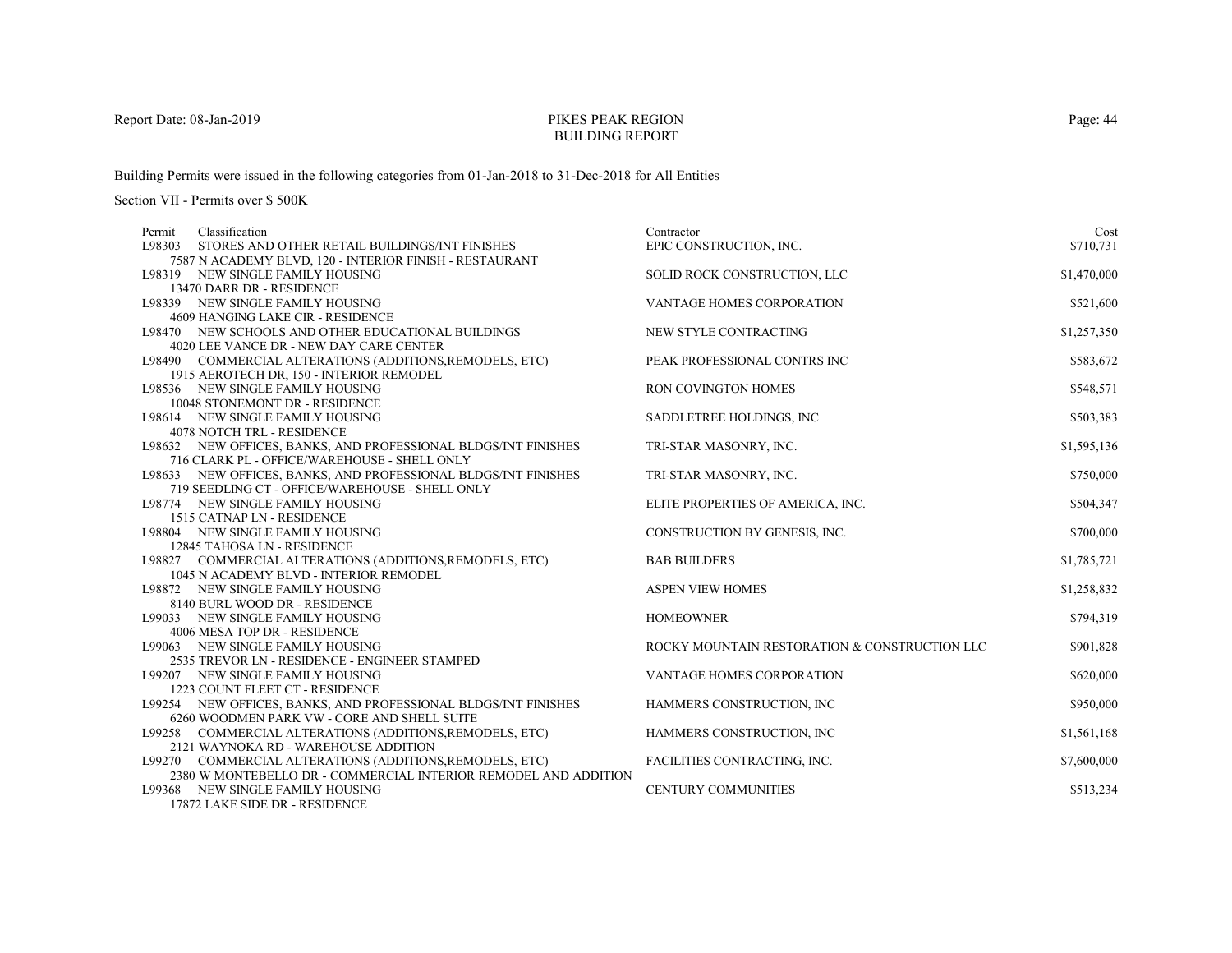Report Date: 08-Jan-2019

# PIKES PEAK REGION
## BUILDING REPORT

Building Permits were issued in the following categories from 01-Jan-2018 to 31-Dec-2018 for All Entities

Section VII - Permits over $ 500K

| Permit | Classification | Contractor | Cost |
|---|---|---|---|
| L98303 | STORES AND OTHER RETAIL BUILDINGS/INT FINISHES<br>7587 N ACADEMY BLVD, 120 - INTERIOR FINISH - RESTAURANT | EPIC CONSTRUCTION, INC. | $710,731 |
| L98319 | NEW SINGLE FAMILY HOUSING<br>13470 DARR DR - RESIDENCE | SOLID ROCK CONSTRUCTION, LLC | $1,470,000 |
| L98339 | NEW SINGLE FAMILY HOUSING<br>4609 HANGING LAKE CIR - RESIDENCE | VANTAGE HOMES CORPORATION | $521,600 |
| L98470 | NEW SCHOOLS AND OTHER EDUCATIONAL BUILDINGS<br>4020 LEE VANCE DR - NEW DAY CARE CENTER | NEW STYLE CONTRACTING | $1,257,350 |
| L98490 | COMMERCIAL ALTERATIONS (ADDITIONS,REMODELS, ETC)<br>1915 AEROTECH DR, 150 - INTERIOR REMODEL | PEAK PROFESSIONAL CONTRS INC | $583,672 |
| L98536 | NEW SINGLE FAMILY HOUSING<br>10048 STONEMONT DR - RESIDENCE | RON COVINGTON HOMES | $548,571 |
| L98614 | NEW SINGLE FAMILY HOUSING<br>4078 NOTCH TRL - RESIDENCE | SADDLETREE HOLDINGS, INC | $503,383 |
| L98632 | NEW OFFICES, BANKS, AND PROFESSIONAL BLDGS/INT FINISHES<br>716 CLARK PL - OFFICE/WAREHOUSE - SHELL ONLY | TRI-STAR MASONRY, INC. | $1,595,136 |
| L98633 | NEW OFFICES, BANKS, AND PROFESSIONAL BLDGS/INT FINISHES<br>719 SEEDLING CT - OFFICE/WAREHOUSE - SHELL ONLY | TRI-STAR MASONRY, INC. | $750,000 |
| L98774 | NEW SINGLE FAMILY HOUSING<br>1515 CATNAP LN - RESIDENCE | ELITE PROPERTIES OF AMERICA, INC. | $504,347 |
| L98804 | NEW SINGLE FAMILY HOUSING<br>12845 TAHOSA LN - RESIDENCE | CONSTRUCTION BY GENESIS, INC. | $700,000 |
| L98827 | COMMERCIAL ALTERATIONS (ADDITIONS,REMODELS, ETC)<br>1045 N ACADEMY BLVD - INTERIOR REMODEL | BAB BUILDERS | $1,785,721 |
| L98872 | NEW SINGLE FAMILY HOUSING<br>8140 BURL WOOD DR - RESIDENCE | ASPEN VIEW HOMES | $1,258,832 |
| L99033 | NEW SINGLE FAMILY HOUSING<br>4006 MESA TOP DR - RESIDENCE | HOMEOWNER | $794,319 |
| L99063 | NEW SINGLE FAMILY HOUSING<br>2535 TREVOR LN - RESIDENCE - ENGINEER STAMPED | ROCKY MOUNTAIN RESTORATION & CONSTRUCTION LLC | $901,828 |
| L99207 | NEW SINGLE FAMILY HOUSING<br>1223 COUNT FLEET CT - RESIDENCE | VANTAGE HOMES CORPORATION | $620,000 |
| L99254 | NEW OFFICES, BANKS, AND PROFESSIONAL BLDGS/INT FINISHES<br>6260 WOODMEN PARK VW - CORE AND SHELL SUITE | HAMMERS CONSTRUCTION, INC | $950,000 |
| L99258 | COMMERCIAL ALTERATIONS (ADDITIONS,REMODELS, ETC)<br>2121 WAYNOKA RD - WAREHOUSE ADDITION | HAMMERS CONSTRUCTION, INC | $1,561,168 |
| L99270 | COMMERCIAL ALTERATIONS (ADDITIONS,REMODELS, ETC)<br>2380 W MONTEBELLO DR - COMMERCIAL INTERIOR REMODEL AND ADDITION | FACILITIES CONTRACTING, INC. | $7,600,000 |
| L99368 | NEW SINGLE FAMILY HOUSING<br>17872 LAKE SIDE DR - RESIDENCE | CENTURY COMMUNITIES | $513,234 |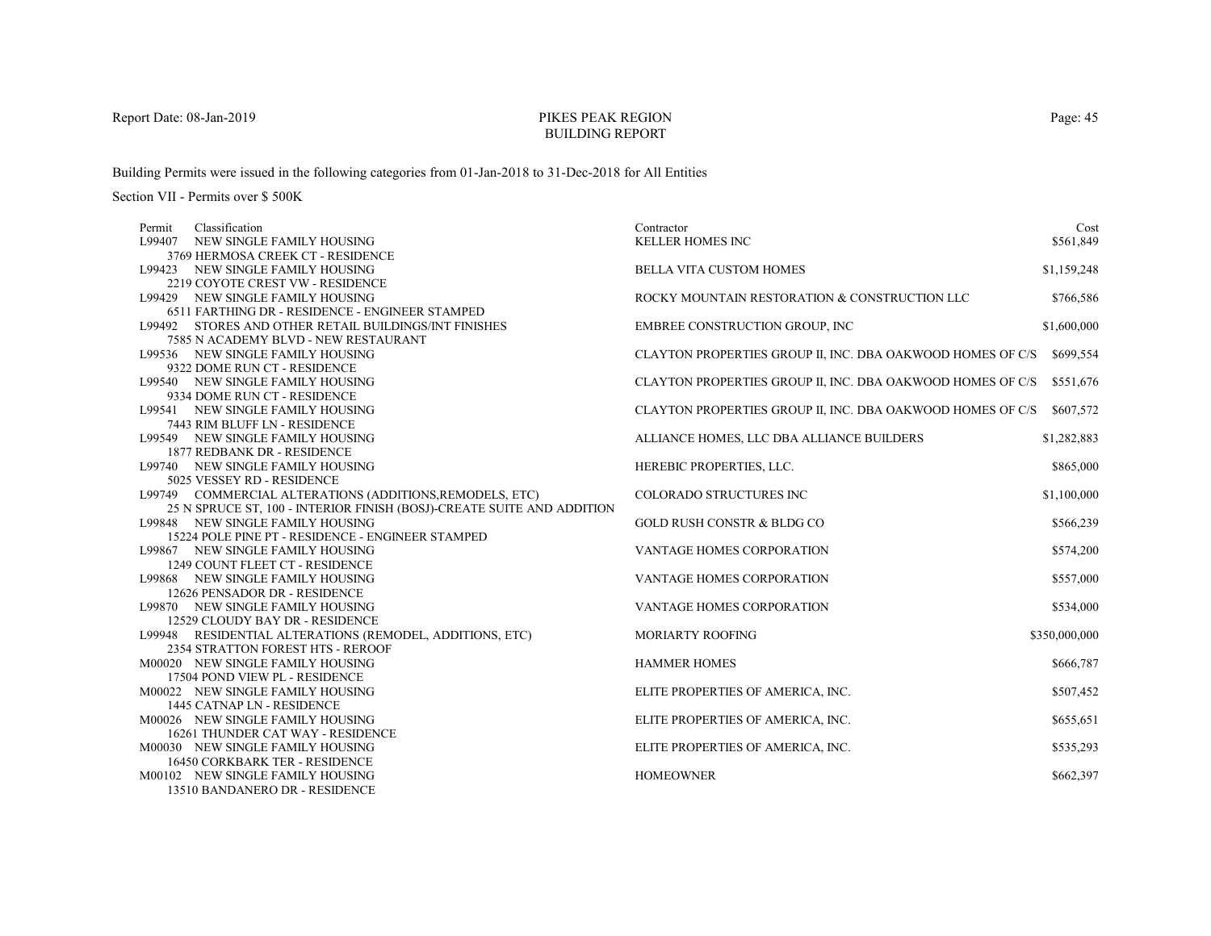Report Date: 08-Jan-2019

# PIKES PEAK REGION
# BUILDING REPORT

Building Permits were issued in the following categories from 01-Jan-2018 to 31-Dec-2018 for All Entities

Section VII - Permits over $ 500K

| Permit | Classification | Contractor | Cost |
|---|---|---|---|
| L99407 | NEW SINGLE FAMILY HOUSING<br>3769 HERMOSA CREEK CT - RESIDENCE | KELLER HOMES INC | $561,849 |
| L99423 | NEW SINGLE FAMILY HOUSING<br>2219 COYOTE CREST VW - RESIDENCE | BELLA VITA CUSTOM HOMES | $1,159,248 |
| L99429 | NEW SINGLE FAMILY HOUSING<br>6511 FARTHING DR - RESIDENCE - ENGINEER STAMPED | ROCKY MOUNTAIN RESTORATION & CONSTRUCTION LLC | $766,586 |
| L99492 | STORES AND OTHER RETAIL BUILDINGS/INT FINISHES<br>7585 N ACADEMY BLVD - NEW RESTAURANT | EMBREE CONSTRUCTION GROUP, INC | $1,600,000 |
| L99536 | NEW SINGLE FAMILY HOUSING<br>9322 DOME RUN CT - RESIDENCE | CLAYTON PROPERTIES GROUP II, INC. DBA OAKWOOD HOMES OF C/S | $699,554 |
| L99540 | NEW SINGLE FAMILY HOUSING<br>9334 DOME RUN CT - RESIDENCE | CLAYTON PROPERTIES GROUP II, INC. DBA OAKWOOD HOMES OF C/S | $551,676 |
| L99541 | NEW SINGLE FAMILY HOUSING<br>7443 RIM BLUFF LN - RESIDENCE | CLAYTON PROPERTIES GROUP II, INC. DBA OAKWOOD HOMES OF C/S | $607,572 |
| L99549 | NEW SINGLE FAMILY HOUSING<br>1877 REDBANK DR - RESIDENCE | ALLIANCE HOMES, LLC DBA ALLIANCE BUILDERS | $1,282,883 |
| L99740 | NEW SINGLE FAMILY HOUSING<br>5025 VESSEY RD - RESIDENCE | HEREBIC PROPERTIES, LLC. | $865,000 |
| L99749 | COMMERCIAL ALTERATIONS (ADDITIONS,REMODELS, ETC)<br>25 N SPRUCE ST, 100 - INTERIOR FINISH (BOSJ)-CREATE SUITE AND ADDITION | COLORADO STRUCTURES INC | $1,100,000 |
| L99848 | NEW SINGLE FAMILY HOUSING<br>15224 POLE PINE PT - RESIDENCE - ENGINEER STAMPED | GOLD RUSH CONSTR & BLDG CO | $566,239 |
| L99867 | NEW SINGLE FAMILY HOUSING<br>1249 COUNT FLEET CT - RESIDENCE | VANTAGE HOMES CORPORATION | $574,200 |
| L99868 | NEW SINGLE FAMILY HOUSING<br>12626 PENSADOR DR - RESIDENCE | VANTAGE HOMES CORPORATION | $557,000 |
| L99870 | NEW SINGLE FAMILY HOUSING<br>12529 CLOUDY BAY DR - RESIDENCE | VANTAGE HOMES CORPORATION | $534,000 |
| L99948 | RESIDENTIAL ALTERATIONS (REMODEL, ADDITIONS, ETC)<br>2354 STRATTON FOREST HTS - REROOF | MORIARTY ROOFING | $350,000,000 |
| M00020 | NEW SINGLE FAMILY HOUSING<br>17504 POND VIEW PL - RESIDENCE | HAMMER HOMES | $666,787 |
| M00022 | NEW SINGLE FAMILY HOUSING<br>1445 CATNAP LN - RESIDENCE | ELITE PROPERTIES OF AMERICA, INC. | $507,452 |
| M00026 | NEW SINGLE FAMILY HOUSING<br>16261 THUNDER CAT WAY - RESIDENCE | ELITE PROPERTIES OF AMERICA, INC. | $655,651 |
| M00030 | NEW SINGLE FAMILY HOUSING<br>16450 CORKBARK TER - RESIDENCE | ELITE PROPERTIES OF AMERICA, INC. | $535,293 |
| M00102 | NEW SINGLE FAMILY HOUSING<br>13510 BANDANERO DR - RESIDENCE | HOMEOWNER | $662,397 |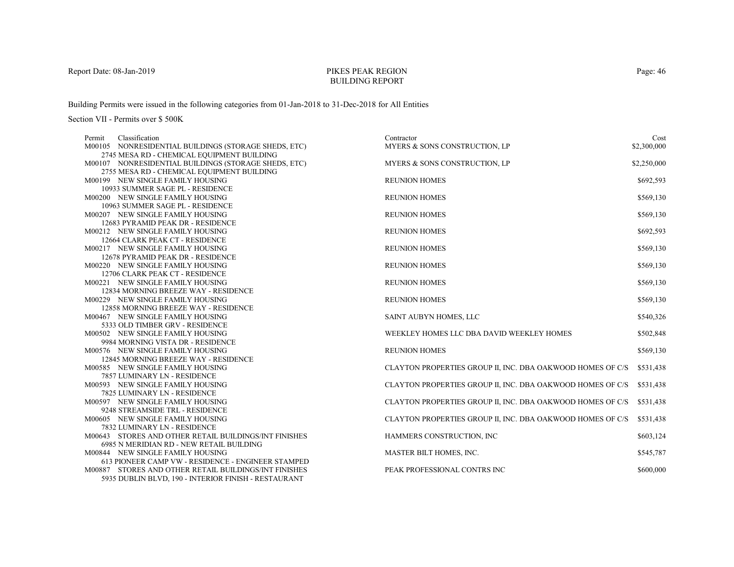Report Date: 08-Jan-2019

# PIKES PEAK REGION
## BUILDING REPORT

Building Permits were issued in the following categories from 01-Jan-2018 to 31-Dec-2018 for All Entities

Section VII - Permits over $ 500K

| Permit | Classification | Contractor | Cost |
|---|---|---|---|
| M00105 | NONRESIDENTIAL BUILDINGS (STORAGE SHEDS, ETC)<br>2745 MESA RD - CHEMICAL EQUIPMENT BUILDING | MYERS & SONS CONSTRUCTION, LP | $2,300,000 |
| M00107 | NONRESIDENTIAL BUILDINGS (STORAGE SHEDS, ETC)<br>2755 MESA RD - CHEMICAL EQUIPMENT BUILDING | MYERS & SONS CONSTRUCTION, LP | $2,250,000 |
| M00199 | NEW SINGLE FAMILY HOUSING<br>10933 SUMMER SAGE PL - RESIDENCE | REUNION HOMES | $692,593 |
| M00200 | NEW SINGLE FAMILY HOUSING<br>10963 SUMMER SAGE PL - RESIDENCE | REUNION HOMES | $569,130 |
| M00207 | NEW SINGLE FAMILY HOUSING<br>12683 PYRAMID PEAK DR - RESIDENCE | REUNION HOMES | $569,130 |
| M00212 | NEW SINGLE FAMILY HOUSING<br>12664 CLARK PEAK CT - RESIDENCE | REUNION HOMES | $692,593 |
| M00217 | NEW SINGLE FAMILY HOUSING<br>12678 PYRAMID PEAK DR - RESIDENCE | REUNION HOMES | $569,130 |
| M00220 | NEW SINGLE FAMILY HOUSING<br>12706 CLARK PEAK CT - RESIDENCE | REUNION HOMES | $569,130 |
| M00221 | NEW SINGLE FAMILY HOUSING<br>12834 MORNING BREEZE WAY - RESIDENCE | REUNION HOMES | $569,130 |
| M00229 | NEW SINGLE FAMILY HOUSING<br>12858 MORNING BREEZE WAY - RESIDENCE | REUNION HOMES | $569,130 |
| M00467 | NEW SINGLE FAMILY HOUSING<br>5333 OLD TIMBER GRV - RESIDENCE | SAINT AUBYN HOMES, LLC | $540,326 |
| M00502 | NEW SINGLE FAMILY HOUSING<br>9984 MORNING VISTA DR - RESIDENCE | WEEKLEY HOMES LLC DBA DAVID WEEKLEY HOMES | $502,848 |
| M00576 | NEW SINGLE FAMILY HOUSING<br>12845 MORNING BREEZE WAY - RESIDENCE | REUNION HOMES | $569,130 |
| M00585 | NEW SINGLE FAMILY HOUSING<br>7857 LUMINARY LN - RESIDENCE | CLAYTON PROPERTIES GROUP II, INC. DBA OAKWOOD HOMES OF C/S | $531,438 |
| M00593 | NEW SINGLE FAMILY HOUSING<br>7825 LUMINARY LN - RESIDENCE | CLAYTON PROPERTIES GROUP II, INC. DBA OAKWOOD HOMES OF C/S | $531,438 |
| M00597 | NEW SINGLE FAMILY HOUSING<br>9248 STREAMSIDE TRL - RESIDENCE | CLAYTON PROPERTIES GROUP II, INC. DBA OAKWOOD HOMES OF C/S | $531,438 |
| M00605 | NEW SINGLE FAMILY HOUSING<br>7832 LUMINARY LN - RESIDENCE | CLAYTON PROPERTIES GROUP II, INC. DBA OAKWOOD HOMES OF C/S | $531,438 |
| M00643 | STORES AND OTHER RETAIL BUILDINGS/INT FINISHES<br>6985 N MERIDIAN RD - NEW RETAIL BUILDING | HAMMERS CONSTRUCTION, INC | $603,124 |
| M00844 | NEW SINGLE FAMILY HOUSING<br>613 PIONEER CAMP VW - RESIDENCE - ENGINEER STAMPED | MASTER BILT HOMES, INC. | $545,787 |
| M00887 | STORES AND OTHER RETAIL BUILDINGS/INT FINISHES<br>5935 DUBLIN BLVD, 190 - INTERIOR FINISH - RESTAURANT | PEAK PROFESSIONAL CONTRS INC | $600,000 |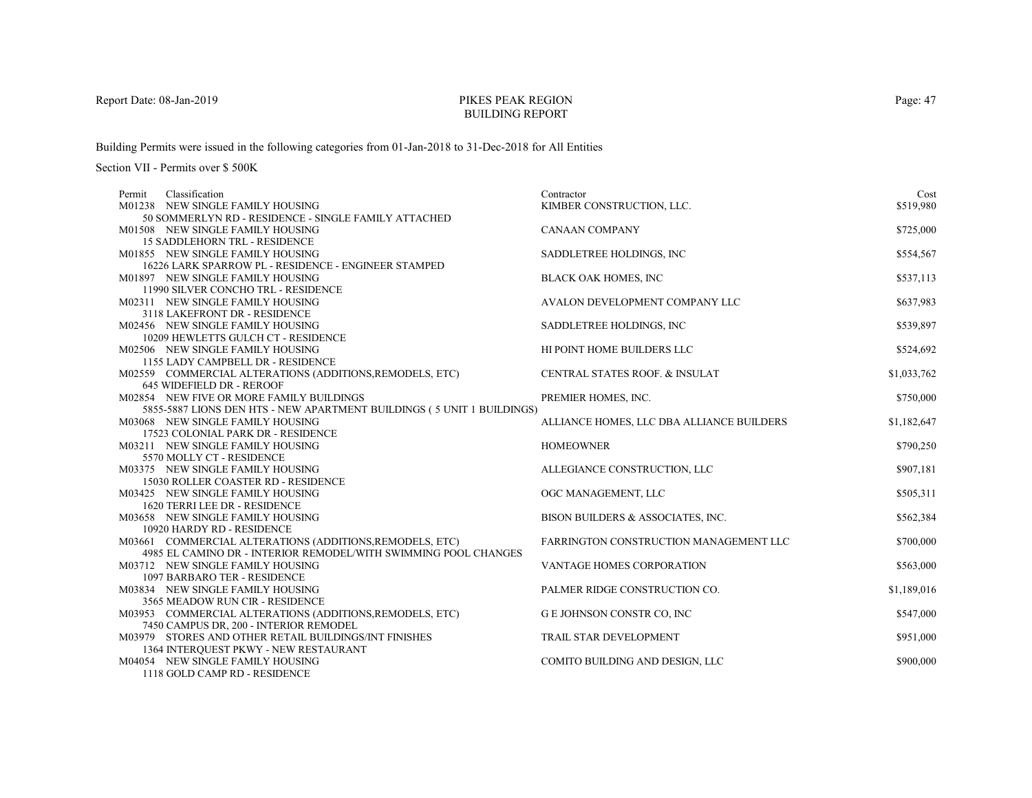Building Permits were issued in the following categories from 01-Jan-2018 to 31-Dec-2018 for All Entities

Section VII - Permits over $ 500K

| Permit Classification | Contractor | Cost |
|---|---|---|
| M01238 NEW SINGLE FAMILY HOUSING<br>50 SOMMERLYN RD - RESIDENCE - SINGLE FAMILY ATTACHED | KIMBER CONSTRUCTION, LLC. | $519,980 |
| M01508 NEW SINGLE FAMILY HOUSING<br>15 SADDLEHORN TRL - RESIDENCE | CANAAN COMPANY | $725,000 |
| M01855 NEW SINGLE FAMILY HOUSING<br>16226 LARK SPARROW PL - RESIDENCE - ENGINEER STAMPED | SADDLETREE HOLDINGS, INC | $554,567 |
| M01897 NEW SINGLE FAMILY HOUSING<br>11990 SILVER CONCHO TRL - RESIDENCE | BLACK OAK HOMES, INC | $537,113 |
| M02311 NEW SINGLE FAMILY HOUSING<br>3118 LAKEFRONT DR - RESIDENCE | AVALON DEVELOPMENT COMPANY LLC | $637,983 |
| M02456 NEW SINGLE FAMILY HOUSING<br>10209 HEWLETTS GULCH CT - RESIDENCE | SADDLETREE HOLDINGS, INC | $539,897 |
| M02506 NEW SINGLE FAMILY HOUSING<br>1155 LADY CAMPBELL DR - RESIDENCE | HI POINT HOME BUILDERS LLC | $524,692 |
| M02559 COMMERCIAL ALTERATIONS (ADDITIONS,REMODELS, ETC)<br>645 WIDEFIELD DR - REROOF | CENTRAL STATES ROOF. & INSULAT | $1,033,762 |
| M02854 NEW FIVE OR MORE FAMILY BUILDINGS<br>5855-5887 LIONS DEN HTS - NEW APARTMENT BUILDINGS ( 5 UNIT 1 BUILDINGS) | PREMIER HOMES, INC. | $750,000 |
| M03068 NEW SINGLE FAMILY HOUSING<br>17523 COLONIAL PARK DR - RESIDENCE | ALLIANCE HOMES, LLC DBA ALLIANCE BUILDERS | $1,182,647 |
| M03211 NEW SINGLE FAMILY HOUSING<br>5570 MOLLY CT - RESIDENCE | HOMEOWNER | $790,250 |
| M03375 NEW SINGLE FAMILY HOUSING<br>15030 ROLLER COASTER RD - RESIDENCE | ALLEGIANCE CONSTRUCTION, LLC | $907,181 |
| M03425 NEW SINGLE FAMILY HOUSING<br>1620 TERRI LEE DR - RESIDENCE | OGC MANAGEMENT, LLC | $505,311 |
| M03658 NEW SINGLE FAMILY HOUSING<br>10920 HARDY RD - RESIDENCE | BISON BUILDERS & ASSOCIATES, INC. | $562,384 |
| M03661 COMMERCIAL ALTERATIONS (ADDITIONS,REMODELS, ETC)<br>4985 EL CAMINO DR - INTERIOR REMODEL/WITH SWIMMING POOL CHANGES | FARRINGTON CONSTRUCTION MANAGEMENT LLC | $700,000 |
| M03712 NEW SINGLE FAMILY HOUSING<br>1097 BARBARO TER - RESIDENCE | VANTAGE HOMES CORPORATION | $563,000 |
| M03834 NEW SINGLE FAMILY HOUSING<br>3565 MEADOW RUN CIR - RESIDENCE | PALMER RIDGE CONSTRUCTION CO. | $1,189,016 |
| M03953 COMMERCIAL ALTERATIONS (ADDITIONS,REMODELS, ETC)<br>7450 CAMPUS DR, 200 - INTERIOR REMODEL | G E JOHNSON CONSTR CO, INC | $547,000 |
| M03979 STORES AND OTHER RETAIL BUILDINGS/INT FINISHES<br>1364 INTERQUEST PKWY - NEW RESTAURANT | TRAIL STAR DEVELOPMENT | $951,000 |
| M04054 NEW SINGLE FAMILY HOUSING<br>1118 GOLD CAMP RD - RESIDENCE | COMITO BUILDING AND DESIGN, LLC | $900,000 |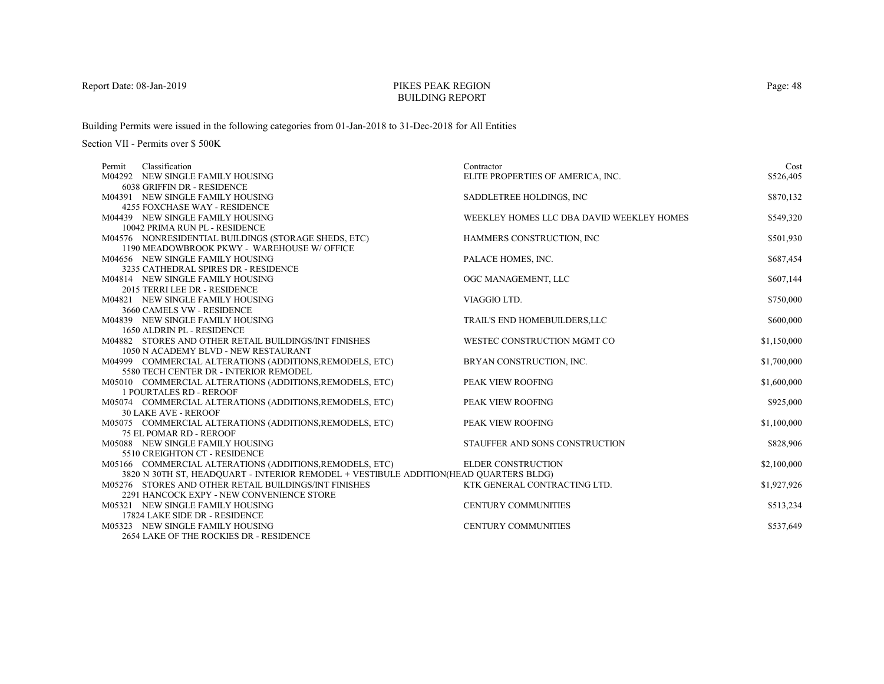Report Date: 08-Jan-2019

# PIKES PEAK REGION
## BUILDING REPORT

Building Permits were issued in the following categories from 01-Jan-2018 to 31-Dec-2018 for All Entities

Section VII - Permits over $ 500K

| Permit | Classification | Contractor | Cost |
|---|---|---|---|
| M04292 | NEW SINGLE FAMILY HOUSING<br>6038 GRIFFIN DR - RESIDENCE | ELITE PROPERTIES OF AMERICA, INC. | $526,405 |
| M04391 | NEW SINGLE FAMILY HOUSING<br>4255 FOXCHASE WAY - RESIDENCE | SADDLETREE HOLDINGS, INC | $870,132 |
| M04439 | NEW SINGLE FAMILY HOUSING<br>10042 PRIMA RUN PL - RESIDENCE | WEEKLEY HOMES LLC DBA DAVID WEEKLEY HOMES | $549,320 |
| M04576 | NONRESIDENTIAL BUILDINGS (STORAGE SHEDS, ETC)<br>1190 MEADOWBROOK PKWY - WAREHOUSE W/ OFFICE | HAMMERS CONSTRUCTION, INC | $501,930 |
| M04656 | NEW SINGLE FAMILY HOUSING<br>3235 CATHEDRAL SPIRES DR - RESIDENCE | PALACE HOMES, INC. | $687,454 |
| M04814 | NEW SINGLE FAMILY HOUSING<br>2015 TERRI LEE DR - RESIDENCE | OGC MANAGEMENT, LLC | $607,144 |
| M04821 | NEW SINGLE FAMILY HOUSING<br>3660 CAMELS VW - RESIDENCE | VIAGGIO LTD. | $750,000 |
| M04839 | NEW SINGLE FAMILY HOUSING<br>1650 ALDRIN PL - RESIDENCE | TRAIL'S END HOMEBUILDERS,LLC | $600,000 |
| M04882 | STORES AND OTHER RETAIL BUILDINGS/INT FINISHES<br>1050 N ACADEMY BLVD - NEW RESTAURANT | WESTEC CONSTRUCTION MGMT CO | $1,150,000 |
| M04999 | COMMERCIAL ALTERATIONS (ADDITIONS,REMODELS, ETC)<br>5580 TECH CENTER DR - INTERIOR REMODEL | BRYAN CONSTRUCTION, INC. | $1,700,000 |
| M05010 | COMMERCIAL ALTERATIONS (ADDITIONS,REMODELS, ETC)<br>1 POURTALES RD - REROOF | PEAK VIEW ROOFING | $1,600,000 |
| M05074 | COMMERCIAL ALTERATIONS (ADDITIONS,REMODELS, ETC)<br>30 LAKE AVE - REROOF | PEAK VIEW ROOFING | $925,000 |
| M05075 | COMMERCIAL ALTERATIONS (ADDITIONS,REMODELS, ETC)<br>75 EL POMAR RD - REROOF | PEAK VIEW ROOFING | $1,100,000 |
| M05088 | NEW SINGLE FAMILY HOUSING<br>5510 CREIGHTON CT - RESIDENCE | STAUFFER AND SONS CONSTRUCTION | $828,906 |
| M05166 | COMMERCIAL ALTERATIONS (ADDITIONS,REMODELS, ETC)<br>3820 N 30TH ST, HEADQUART - INTERIOR REMODEL + VESTIBULE ADDITION(HEAD QUARTERS BLDG) | ELDER CONSTRUCTION | $2,100,000 |
| M05276 | STORES AND OTHER RETAIL BUILDINGS/INT FINISHES<br>2291 HANCOCK EXPY - NEW CONVENIENCE STORE | KTK GENERAL CONTRACTING LTD. | $1,927,926 |
| M05321 | NEW SINGLE FAMILY HOUSING<br>17824 LAKE SIDE DR - RESIDENCE | CENTURY COMMUNITIES | $513,234 |
| M05323 | NEW SINGLE FAMILY HOUSING<br>2654 LAKE OF THE ROCKIES DR - RESIDENCE | CENTURY COMMUNITIES | $537,649 |